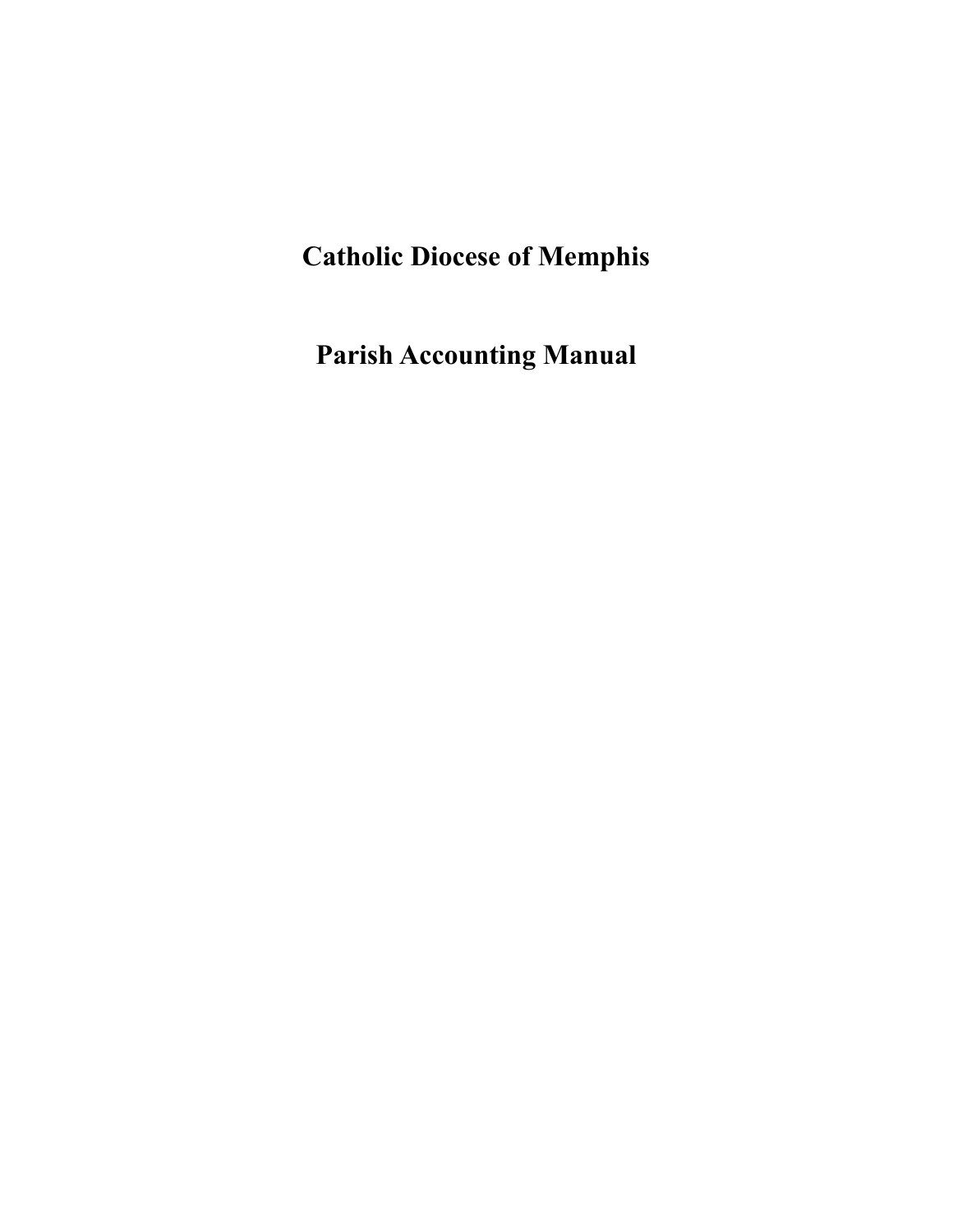# Catholic Diocese of Memphis

# Parish Accounting Manual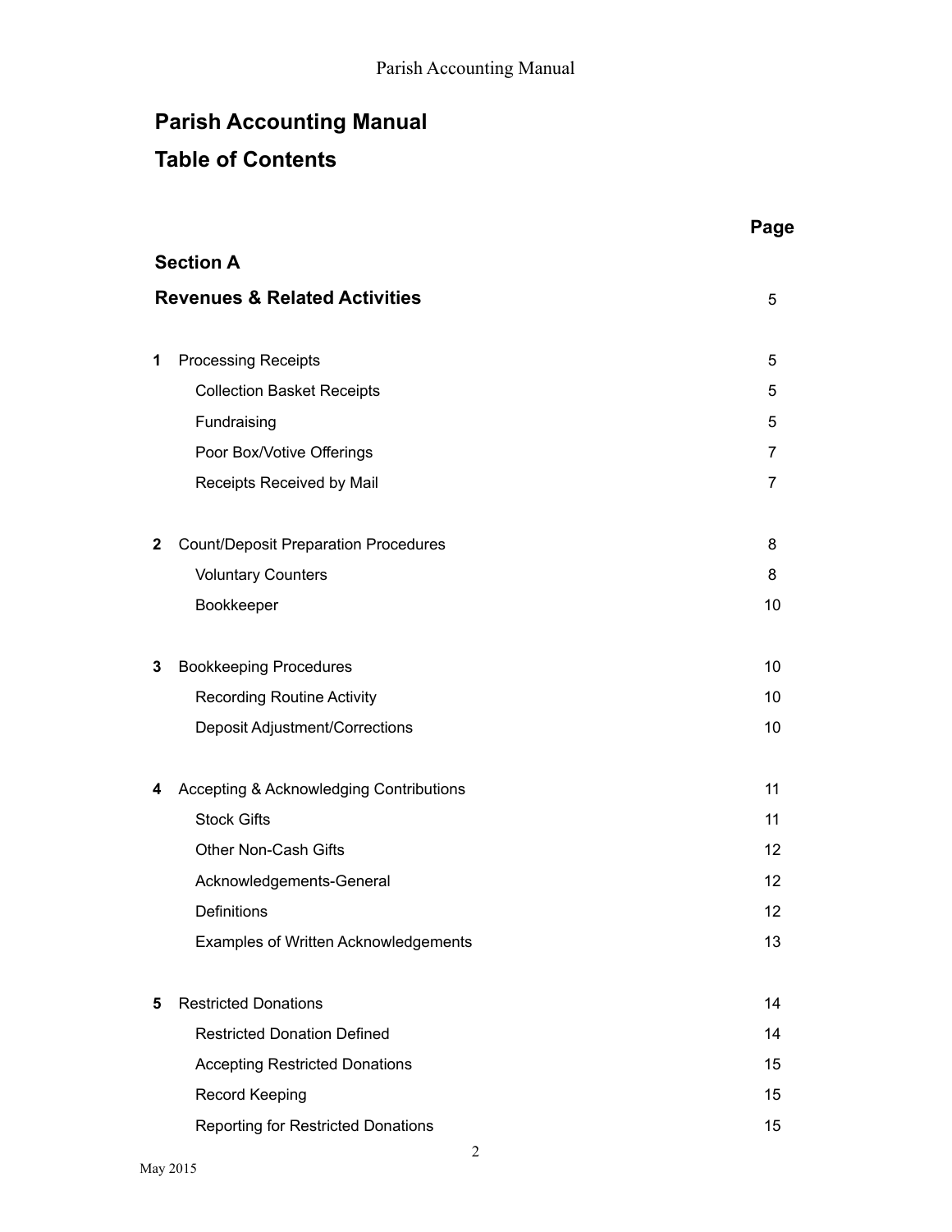# Parish Accounting Manual

# Table of Contents

| | | Page |
|---|---|---|
| **Section A** | | |
| **Revenues & Related Activities** | | 5 |
| **1** | Processing Receipts | 5 |
| | Collection Basket Receipts | 5 |
| | Fundraising | 5 |
| | Poor Box/Votive Offerings | 7 |
| | Receipts Received by Mail | 7 |
| **2** | Count/Deposit Preparation Procedures | 8 |
| | Voluntary Counters | 8 |
| | Bookkeeper | 10 |
| **3** | Bookkeeping Procedures | 10 |
| | Recording Routine Activity | 10 |
| | Deposit Adjustment/Corrections | 10 |
| **4** | Accepting & Acknowledging Contributions | 11 |
| | Stock Gifts | 11 |
| | Other Non-Cash Gifts | 12 |
| | Acknowledgements-General | 12 |
| | Definitions | 12 |
| | Examples of Written Acknowledgements | 13 |
| **5** | Restricted Donations | 14 |
| | Restricted Donation Defined | 14 |
| | Accepting Restricted Donations | 15 |
| | Record Keeping | 15 |
| | Reporting for Restricted Donations | 15 |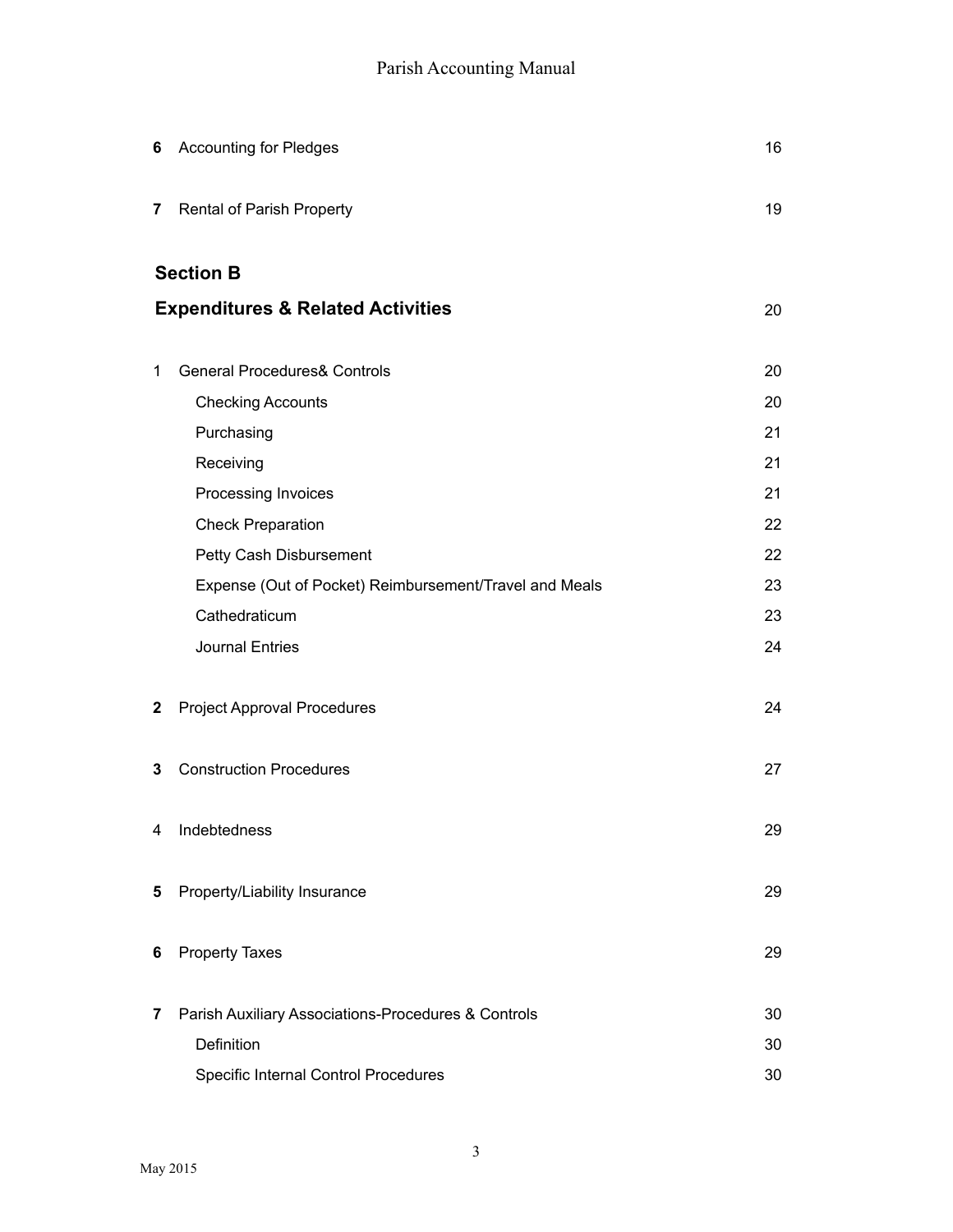| | | |
|---|---|---|
| **6** | Accounting for Pledges | 16 |
| **7** | Rental of Parish Property | 19 |

**Section B**

**Expenditures & Related Activities** 20

| | | |
|---|---|---|
| 1 | General Procedures& Controls | 20 |
| | Checking Accounts | 20 |
| | Purchasing | 21 |
| | Receiving | 21 |
| | Processing Invoices | 21 |
| | Check Preparation | 22 |
| | Petty Cash Disbursement | 22 |
| | Expense (Out of Pocket) Reimbursement/Travel and Meals | 23 |
| | Cathedraticum | 23 |
| | Journal Entries | 24 |
| **2** | Project Approval Procedures | 24 |
| **3** | Construction Procedures | 27 |
| 4 | Indebtedness | 29 |
| **5** | Property/Liability Insurance | 29 |
| **6** | Property Taxes | 29 |
| **7** | Parish Auxiliary Associations-Procedures & Controls | 30 |
| | Definition | 30 |
| | Specific Internal Control Procedures | 30 |

May 2015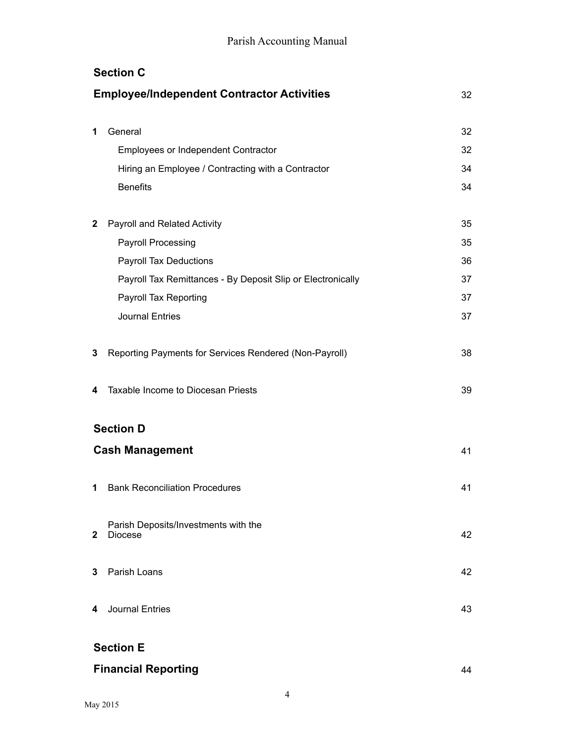## Section C

| Employee/Independent Contractor Activities | 32 |
|---|---|
| **1** General | 32 |
| Employees or Independent Contractor | 32 |
| Hiring an Employee / Contracting with a Contractor | 34 |
| Benefits | 34 |
| **2** Payroll and Related Activity | 35 |
| Payroll Processing | 35 |
| Payroll Tax Deductions | 36 |
| Payroll Tax Remittances - By Deposit Slip or Electronically | 37 |
| Payroll Tax Reporting | 37 |
| Journal Entries | 37 |
| **3** Reporting Payments for Services Rendered (Non-Payroll) | 38 |
| **4** Taxable Income to Diocesan Priests | 39 |

## Section D

| Cash Management | 41 |
|---|---|
| **1** Bank Reconciliation Procedures | 41 |
| **2** Parish Deposits/Investments with the Diocese | 42 |
| **3** Parish Loans | 42 |
| **4** Journal Entries | 43 |

## Section E

| Financial Reporting | 44 |
|---|---|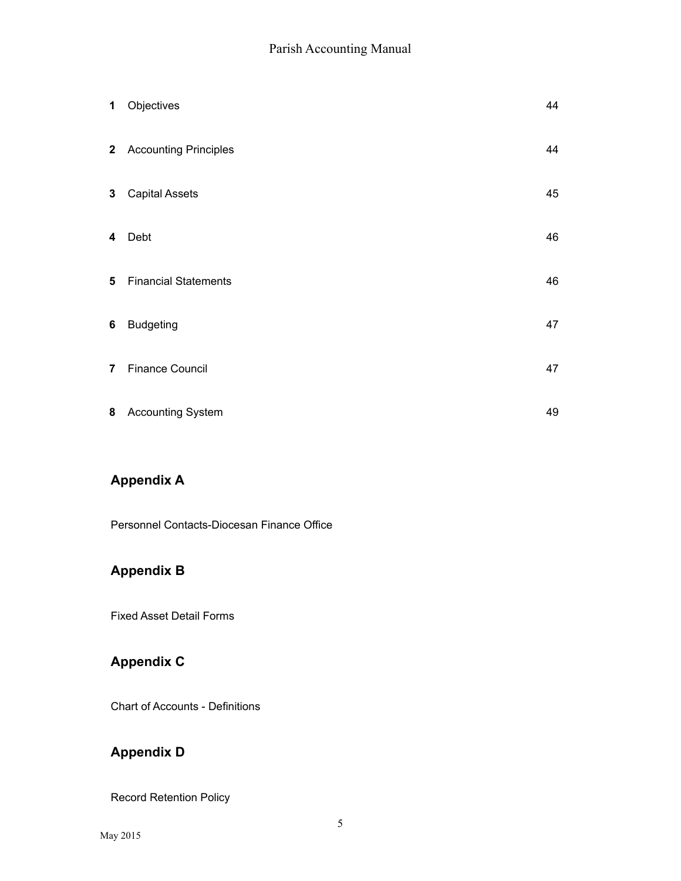| | | |
|---|---|---|
| **1** | Objectives | 44 |
| **2** | Accounting Principles | 44 |
| **3** | Capital Assets | 45 |
| **4** | Debt | 46 |
| **5** | Financial Statements | 46 |
| **6** | Budgeting | 47 |
| **7** | Finance Council | 47 |
| **8** | Accounting System | 49 |

## Appendix A

Personnel Contacts-Diocesan Finance Office

## Appendix B

Fixed Asset Detail Forms

## Appendix C

Chart of Accounts - Definitions

## Appendix D

Record Retention Policy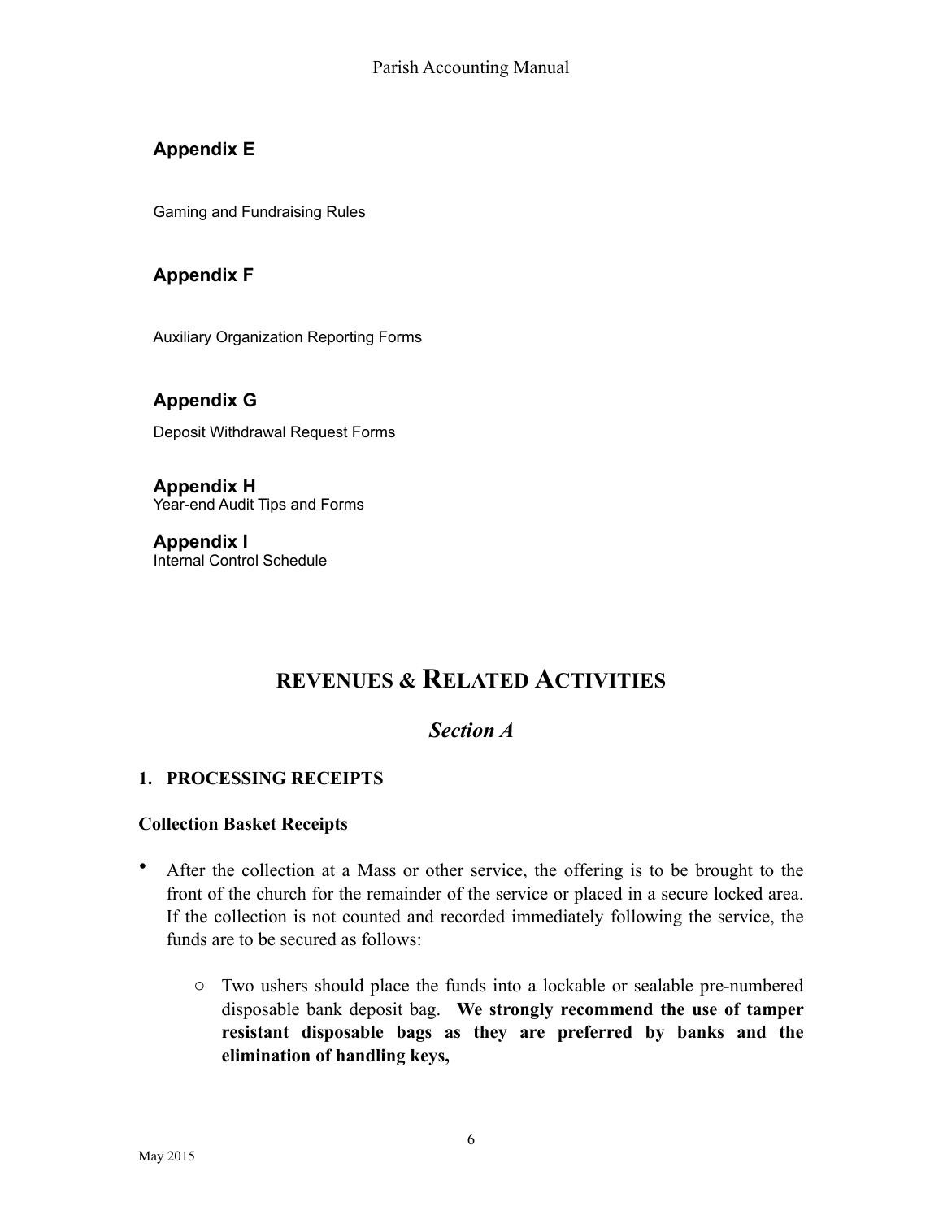### Appendix E

Gaming and Fundraising Rules

### Appendix F

Auxiliary Organization Reporting Forms

### Appendix G

Deposit Withdrawal Request Forms

### Appendix H

Year-end Audit Tips and Forms

### Appendix I

Internal Control Schedule

# REVENUES & RELATED ACTIVITIES

## *Section A*

### 1. PROCESSING RECEIPTS

**Collection Basket Receipts**

- After the collection at a Mass or other service, the offering is to be brought to the front of the church for the remainder of the service or placed in a secure locked area. If the collection is not counted and recorded immediately following the service, the funds are to be secured as follows:
    - Two ushers should place the funds into a lockable or sealable pre-numbered disposable bank deposit bag. **We strongly recommend the use of tamper resistant disposable bags as they are preferred by banks and the elimination of handling keys,**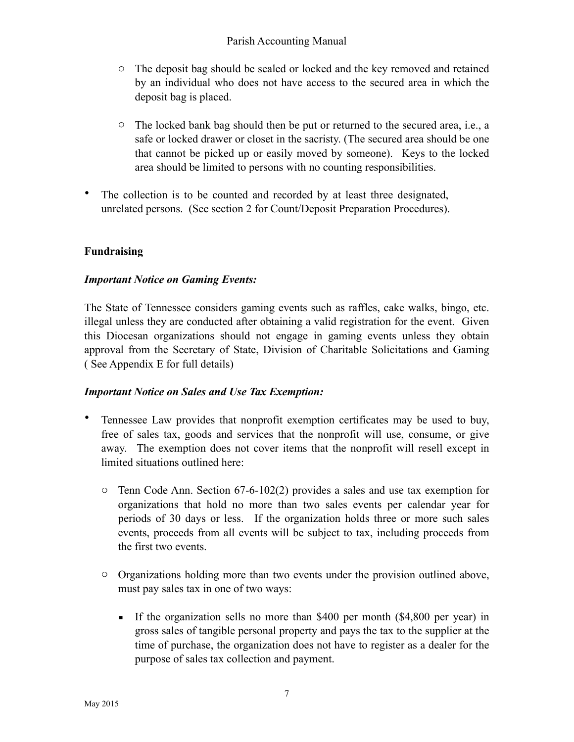- The deposit bag should be sealed or locked and the key removed and retained by an individual who does not have access to the secured area in which the deposit bag is placed.

  - The locked bank bag should then be put or returned to the secured area, i.e., a safe or locked drawer or closet in the sacristy. (The secured area should be one that cannot be picked up or easily moved by someone). Keys to the locked area should be limited to persons with no counting responsibilities.

- The collection is to be counted and recorded by at least three designated, unrelated persons. (See section 2 for Count/Deposit Preparation Procedures).

**Fundraising**

***Important Notice on Gaming Events:***

The State of Tennessee considers gaming events such as raffles, cake walks, bingo, etc. illegal unless they are conducted after obtaining a valid registration for the event. Given this Diocesan organizations should not engage in gaming events unless they obtain approval from the Secretary of State, Division of Charitable Solicitations and Gaming ( See Appendix E for full details)

***Important Notice on Sales and Use Tax Exemption:***

- Tennessee Law provides that nonprofit exemption certificates may be used to buy, free of sales tax, goods and services that the nonprofit will use, consume, or give away. The exemption does not cover items that the nonprofit will resell except in limited situations outlined here:

  - Tenn Code Ann. Section 67-6-102(2) provides a sales and use tax exemption for organizations that hold no more than two sales events per calendar year for periods of 30 days or less. If the organization holds three or more such sales events, proceeds from all events will be subject to tax, including proceeds from the first two events.

  - Organizations holding more than two events under the provision outlined above, must pay sales tax in one of two ways:

    - If the organization sells no more than $400 per month ($4,800 per year) in gross sales of tangible personal property and pays the tax to the supplier at the time of purchase, the organization does not have to register as a dealer for the purpose of sales tax collection and payment.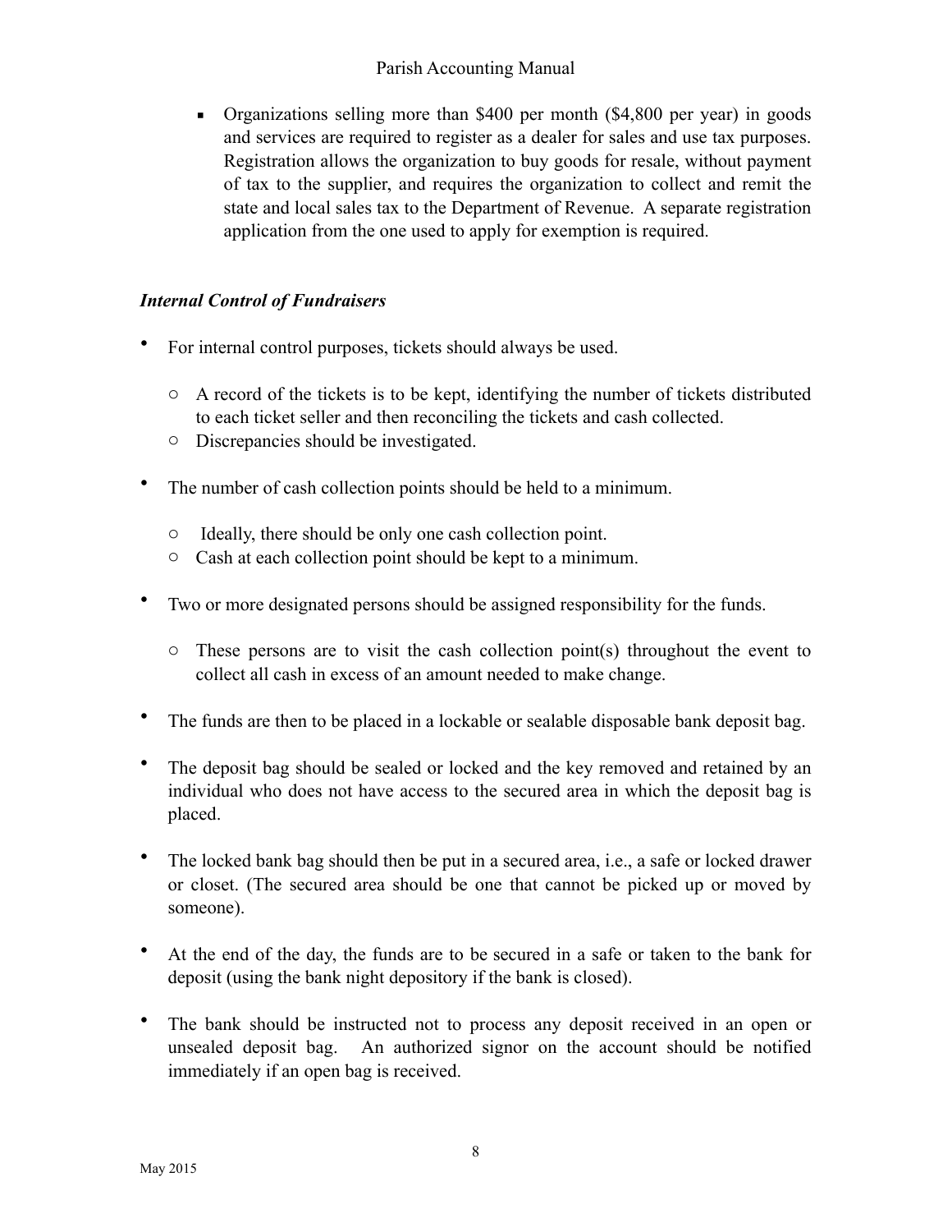- Organizations selling more than $400 per month ($4,800 per year) in goods and services are required to register as a dealer for sales and use tax purposes. Registration allows the organization to buy goods for resale, without payment of tax to the supplier, and requires the organization to collect and remit the state and local sales tax to the Department of Revenue. A separate registration application from the one used to apply for exemption is required.

### *Internal Control of Fundraisers*

- For internal control purposes, tickets should always be used.
  - A record of the tickets is to be kept, identifying the number of tickets distributed to each ticket seller and then reconciling the tickets and cash collected.
  - Discrepancies should be investigated.
- The number of cash collection points should be held to a minimum.
  - Ideally, there should be only one cash collection point.
  - Cash at each collection point should be kept to a minimum.
- Two or more designated persons should be assigned responsibility for the funds.
  - These persons are to visit the cash collection point(s) throughout the event to collect all cash in excess of an amount needed to make change.
- The funds are then to be placed in a lockable or sealable disposable bank deposit bag.
- The deposit bag should be sealed or locked and the key removed and retained by an individual who does not have access to the secured area in which the deposit bag is placed.
- The locked bank bag should then be put in a secured area, i.e., a safe or locked drawer or closet. (The secured area should be one that cannot be picked up or moved by someone).
- At the end of the day, the funds are to be secured in a safe or taken to the bank for deposit (using the bank night depository if the bank is closed).
- The bank should be instructed not to process any deposit received in an open or unsealed deposit bag. An authorized signor on the account should be notified immediately if an open bag is received.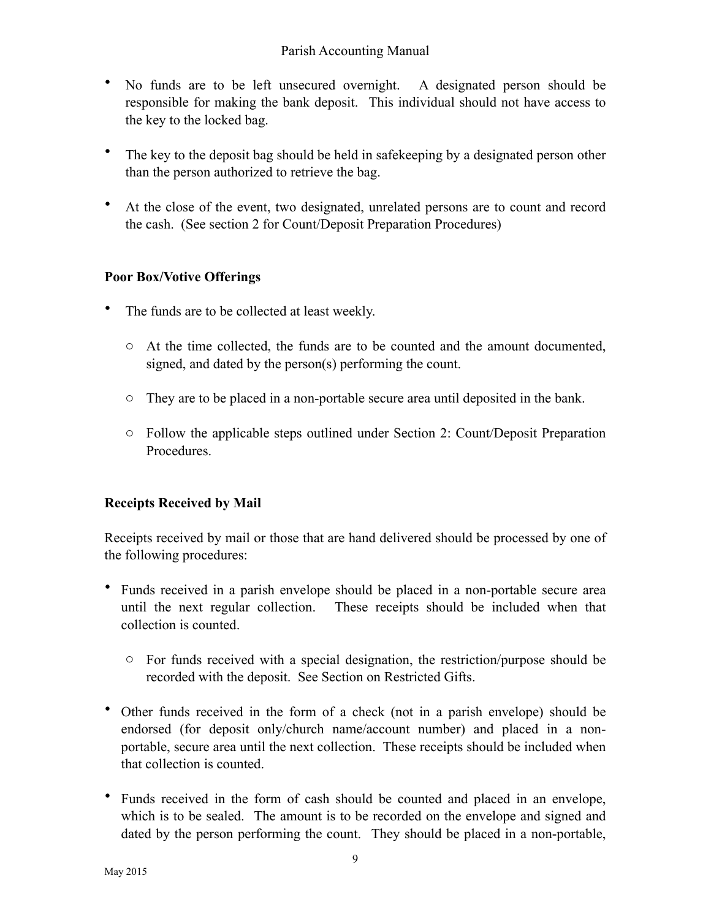- No funds are to be left unsecured overnight. A designated person should be responsible for making the bank deposit. This individual should not have access to the key to the locked bag.

- The key to the deposit bag should be held in safekeeping by a designated person other than the person authorized to retrieve the bag.

- At the close of the event, two designated, unrelated persons are to count and record the cash. (See section 2 for Count/Deposit Preparation Procedures)

### Poor Box/Votive Offerings

- The funds are to be collected at least weekly.
  - At the time collected, the funds are to be counted and the amount documented, signed, and dated by the person(s) performing the count.
  - They are to be placed in a non-portable secure area until deposited in the bank.
  - Follow the applicable steps outlined under Section 2: Count/Deposit Preparation Procedures.

### Receipts Received by Mail

Receipts received by mail or those that are hand delivered should be processed by one of the following procedures:

- Funds received in a parish envelope should be placed in a non-portable secure area until the next regular collection. These receipts should be included when that collection is counted.
  - For funds received with a special designation, the restriction/purpose should be recorded with the deposit. See Section on Restricted Gifts.

- Other funds received in the form of a check (not in a parish envelope) should be endorsed (for deposit only/church name/account number) and placed in a non-portable, secure area until the next collection. These receipts should be included when that collection is counted.

- Funds received in the form of cash should be counted and placed in an envelope, which is to be sealed. The amount is to be recorded on the envelope and signed and dated by the person performing the count. They should be placed in a non-portable,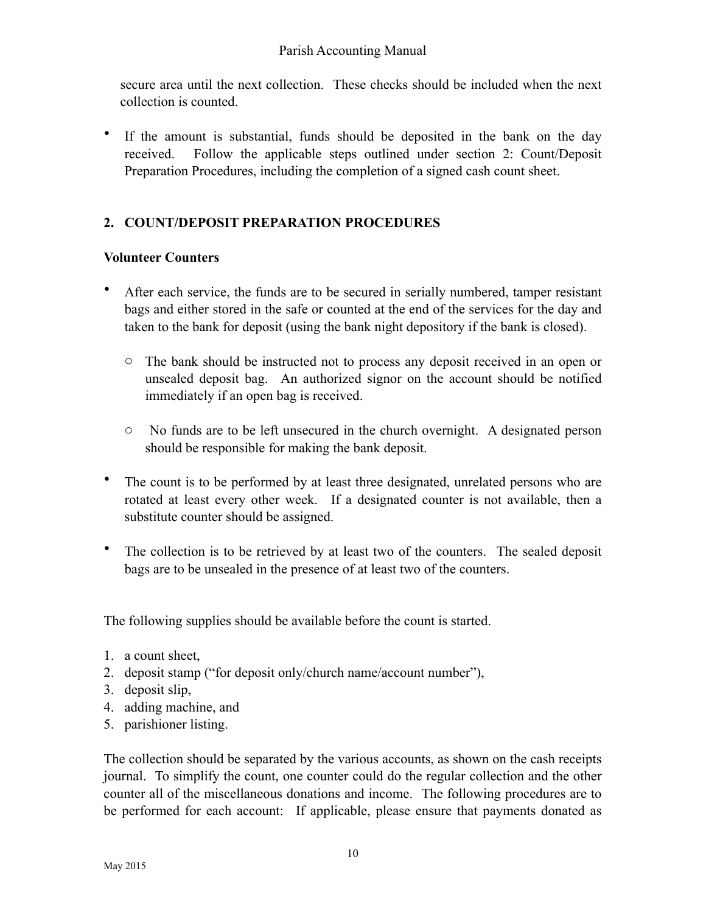secure area until the next collection. These checks should be included when the next collection is counted.

- If the amount is substantial, funds should be deposited in the bank on the day received. Follow the applicable steps outlined under section 2: Count/Deposit Preparation Procedures, including the completion of a signed cash count sheet.

## 2. COUNT/DEPOSIT PREPARATION PROCEDURES

**Volunteer Counters**

- After each service, the funds are to be secured in serially numbered, tamper resistant bags and either stored in the safe or counted at the end of the services for the day and taken to the bank for deposit (using the bank night depository if the bank is closed).
  - The bank should be instructed not to process any deposit received in an open or unsealed deposit bag. An authorized signor on the account should be notified immediately if an open bag is received.
  - No funds are to be left unsecured in the church overnight. A designated person should be responsible for making the bank deposit.
- The count is to be performed by at least three designated, unrelated persons who are rotated at least every other week. If a designated counter is not available, then a substitute counter should be assigned.
- The collection is to be retrieved by at least two of the counters. The sealed deposit bags are to be unsealed in the presence of at least two of the counters.

The following supplies should be available before the count is started.

1. a count sheet,
2. deposit stamp ("for deposit only/church name/account number"),
3. deposit slip,
4. adding machine, and
5. parishioner listing.

The collection should be separated by the various accounts, as shown on the cash receipts journal. To simplify the count, one counter could do the regular collection and the other counter all of the miscellaneous donations and income. The following procedures are to be performed for each account: If applicable, please ensure that payments donated as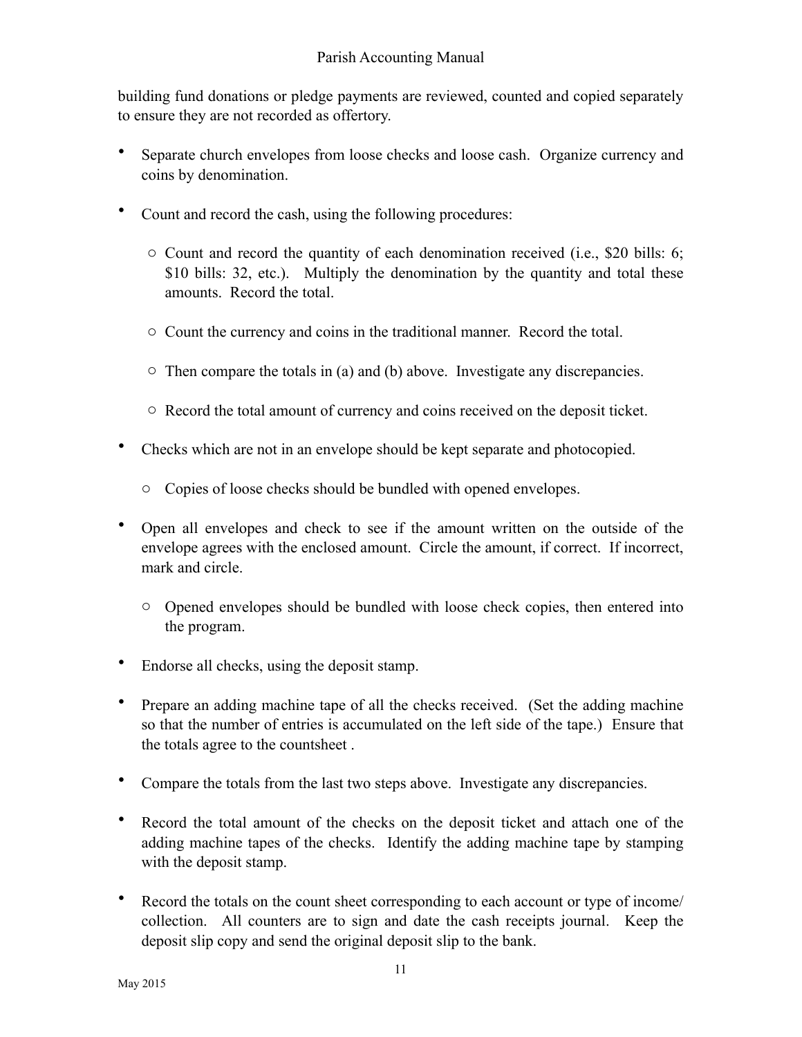building fund donations or pledge payments are reviewed, counted and copied separately to ensure they are not recorded as offertory.

- Separate church envelopes from loose checks and loose cash. Organize currency and coins by denomination.
- Count and record the cash, using the following procedures:
  - Count and record the quantity of each denomination received (i.e., $20 bills: 6; $10 bills: 32, etc.). Multiply the denomination by the quantity and total these amounts. Record the total.
  - Count the currency and coins in the traditional manner. Record the total.
  - Then compare the totals in (a) and (b) above. Investigate any discrepancies.
  - Record the total amount of currency and coins received on the deposit ticket.
- Checks which are not in an envelope should be kept separate and photocopied.
  - Copies of loose checks should be bundled with opened envelopes.
- Open all envelopes and check to see if the amount written on the outside of the envelope agrees with the enclosed amount. Circle the amount, if correct. If incorrect, mark and circle.
  - Opened envelopes should be bundled with loose check copies, then entered into the program.
- Endorse all checks, using the deposit stamp.
- Prepare an adding machine tape of all the checks received. (Set the adding machine so that the number of entries is accumulated on the left side of the tape.) Ensure that the totals agree to the countsheet .
- Compare the totals from the last two steps above. Investigate any discrepancies.
- Record the total amount of the checks on the deposit ticket and attach one of the adding machine tapes of the checks. Identify the adding machine tape by stamping with the deposit stamp.
- Record the totals on the count sheet corresponding to each account or type of income/ collection. All counters are to sign and date the cash receipts journal. Keep the deposit slip copy and send the original deposit slip to the bank.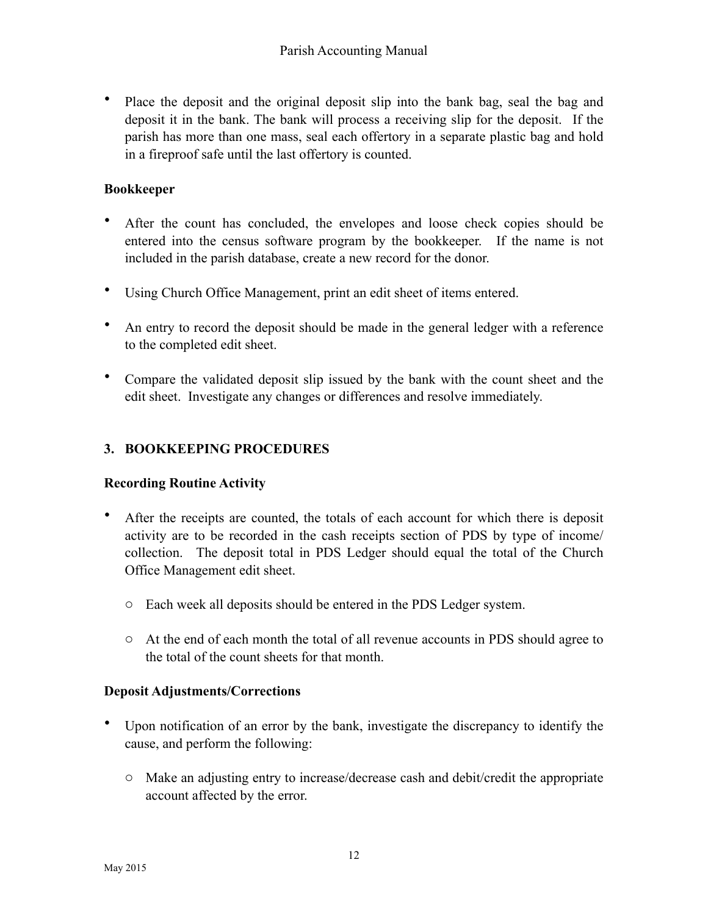- Place the deposit and the original deposit slip into the bank bag, seal the bag and deposit it in the bank. The bank will process a receiving slip for the deposit. If the parish has more than one mass, seal each offertory in a separate plastic bag and hold in a fireproof safe until the last offertory is counted.

**Bookkeeper**

- After the count has concluded, the envelopes and loose check copies should be entered into the census software program by the bookkeeper. If the name is not included in the parish database, create a new record for the donor.

- Using Church Office Management, print an edit sheet of items entered.

- An entry to record the deposit should be made in the general ledger with a reference to the completed edit sheet.

- Compare the validated deposit slip issued by the bank with the count sheet and the edit sheet. Investigate any changes or differences and resolve immediately.

## 3. BOOKKEEPING PROCEDURES

**Recording Routine Activity**

- After the receipts are counted, the totals of each account for which there is deposit activity are to be recorded in the cash receipts section of PDS by type of income/ collection. The deposit total in PDS Ledger should equal the total of the Church Office Management edit sheet.
  - Each week all deposits should be entered in the PDS Ledger system.
  - At the end of each month the total of all revenue accounts in PDS should agree to the total of the count sheets for that month.

**Deposit Adjustments/Corrections**

- Upon notification of an error by the bank, investigate the discrepancy to identify the cause, and perform the following:
  - Make an adjusting entry to increase/decrease cash and debit/credit the appropriate account affected by the error.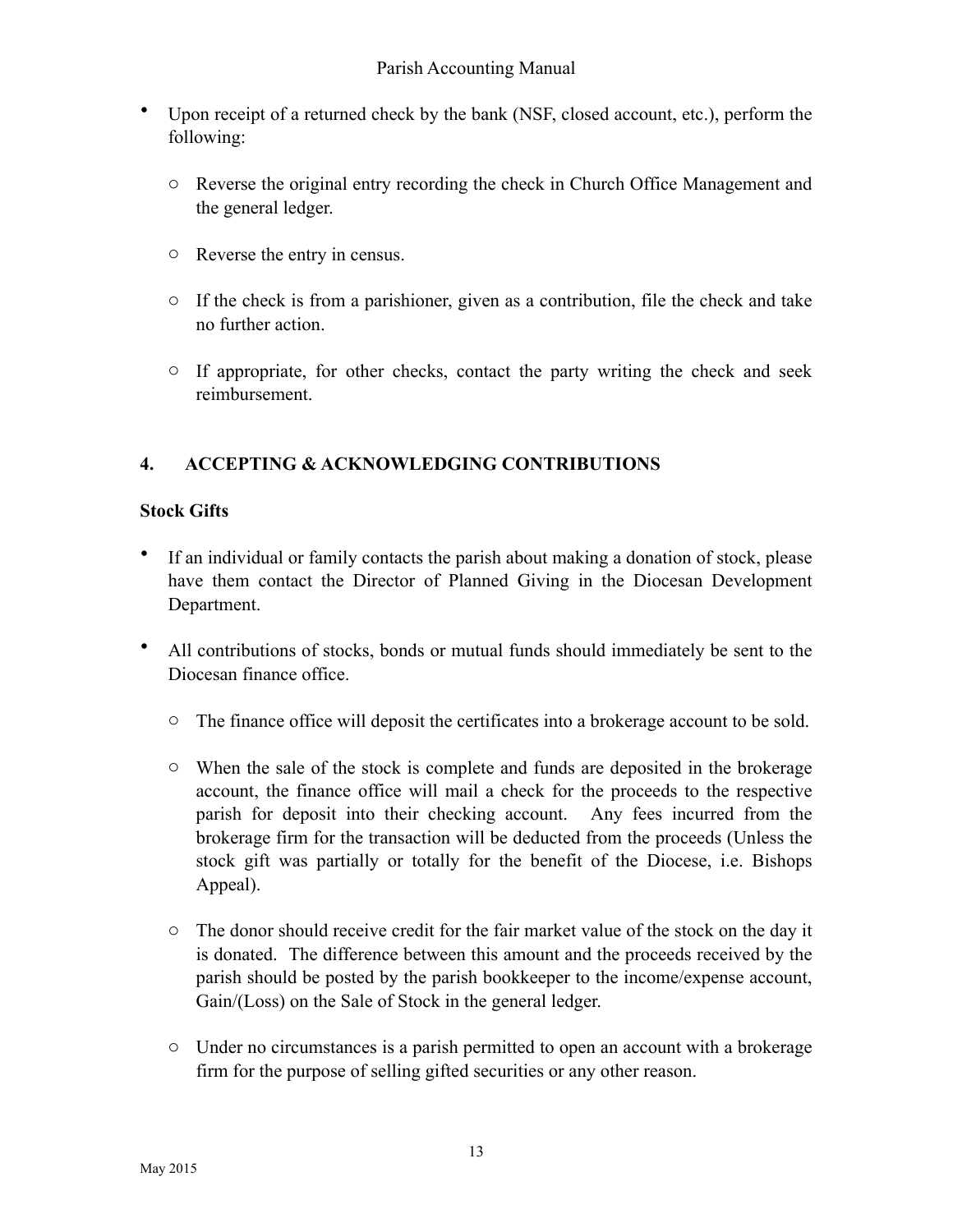- Upon receipt of a returned check by the bank (NSF, closed account, etc.), perform the following:
  - Reverse the original entry recording the check in Church Office Management and the general ledger.
  - Reverse the entry in census.
  - If the check is from a parishioner, given as a contribution, file the check and take no further action.
  - If appropriate, for other checks, contact the party writing the check and seek reimbursement.

## 4. ACCEPTING & ACKNOWLEDGING CONTRIBUTIONS

### Stock Gifts

- If an individual or family contacts the parish about making a donation of stock, please have them contact the Director of Planned Giving in the Diocesan Development Department.
- All contributions of stocks, bonds or mutual funds should immediately be sent to the Diocesan finance office.
  - The finance office will deposit the certificates into a brokerage account to be sold.
  - When the sale of the stock is complete and funds are deposited in the brokerage account, the finance office will mail a check for the proceeds to the respective parish for deposit into their checking account. Any fees incurred from the brokerage firm for the transaction will be deducted from the proceeds (Unless the stock gift was partially or totally for the benefit of the Diocese, i.e. Bishops Appeal).
  - The donor should receive credit for the fair market value of the stock on the day it is donated. The difference between this amount and the proceeds received by the parish should be posted by the parish bookkeeper to the income/expense account, Gain/(Loss) on the Sale of Stock in the general ledger.
  - Under no circumstances is a parish permitted to open an account with a brokerage firm for the purpose of selling gifted securities or any other reason.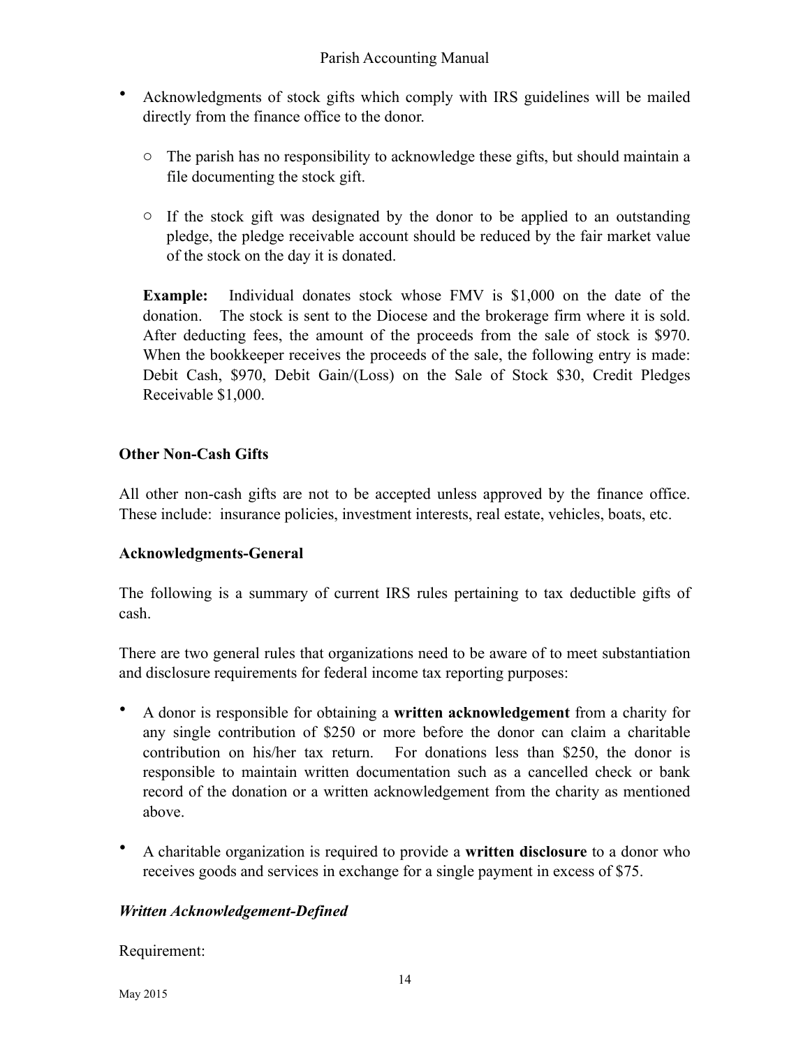- Acknowledgments of stock gifts which comply with IRS guidelines will be mailed directly from the finance office to the donor.
  - The parish has no responsibility to acknowledge these gifts, but should maintain a file documenting the stock gift.
  - If the stock gift was designated by the donor to be applied to an outstanding pledge, the pledge receivable account should be reduced by the fair market value of the stock on the day it is donated.

**Example:** Individual donates stock whose FMV is $1,000 on the date of the donation. The stock is sent to the Diocese and the brokerage firm where it is sold. After deducting fees, the amount of the proceeds from the sale of stock is $970. When the bookkeeper receives the proceeds of the sale, the following entry is made: Debit Cash, $970, Debit Gain/(Loss) on the Sale of Stock $30, Credit Pledges Receivable $1,000.

**Other Non-Cash Gifts**

All other non-cash gifts are not to be accepted unless approved by the finance office. These include: insurance policies, investment interests, real estate, vehicles, boats, etc.

**Acknowledgments-General**

The following is a summary of current IRS rules pertaining to tax deductible gifts of cash.

There are two general rules that organizations need to be aware of to meet substantiation and disclosure requirements for federal income tax reporting purposes:

- A donor is responsible for obtaining a **written acknowledgement** from a charity for any single contribution of $250 or more before the donor can claim a charitable contribution on his/her tax return. For donations less than $250, the donor is responsible to maintain written documentation such as a cancelled check or bank record of the donation or a written acknowledgement from the charity as mentioned above.
- A charitable organization is required to provide a **written disclosure** to a donor who receives goods and services in exchange for a single payment in excess of $75.

***Written Acknowledgement-Defined***

Requirement: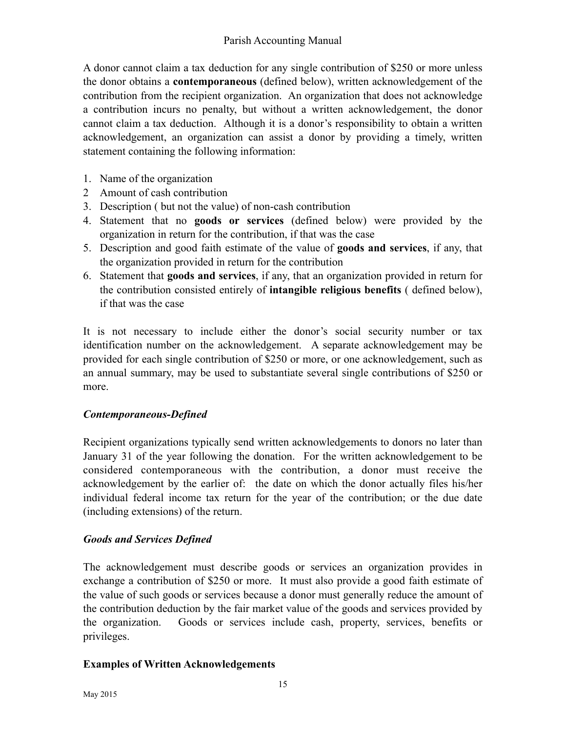A donor cannot claim a tax deduction for any single contribution of $250 or more unless the donor obtains a **contemporaneous** (defined below), written acknowledgement of the contribution from the recipient organization. An organization that does not acknowledge a contribution incurs no penalty, but without a written acknowledgement, the donor cannot claim a tax deduction. Although it is a donor's responsibility to obtain a written acknowledgement, an organization can assist a donor by providing a timely, written statement containing the following information:

1. Name of the organization
2 Amount of cash contribution
3. Description ( but not the value) of non-cash contribution
4. Statement that no **goods or services** (defined below) were provided by the organization in return for the contribution, if that was the case
5. Description and good faith estimate of the value of **goods and services**, if any, that the organization provided in return for the contribution
6. Statement that **goods and services**, if any, that an organization provided in return for the contribution consisted entirely of **intangible religious benefits** ( defined below), if that was the case

It is not necessary to include either the donor's social security number or tax identification number on the acknowledgement. A separate acknowledgement may be provided for each single contribution of $250 or more, or one acknowledgement, such as an annual summary, may be used to substantiate several single contributions of $250 or more.

### *Contemporaneous-Defined*

Recipient organizations typically send written acknowledgements to donors no later than January 31 of the year following the donation. For the written acknowledgement to be considered contemporaneous with the contribution, a donor must receive the acknowledgement by the earlier of: the date on which the donor actually files his/her individual federal income tax return for the year of the contribution; or the due date (including extensions) of the return.

### *Goods and Services Defined*

The acknowledgement must describe goods or services an organization provides in exchange a contribution of $250 or more. It must also provide a good faith estimate of the value of such goods or services because a donor must generally reduce the amount of the contribution deduction by the fair market value of the goods and services provided by the organization. Goods or services include cash, property, services, benefits or privileges.

### **Examples of Written Acknowledgements**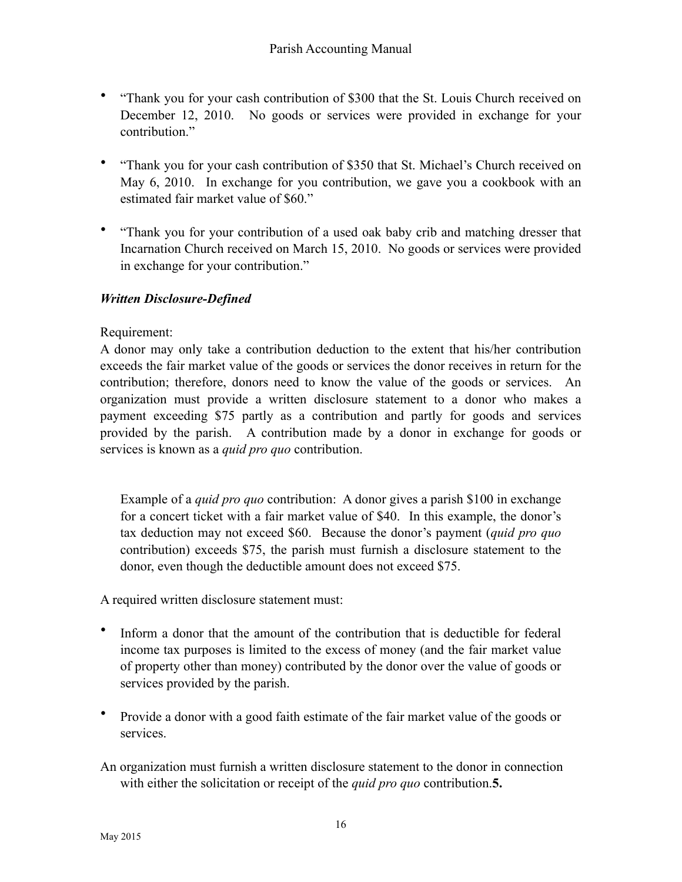- "Thank you for your cash contribution of $300 that the St. Louis Church received on December 12, 2010. No goods or services were provided in exchange for your contribution."

- "Thank you for your cash contribution of $350 that St. Michael's Church received on May 6, 2010. In exchange for you contribution, we gave you a cookbook with an estimated fair market value of $60."

- "Thank you for your contribution of a used oak baby crib and matching dresser that Incarnation Church received on March 15, 2010. No goods or services were provided in exchange for your contribution."

### *Written Disclosure-Defined*

Requirement:
A donor may only take a contribution deduction to the extent that his/her contribution exceeds the fair market value of the goods or services the donor receives in return for the contribution; therefore, donors need to know the value of the goods or services. An organization must provide a written disclosure statement to a donor who makes a payment exceeding $75 partly as a contribution and partly for goods and services provided by the parish. A contribution made by a donor in exchange for goods or services is known as a *quid pro quo* contribution.

> Example of a *quid pro quo* contribution: A donor gives a parish $100 in exchange for a concert ticket with a fair market value of $40. In this example, the donor's tax deduction may not exceed $60. Because the donor's payment (*quid pro quo* contribution) exceeds $75, the parish must furnish a disclosure statement to the donor, even though the deductible amount does not exceed $75.

A required written disclosure statement must:

- Inform a donor that the amount of the contribution that is deductible for federal income tax purposes is limited to the excess of money (and the fair market value of property other than money) contributed by the donor over the value of goods or services provided by the parish.

- Provide a donor with a good faith estimate of the fair market value of the goods or services.

An organization must furnish a written disclosure statement to the donor in connection with either the solicitation or receipt of the *quid pro quo* contribution.**5.**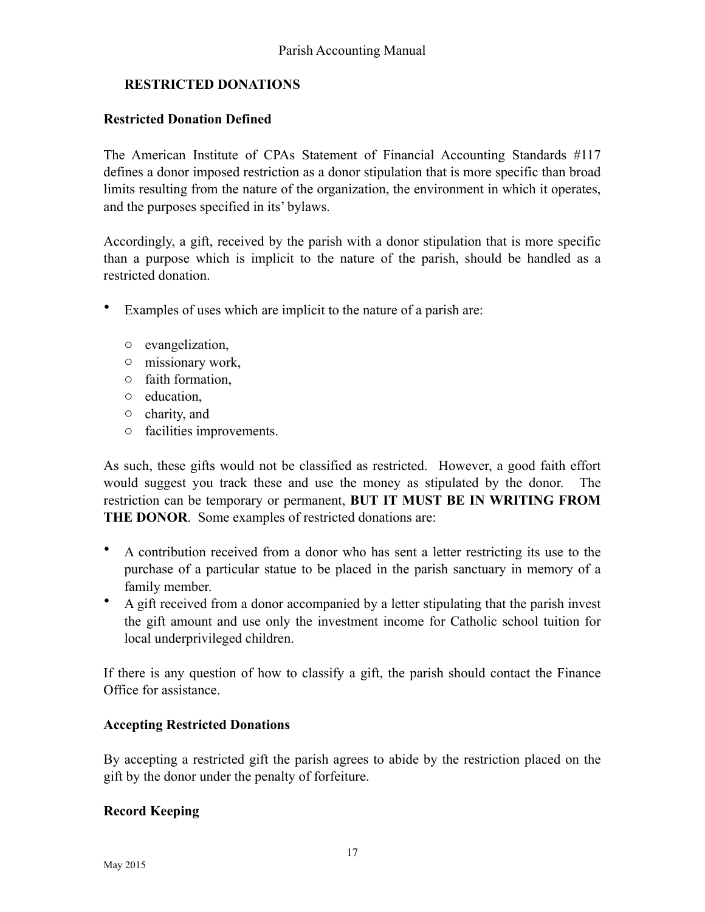## RESTRICTED DONATIONS

### Restricted Donation Defined

The American Institute of CPAs Statement of Financial Accounting Standards #117 defines a donor imposed restriction as a donor stipulation that is more specific than broad limits resulting from the nature of the organization, the environment in which it operates, and the purposes specified in its' bylaws.

Accordingly, a gift, received by the parish with a donor stipulation that is more specific than a purpose which is implicit to the nature of the parish, should be handled as a restricted donation.

- Examples of uses which are implicit to the nature of a parish are:
  - evangelization,
  - missionary work,
  - faith formation,
  - education,
  - charity, and
  - facilities improvements.

As such, these gifts would not be classified as restricted. However, a good faith effort would suggest you track these and use the money as stipulated by the donor. The restriction can be temporary or permanent, **BUT IT MUST BE IN WRITING FROM THE DONOR**. Some examples of restricted donations are:

- A contribution received from a donor who has sent a letter restricting its use to the purchase of a particular statue to be placed in the parish sanctuary in memory of a family member.
- A gift received from a donor accompanied by a letter stipulating that the parish invest the gift amount and use only the investment income for Catholic school tuition for local underprivileged children.

If there is any question of how to classify a gift, the parish should contact the Finance Office for assistance.

### Accepting Restricted Donations

By accepting a restricted gift the parish agrees to abide by the restriction placed on the gift by the donor under the penalty of forfeiture.

### Record Keeping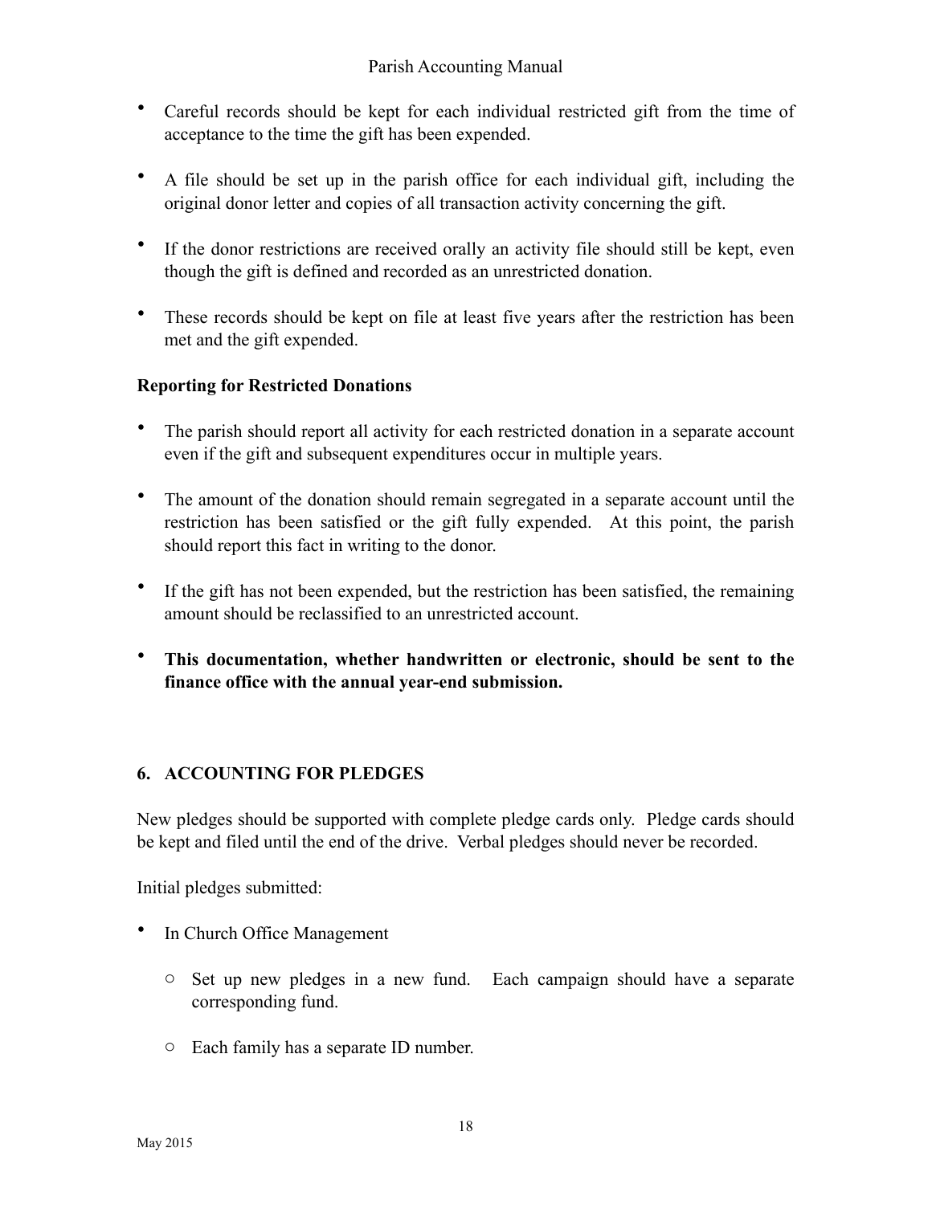- Careful records should be kept for each individual restricted gift from the time of acceptance to the time the gift has been expended.

- A file should be set up in the parish office for each individual gift, including the original donor letter and copies of all transaction activity concerning the gift.

- If the donor restrictions are received orally an activity file should still be kept, even though the gift is defined and recorded as an unrestricted donation.

- These records should be kept on file at least five years after the restriction has been met and the gift expended.

**Reporting for Restricted Donations**

- The parish should report all activity for each restricted donation in a separate account even if the gift and subsequent expenditures occur in multiple years.

- The amount of the donation should remain segregated in a separate account until the restriction has been satisfied or the gift fully expended. At this point, the parish should report this fact in writing to the donor.

- If the gift has not been expended, but the restriction has been satisfied, the remaining amount should be reclassified to an unrestricted account.

- **This documentation, whether handwritten or electronic, should be sent to the finance office with the annual year-end submission.**

## 6. ACCOUNTING FOR PLEDGES

New pledges should be supported with complete pledge cards only. Pledge cards should be kept and filed until the end of the drive. Verbal pledges should never be recorded.

Initial pledges submitted:

- In Church Office Management
  - Set up new pledges in a new fund. Each campaign should have a separate corresponding fund.
  - Each family has a separate ID number.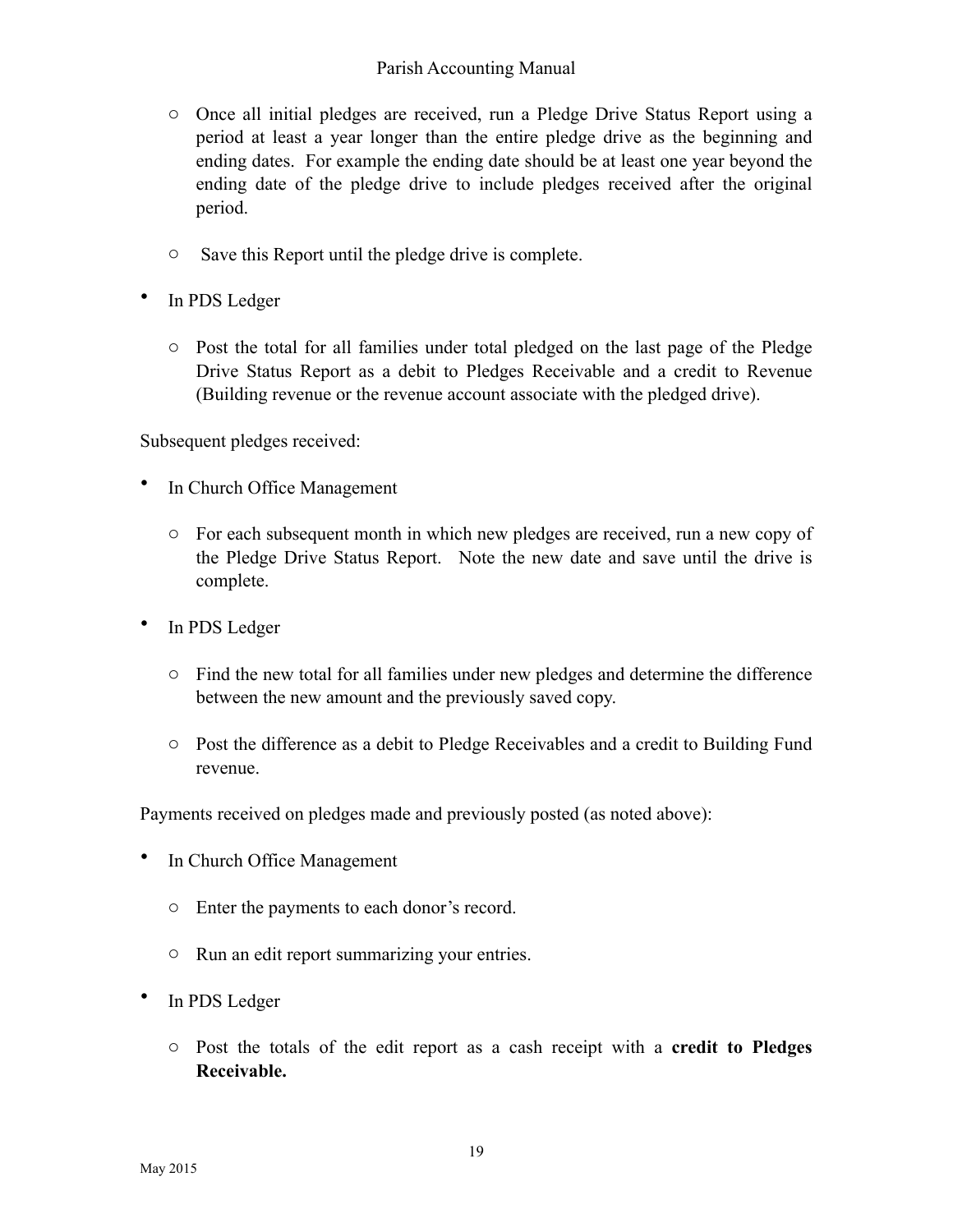- Once all initial pledges are received, run a Pledge Drive Status Report using a period at least a year longer than the entire pledge drive as the beginning and ending dates. For example the ending date should be at least one year beyond the ending date of the pledge drive to include pledges received after the original period.

  - Save this Report until the pledge drive is complete.

- In PDS Ledger

  - Post the total for all families under total pledged on the last page of the Pledge Drive Status Report as a debit to Pledges Receivable and a credit to Revenue (Building revenue or the revenue account associate with the pledged drive).

Subsequent pledges received:

- In Church Office Management

  - For each subsequent month in which new pledges are received, run a new copy of the Pledge Drive Status Report. Note the new date and save until the drive is complete.

- In PDS Ledger

  - Find the new total for all families under new pledges and determine the difference between the new amount and the previously saved copy.

  - Post the difference as a debit to Pledge Receivables and a credit to Building Fund revenue.

Payments received on pledges made and previously posted (as noted above):

- In Church Office Management

  - Enter the payments to each donor's record.

  - Run an edit report summarizing your entries.

- In PDS Ledger

  - Post the totals of the edit report as a cash receipt with a **credit to Pledges Receivable.**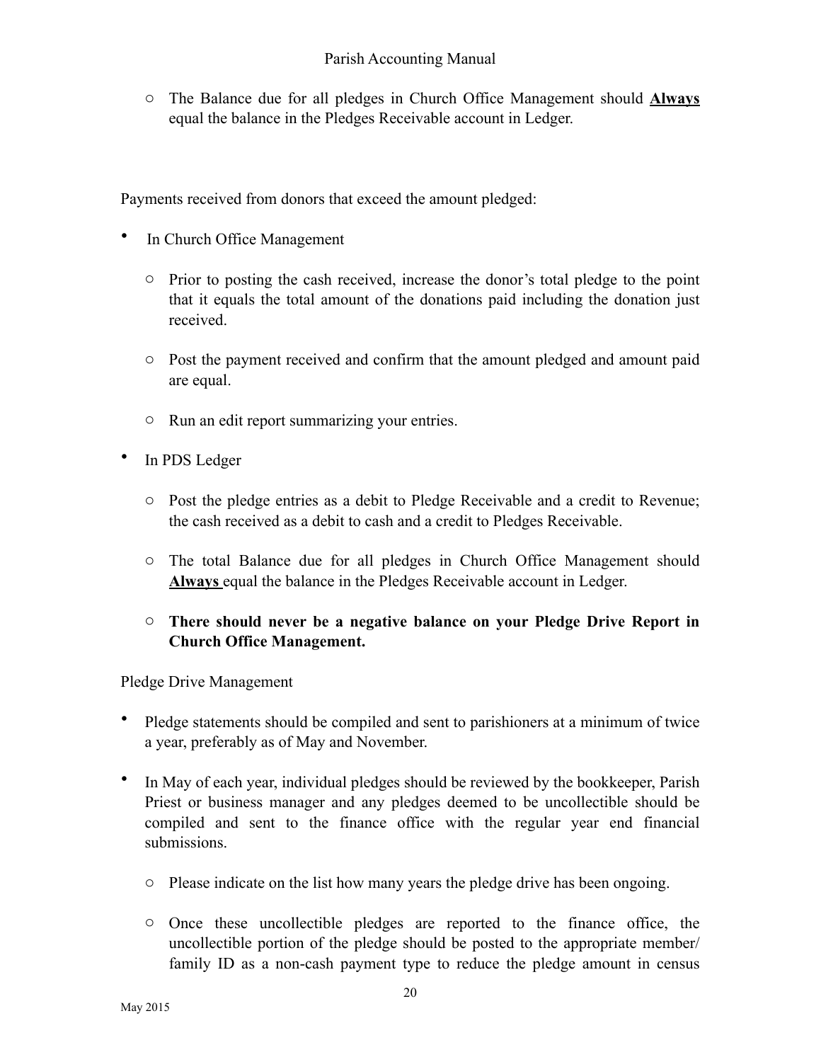- The Balance due for all pledges in Church Office Management should **<u>Always</u>** equal the balance in the Pledges Receivable account in Ledger.

Payments received from donors that exceed the amount pledged:

- In Church Office Management
  - Prior to posting the cash received, increase the donor's total pledge to the point that it equals the total amount of the donations paid including the donation just received.
  - Post the payment received and confirm that the amount pledged and amount paid are equal.
  - Run an edit report summarizing your entries.
- In PDS Ledger
  - Post the pledge entries as a debit to Pledge Receivable and a credit to Revenue; the cash received as a debit to cash and a credit to Pledges Receivable.
  - The total Balance due for all pledges in Church Office Management should **<u>Always</u>** equal the balance in the Pledges Receivable account in Ledger.
  - **There should never be a negative balance on your Pledge Drive Report in Church Office Management.**

Pledge Drive Management

- Pledge statements should be compiled and sent to parishioners at a minimum of twice a year, preferably as of May and November.
- In May of each year, individual pledges should be reviewed by the bookkeeper, Parish Priest or business manager and any pledges deemed to be uncollectible should be compiled and sent to the finance office with the regular year end financial submissions.
  - Please indicate on the list how many years the pledge drive has been ongoing.
  - Once these uncollectible pledges are reported to the finance office, the uncollectible portion of the pledge should be posted to the appropriate member/family ID as a non-cash payment type to reduce the pledge amount in census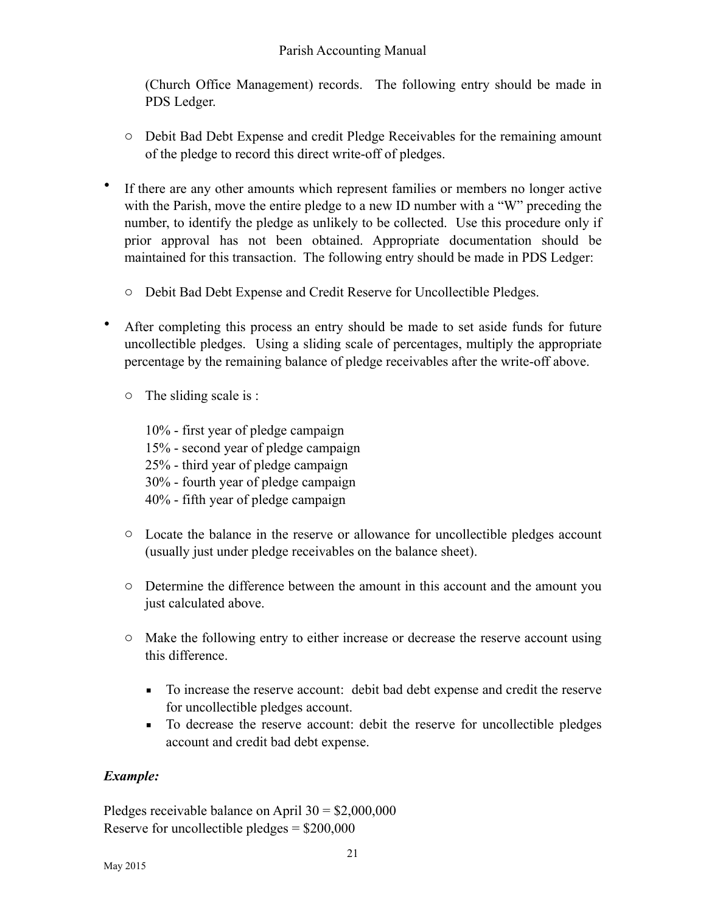(Church Office Management) records. The following entry should be made in PDS Ledger.

  - Debit Bad Debt Expense and credit Pledge Receivables for the remaining amount of the pledge to record this direct write-off of pledges.

- If there are any other amounts which represent families or members no longer active with the Parish, move the entire pledge to a new ID number with a "W" preceding the number, to identify the pledge as unlikely to be collected. Use this procedure only if prior approval has not been obtained. Appropriate documentation should be maintained for this transaction. The following entry should be made in PDS Ledger:

  - Debit Bad Debt Expense and Credit Reserve for Uncollectible Pledges.

- After completing this process an entry should be made to set aside funds for future uncollectible pledges. Using a sliding scale of percentages, multiply the appropriate percentage by the remaining balance of pledge receivables after the write-off above.

  - The sliding scale is :

    10% - first year of pledge campaign
    15% - second year of pledge campaign
    25% - third year of pledge campaign
    30% - fourth year of pledge campaign
    40% - fifth year of pledge campaign

  - Locate the balance in the reserve or allowance for uncollectible pledges account (usually just under pledge receivables on the balance sheet).

  - Determine the difference between the amount in this account and the amount you just calculated above.

  - Make the following entry to either increase or decrease the reserve account using this difference.

    - To increase the reserve account: debit bad debt expense and credit the reserve for uncollectible pledges account.
    - To decrease the reserve account: debit the reserve for uncollectible pledges account and credit bad debt expense.

***Example:***

Pledges receivable balance on April 30 = $2,000,000
Reserve for uncollectible pledges = $200,000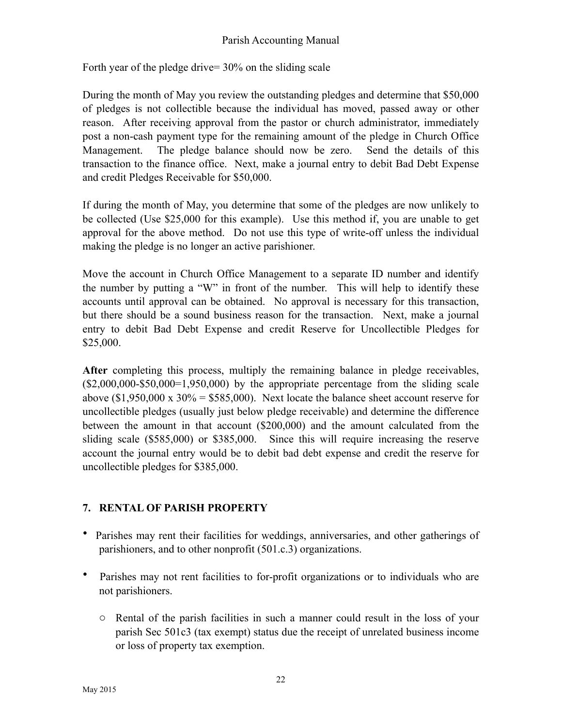Forth year of the pledge drive= 30% on the sliding scale

During the month of May you review the outstanding pledges and determine that $50,000 of pledges is not collectible because the individual has moved, passed away or other reason. After receiving approval from the pastor or church administrator, immediately post a non-cash payment type for the remaining amount of the pledge in Church Office Management. The pledge balance should now be zero. Send the details of this transaction to the finance office. Next, make a journal entry to debit Bad Debt Expense and credit Pledges Receivable for $50,000.

If during the month of May, you determine that some of the pledges are now unlikely to be collected (Use $25,000 for this example). Use this method if, you are unable to get approval for the above method. Do not use this type of write-off unless the individual making the pledge is no longer an active parishioner.

Move the account in Church Office Management to a separate ID number and identify the number by putting a "W" in front of the number. This will help to identify these accounts until approval can be obtained. No approval is necessary for this transaction, but there should be a sound business reason for the transaction. Next, make a journal entry to debit Bad Debt Expense and credit Reserve for Uncollectible Pledges for $25,000.

**After** completing this process, multiply the remaining balance in pledge receivables, ($2,000,000-$50,000=1,950,000) by the appropriate percentage from the sliding scale above ($1,950,000 x 30% = $585,000). Next locate the balance sheet account reserve for uncollectible pledges (usually just below pledge receivable) and determine the difference between the amount in that account ($200,000) and the amount calculated from the sliding scale ($585,000) or $385,000. Since this will require increasing the reserve account the journal entry would be to debit bad debt expense and credit the reserve for uncollectible pledges for $385,000.

## 7. RENTAL OF PARISH PROPERTY

- Parishes may rent their facilities for weddings, anniversaries, and other gatherings of parishioners, and to other nonprofit (501.c.3) organizations.
- Parishes may not rent facilities to for-profit organizations or to individuals who are not parishioners.
  - Rental of the parish facilities in such a manner could result in the loss of your parish Sec 501c3 (tax exempt) status due the receipt of unrelated business income or loss of property tax exemption.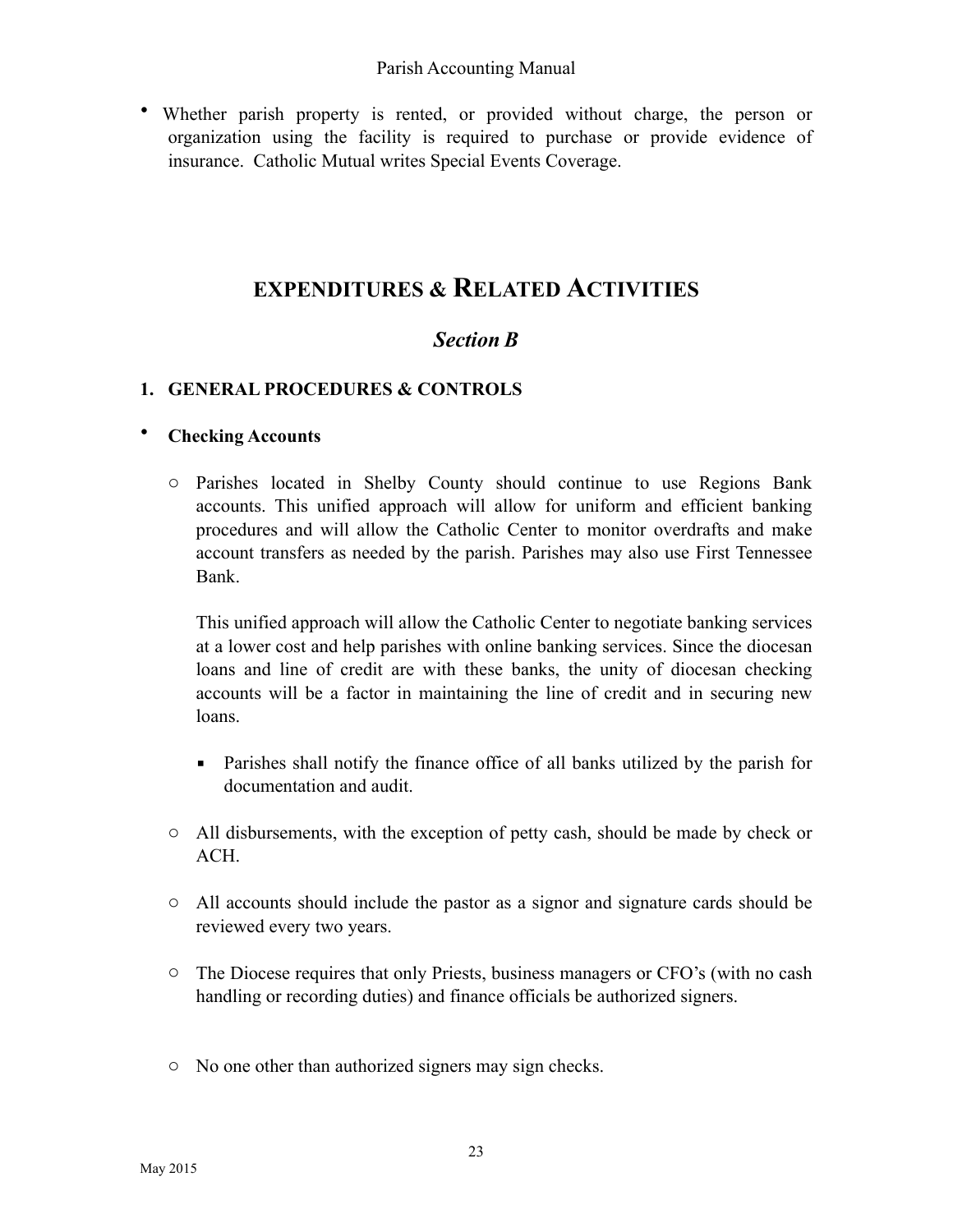- Whether parish property is rented, or provided without charge, the person or organization using the facility is required to purchase or provide evidence of insurance. Catholic Mutual writes Special Events Coverage.

# EXPENDITURES & RELATED ACTIVITIES

## *Section B*

### 1. GENERAL PROCEDURES & CONTROLS

- **Checking Accounts**

  - Parishes located in Shelby County should continue to use Regions Bank accounts. This unified approach will allow for uniform and efficient banking procedures and will allow the Catholic Center to monitor overdrafts and make account transfers as needed by the parish. Parishes may also use First Tennessee Bank.

    This unified approach will allow the Catholic Center to negotiate banking services at a lower cost and help parishes with online banking services. Since the diocesan loans and line of credit are with these banks, the unity of diocesan checking accounts will be a factor in maintaining the line of credit and in securing new loans.

    - Parishes shall notify the finance office of all banks utilized by the parish for documentation and audit.

  - All disbursements, with the exception of petty cash, should be made by check or ACH.

  - All accounts should include the pastor as a signor and signature cards should be reviewed every two years.

  - The Diocese requires that only Priests, business managers or CFO's (with no cash handling or recording duties) and finance officials be authorized signers.

  - No one other than authorized signers may sign checks.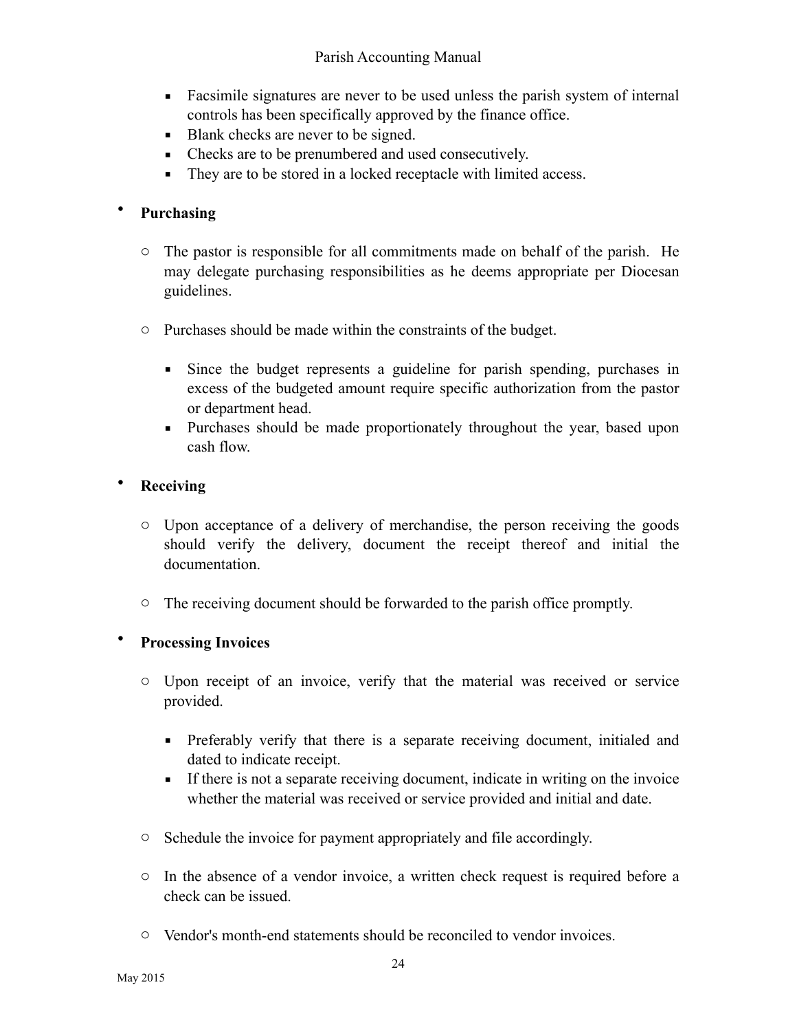- Facsimile signatures are never to be used unless the parish system of internal controls has been specifically approved by the finance office.
    - Blank checks are never to be signed.
    - Checks are to be prenumbered and used consecutively.
    - They are to be stored in a locked receptacle with limited access.

- **Purchasing**

  - The pastor is responsible for all commitments made on behalf of the parish. He may delegate purchasing responsibilities as he deems appropriate per Diocesan guidelines.

  - Purchases should be made within the constraints of the budget.

    - Since the budget represents a guideline for parish spending, purchases in excess of the budgeted amount require specific authorization from the pastor or department head.
    - Purchases should be made proportionately throughout the year, based upon cash flow.

- **Receiving**

  - Upon acceptance of a delivery of merchandise, the person receiving the goods should verify the delivery, document the receipt thereof and initial the documentation.

  - The receiving document should be forwarded to the parish office promptly.

- **Processing Invoices**

  - Upon receipt of an invoice, verify that the material was received or service provided.

    - Preferably verify that there is a separate receiving document, initialed and dated to indicate receipt.
    - If there is not a separate receiving document, indicate in writing on the invoice whether the material was received or service provided and initial and date.

  - Schedule the invoice for payment appropriately and file accordingly.

  - In the absence of a vendor invoice, a written check request is required before a check can be issued.

  - Vendor's month-end statements should be reconciled to vendor invoices.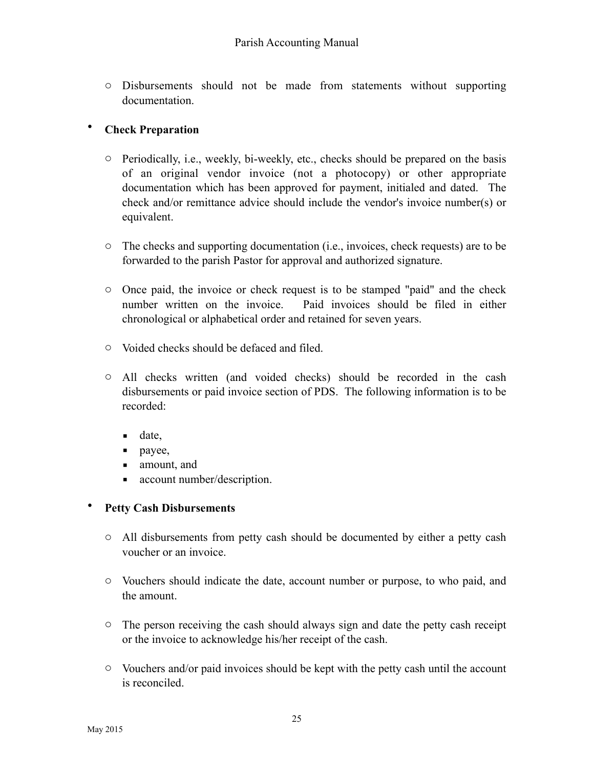- Disbursements should not be made from statements without supporting documentation.

- **Check Preparation**

  - Periodically, i.e., weekly, bi-weekly, etc., checks should be prepared on the basis of an original vendor invoice (not a photocopy) or other appropriate documentation which has been approved for payment, initialed and dated. The check and/or remittance advice should include the vendor's invoice number(s) or equivalent.

  - The checks and supporting documentation (i.e., invoices, check requests) are to be forwarded to the parish Pastor for approval and authorized signature.

  - Once paid, the invoice or check request is to be stamped "paid" and the check number written on the invoice. Paid invoices should be filed in either chronological or alphabetical order and retained for seven years.

  - Voided checks should be defaced and filed.

  - All checks written (and voided checks) should be recorded in the cash disbursements or paid invoice section of PDS. The following information is to be recorded:

    - date,
    - payee,
    - amount, and
    - account number/description.

- **Petty Cash Disbursements**

  - All disbursements from petty cash should be documented by either a petty cash voucher or an invoice.

  - Vouchers should indicate the date, account number or purpose, to who paid, and the amount.

  - The person receiving the cash should always sign and date the petty cash receipt or the invoice to acknowledge his/her receipt of the cash.

  - Vouchers and/or paid invoices should be kept with the petty cash until the account is reconciled.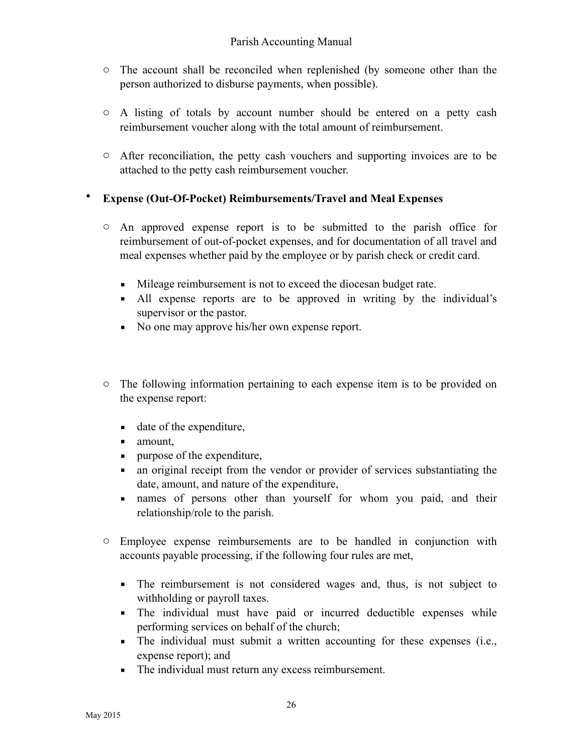- The account shall be reconciled when replenished (by someone other than the person authorized to disburse payments, when possible).

- A listing of totals by account number should be entered on a petty cash reimbursement voucher along with the total amount of reimbursement.

- After reconciliation, the petty cash vouchers and supporting invoices are to be attached to the petty cash reimbursement voucher.

- **Expense (Out-Of-Pocket) Reimbursements/Travel and Meal Expenses**

  - An approved expense report is to be submitted to the parish office for reimbursement of out-of-pocket expenses, and for documentation of all travel and meal expenses whether paid by the employee or by parish check or credit card.

    - Mileage reimbursement is not to exceed the diocesan budget rate.
    - All expense reports are to be approved in writing by the individual's supervisor or the pastor.
    - No one may approve his/her own expense report.

  - The following information pertaining to each expense item is to be provided on the expense report:

    - date of the expenditure,
    - amount,
    - purpose of the expenditure,
    - an original receipt from the vendor or provider of services substantiating the date, amount, and nature of the expenditure,
    - names of persons other than yourself for whom you paid, and their relationship/role to the parish.

  - Employee expense reimbursements are to be handled in conjunction with accounts payable processing, if the following four rules are met,

    - The reimbursement is not considered wages and, thus, is not subject to withholding or payroll taxes.
    - The individual must have paid or incurred deductible expenses while performing services on behalf of the church;
    - The individual must submit a written accounting for these expenses (i.e., expense report); and
    - The individual must return any excess reimbursement.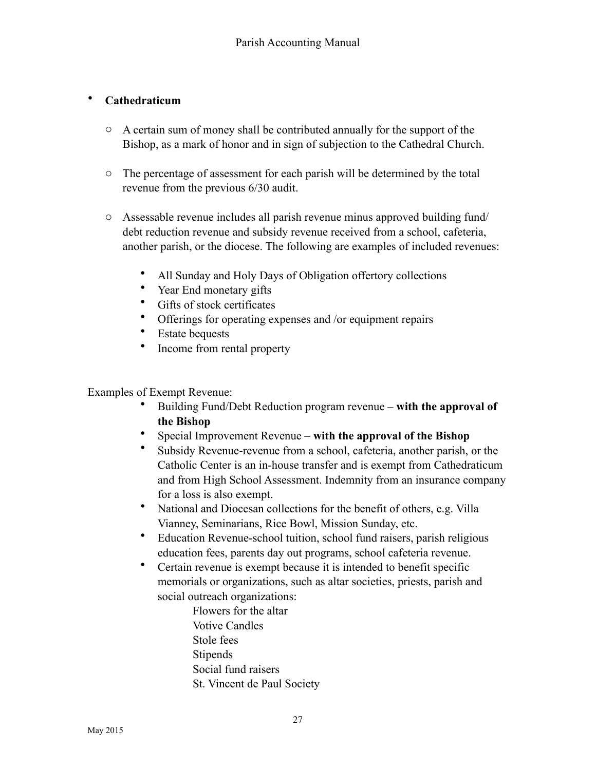- **Cathedraticum**

  - A certain sum of money shall be contributed annually for the support of the Bishop, as a mark of honor and in sign of subjection to the Cathedral Church.

  - The percentage of assessment for each parish will be determined by the total revenue from the previous 6/30 audit.

  - Assessable revenue includes all parish revenue minus approved building fund/ debt reduction revenue and subsidy revenue received from a school, cafeteria, another parish, or the diocese. The following are examples of included revenues:

    - All Sunday and Holy Days of Obligation offertory collections
    - Year End monetary gifts
    - Gifts of stock certificates
    - Offerings for operating expenses and /or equipment repairs
    - Estate bequests
    - Income from rental property

Examples of Exempt Revenue:

- Building Fund/Debt Reduction program revenue – **with the approval of the Bishop**
- Special Improvement Revenue – **with the approval of the Bishop**
- Subsidy Revenue-revenue from a school, cafeteria, another parish, or the Catholic Center is an in-house transfer and is exempt from Cathedraticum and from High School Assessment. Indemnity from an insurance company for a loss is also exempt.
- National and Diocesan collections for the benefit of others, e.g. Villa Vianney, Seminarians, Rice Bowl, Mission Sunday, etc.
- Education Revenue-school tuition, school fund raisers, parish religious education fees, parents day out programs, school cafeteria revenue.
- Certain revenue is exempt because it is intended to benefit specific memorials or organizations, such as altar societies, priests, parish and social outreach organizations:

  Flowers for the altar
  Votive Candles
  Stole fees
  Stipends
  Social fund raisers
  St. Vincent de Paul Society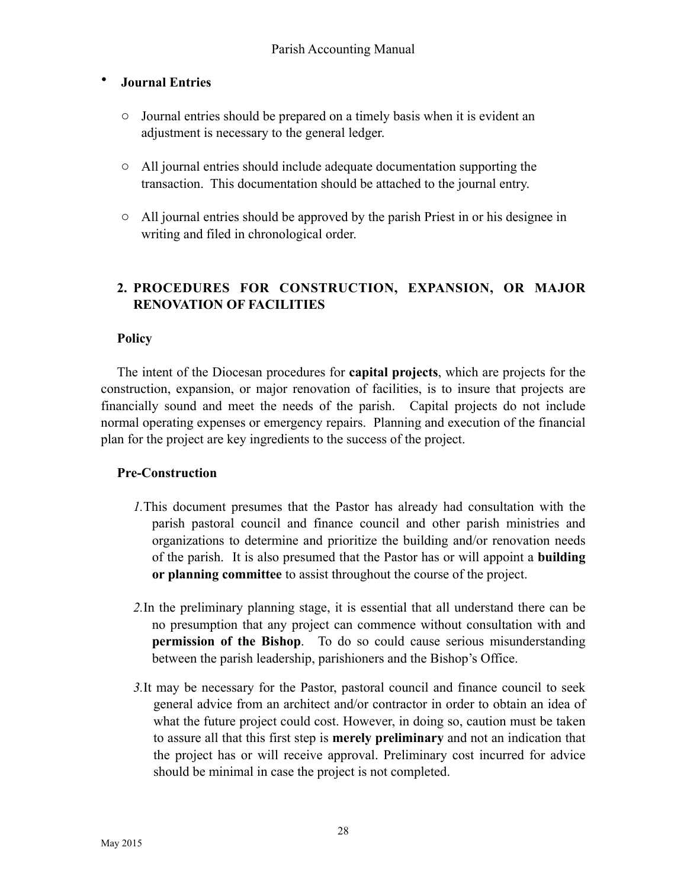- **Journal Entries**

  - Journal entries should be prepared on a timely basis when it is evident an adjustment is necessary to the general ledger.

  - All journal entries should include adequate documentation supporting the transaction. This documentation should be attached to the journal entry.

  - All journal entries should be approved by the parish Priest in or his designee in writing and filed in chronological order.

## 2. PROCEDURES FOR CONSTRUCTION, EXPANSION, OR MAJOR RENOVATION OF FACILITIES

### Policy

The intent of the Diocesan procedures for **capital projects**, which are projects for the construction, expansion, or major renovation of facilities, is to insure that projects are financially sound and meet the needs of the parish. Capital projects do not include normal operating expenses or emergency repairs. Planning and execution of the financial plan for the project are key ingredients to the success of the project.

### Pre-Construction

*1.* This document presumes that the Pastor has already had consultation with the parish pastoral council and finance council and other parish ministries and organizations to determine and prioritize the building and/or renovation needs of the parish. It is also presumed that the Pastor has or will appoint a **building or planning committee** to assist throughout the course of the project.

*2.* In the preliminary planning stage, it is essential that all understand there can be no presumption that any project can commence without consultation with and **permission of the Bishop**. To do so could cause serious misunderstanding between the parish leadership, parishioners and the Bishop's Office.

*3.* It may be necessary for the Pastor, pastoral council and finance council to seek general advice from an architect and/or contractor in order to obtain an idea of what the future project could cost. However, in doing so, caution must be taken to assure all that this first step is **merely preliminary** and not an indication that the project has or will receive approval. Preliminary cost incurred for advice should be minimal in case the project is not completed.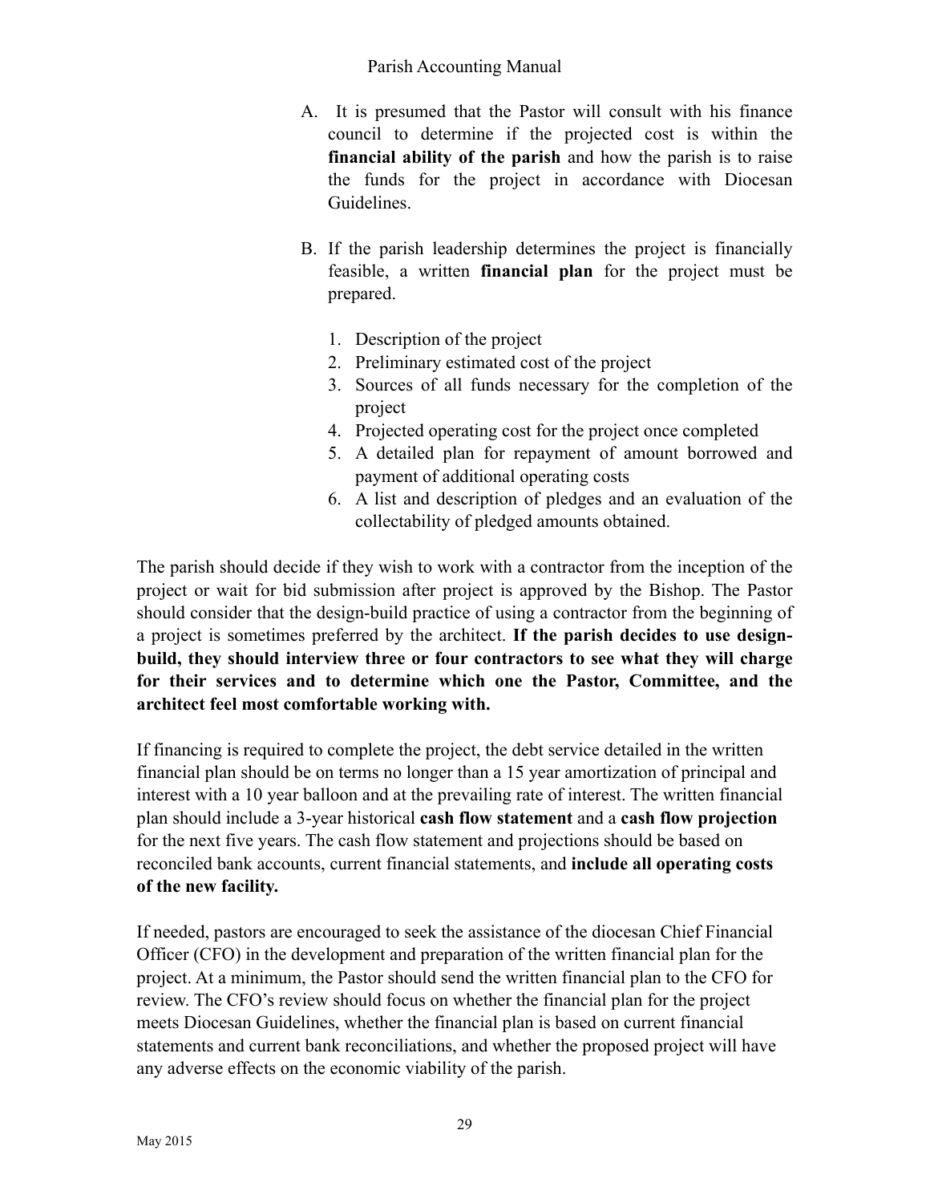A. It is presumed that the Pastor will consult with his finance council to determine if the projected cost is within the **financial ability of the parish** and how the parish is to raise the funds for the project in accordance with Diocesan Guidelines.

B. If the parish leadership determines the project is financially feasible, a written **financial plan** for the project must be prepared.

   1. Description of the project
   2. Preliminary estimated cost of the project
   3. Sources of all funds necessary for the completion of the project
   4. Projected operating cost for the project once completed
   5. A detailed plan for repayment of amount borrowed and payment of additional operating costs
   6. A list and description of pledges and an evaluation of the collectability of pledged amounts obtained.

The parish should decide if they wish to work with a contractor from the inception of the project or wait for bid submission after project is approved by the Bishop. The Pastor should consider that the design-build practice of using a contractor from the beginning of a project is sometimes preferred by the architect. **If the parish decides to use design-build, they should interview three or four contractors to see what they will charge for their services and to determine which one the Pastor, Committee, and the architect feel most comfortable working with.**

If financing is required to complete the project, the debt service detailed in the written financial plan should be on terms no longer than a 15 year amortization of principal and interest with a 10 year balloon and at the prevailing rate of interest. The written financial plan should include a 3-year historical **cash flow statement** and a **cash flow projection** for the next five years. The cash flow statement and projections should be based on reconciled bank accounts, current financial statements, and **include all operating costs of the new facility.**

If needed, pastors are encouraged to seek the assistance of the diocesan Chief Financial Officer (CFO) in the development and preparation of the written financial plan for the project. At a minimum, the Pastor should send the written financial plan to the CFO for review. The CFO's review should focus on whether the financial plan for the project meets Diocesan Guidelines, whether the financial plan is based on current financial statements and current bank reconciliations, and whether the proposed project will have any adverse effects on the economic viability of the parish.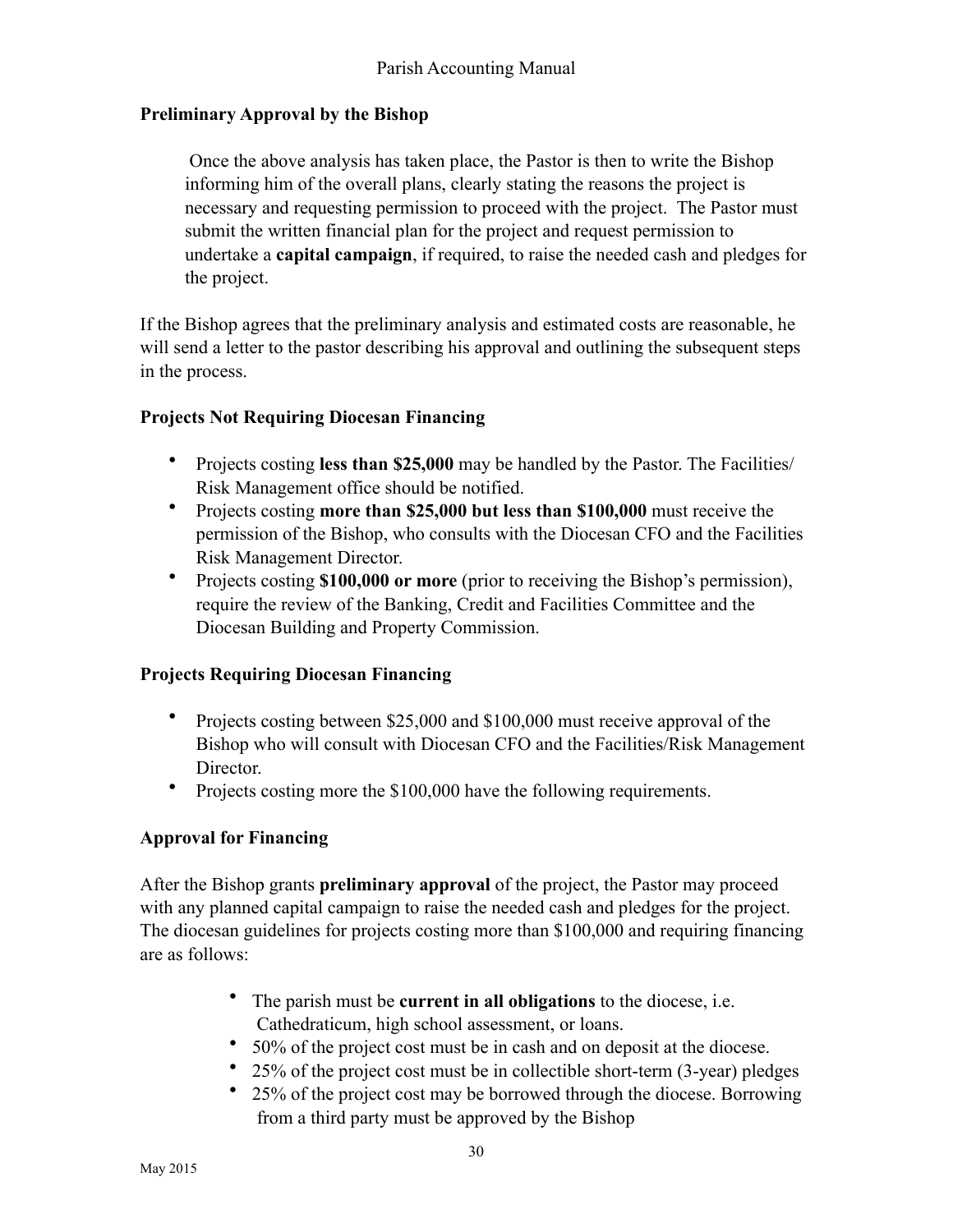**Preliminary Approval by the Bishop**

> Once the above analysis has taken place, the Pastor is then to write the Bishop informing him of the overall plans, clearly stating the reasons the project is necessary and requesting permission to proceed with the project. The Pastor must submit the written financial plan for the project and request permission to undertake a **capital campaign**, if required, to raise the needed cash and pledges for the project.

If the Bishop agrees that the preliminary analysis and estimated costs are reasonable, he will send a letter to the pastor describing his approval and outlining the subsequent steps in the process.

**Projects Not Requiring Diocesan Financing**

- Projects costing **less than $25,000** may be handled by the Pastor. The Facilities/ Risk Management office should be notified.
- Projects costing **more than $25,000 but less than $100,000** must receive the permission of the Bishop, who consults with the Diocesan CFO and the Facilities Risk Management Director.
- Projects costing **$100,000 or more** (prior to receiving the Bishop's permission), require the review of the Banking, Credit and Facilities Committee and the Diocesan Building and Property Commission.

**Projects Requiring Diocesan Financing**

- Projects costing between $25,000 and $100,000 must receive approval of the Bishop who will consult with Diocesan CFO and the Facilities/Risk Management Director.
- Projects costing more the $100,000 have the following requirements.

**Approval for Financing**

After the Bishop grants **preliminary approval** of the project, the Pastor may proceed with any planned capital campaign to raise the needed cash and pledges for the project. The diocesan guidelines for projects costing more than $100,000 and requiring financing are as follows:

- The parish must be **current in all obligations** to the diocese, i.e. Cathedraticum, high school assessment, or loans.
- 50% of the project cost must be in cash and on deposit at the diocese.
- 25% of the project cost must be in collectible short-term (3-year) pledges
- 25% of the project cost may be borrowed through the diocese. Borrowing from a third party must be approved by the Bishop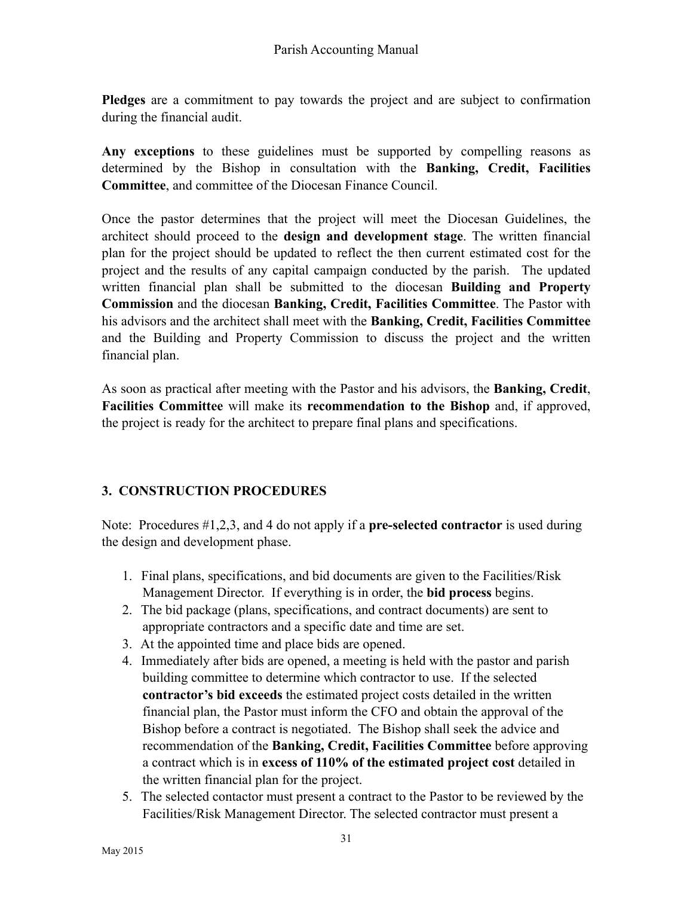**Pledges** are a commitment to pay towards the project and are subject to confirmation during the financial audit.

**Any exceptions** to these guidelines must be supported by compelling reasons as determined by the Bishop in consultation with the **Banking, Credit, Facilities Committee**, and committee of the Diocesan Finance Council.

Once the pastor determines that the project will meet the Diocesan Guidelines, the architect should proceed to the **design and development stage**. The written financial plan for the project should be updated to reflect the then current estimated cost for the project and the results of any capital campaign conducted by the parish. The updated written financial plan shall be submitted to the diocesan **Building and Property Commission** and the diocesan **Banking, Credit, Facilities Committee**. The Pastor with his advisors and the architect shall meet with the **Banking, Credit, Facilities Committee** and the Building and Property Commission to discuss the project and the written financial plan.

As soon as practical after meeting with the Pastor and his advisors, the **Banking, Credit**, **Facilities Committee** will make its **recommendation to the Bishop** and, if approved, the project is ready for the architect to prepare final plans and specifications.

## 3. CONSTRUCTION PROCEDURES

Note: Procedures #1,2,3, and 4 do not apply if a **pre-selected contractor** is used during the design and development phase.

1. Final plans, specifications, and bid documents are given to the Facilities/Risk Management Director. If everything is in order, the **bid process** begins.
2. The bid package (plans, specifications, and contract documents) are sent to appropriate contractors and a specific date and time are set.
3. At the appointed time and place bids are opened.
4. Immediately after bids are opened, a meeting is held with the pastor and parish building committee to determine which contractor to use. If the selected **contractor's bid exceeds** the estimated project costs detailed in the written financial plan, the Pastor must inform the CFO and obtain the approval of the Bishop before a contract is negotiated. The Bishop shall seek the advice and recommendation of the **Banking, Credit, Facilities Committee** before approving a contract which is in **excess of 110% of the estimated project cost** detailed in the written financial plan for the project.
5. The selected contactor must present a contract to the Pastor to be reviewed by the Facilities/Risk Management Director. The selected contractor must present a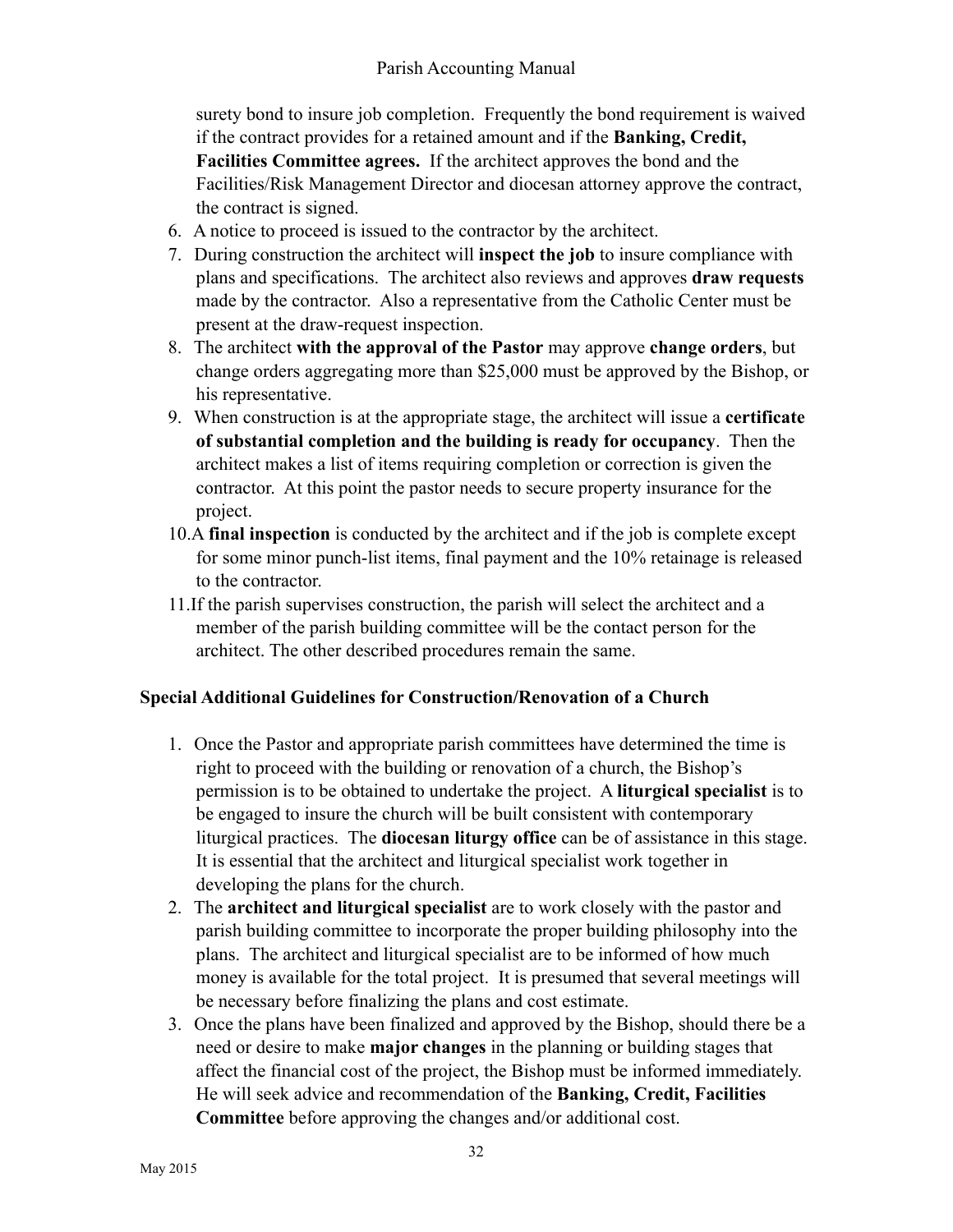surety bond to insure job completion. Frequently the bond requirement is waived if the contract provides for a retained amount and if the **Banking, Credit, Facilities Committee agrees.** If the architect approves the bond and the Facilities/Risk Management Director and diocesan attorney approve the contract, the contract is signed.

6. A notice to proceed is issued to the contractor by the architect.
7. During construction the architect will **inspect the job** to insure compliance with plans and specifications. The architect also reviews and approves **draw requests** made by the contractor. Also a representative from the Catholic Center must be present at the draw-request inspection.
8. The architect **with the approval of the Pastor** may approve **change orders**, but change orders aggregating more than $25,000 must be approved by the Bishop, or his representative.
9. When construction is at the appropriate stage, the architect will issue a **certificate of substantial completion and the building is ready for occupancy**. Then the architect makes a list of items requiring completion or correction is given the contractor. At this point the pastor needs to secure property insurance for the project.
10. A **final inspection** is conducted by the architect and if the job is complete except for some minor punch-list items, final payment and the 10% retainage is released to the contractor.
11. If the parish supervises construction, the parish will select the architect and a member of the parish building committee will be the contact person for the architect. The other described procedures remain the same.

**Special Additional Guidelines for Construction/Renovation of a Church**

1. Once the Pastor and appropriate parish committees have determined the time is right to proceed with the building or renovation of a church, the Bishop's permission is to be obtained to undertake the project. A **liturgical specialist** is to be engaged to insure the church will be built consistent with contemporary liturgical practices. The **diocesan liturgy office** can be of assistance in this stage. It is essential that the architect and liturgical specialist work together in developing the plans for the church.
2. The **architect and liturgical specialist** are to work closely with the pastor and parish building committee to incorporate the proper building philosophy into the plans. The architect and liturgical specialist are to be informed of how much money is available for the total project. It is presumed that several meetings will be necessary before finalizing the plans and cost estimate.
3. Once the plans have been finalized and approved by the Bishop, should there be a need or desire to make **major changes** in the planning or building stages that affect the financial cost of the project, the Bishop must be informed immediately. He will seek advice and recommendation of the **Banking, Credit, Facilities Committee** before approving the changes and/or additional cost.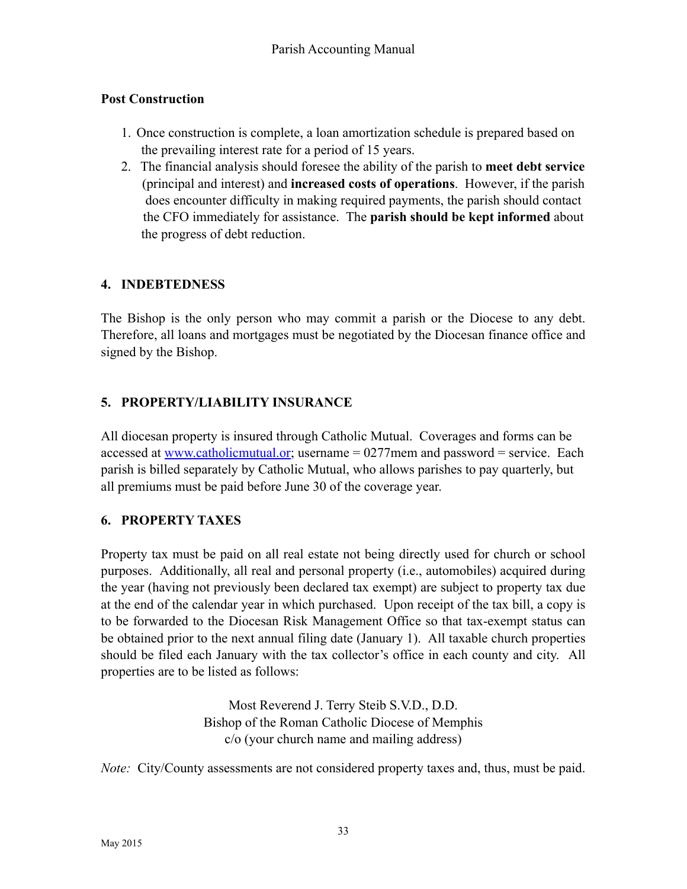## Post Construction

1. Once construction is complete, a loan amortization schedule is prepared based on the prevailing interest rate for a period of 15 years.
2. The financial analysis should foresee the ability of the parish to **meet debt service** (principal and interest) and **increased costs of operations**. However, if the parish does encounter difficulty in making required payments, the parish should contact the CFO immediately for assistance. The **parish should be kept informed** about the progress of debt reduction.

## 4. INDEBTEDNESS

The Bishop is the only person who may commit a parish or the Diocese to any debt. Therefore, all loans and mortgages must be negotiated by the Diocesan finance office and signed by the Bishop.

## 5. PROPERTY/LIABILITY INSURANCE

All diocesan property is insured through Catholic Mutual. Coverages and forms can be accessed at [www.catholicmutual.or](www.catholicmutual.or); username = 0277mem and password = service. Each parish is billed separately by Catholic Mutual, who allows parishes to pay quarterly, but all premiums must be paid before June 30 of the coverage year.

## 6. PROPERTY TAXES

Property tax must be paid on all real estate not being directly used for church or school purposes. Additionally, all real and personal property (i.e., automobiles) acquired during the year (having not previously been declared tax exempt) are subject to property tax due at the end of the calendar year in which purchased. Upon receipt of the tax bill, a copy is to be forwarded to the Diocesan Risk Management Office so that tax-exempt status can be obtained prior to the next annual filing date (January 1). All taxable church properties should be filed each January with the tax collector's office in each county and city. All properties are to be listed as follows:

Most Reverend J. Terry Steib S.V.D., D.D.
Bishop of the Roman Catholic Diocese of Memphis
c/o (your church name and mailing address)

*Note:* City/County assessments are not considered property taxes and, thus, must be paid.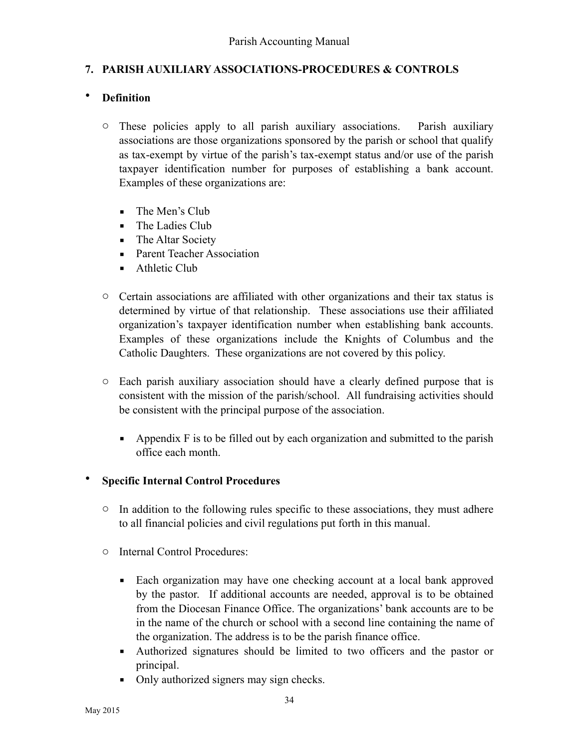## 7. PARISH AUXILIARY ASSOCIATIONS-PROCEDURES & CONTROLS

- **Definition**

  - These policies apply to all parish auxiliary associations. Parish auxiliary associations are those organizations sponsored by the parish or school that qualify as tax-exempt by virtue of the parish's tax-exempt status and/or use of the parish taxpayer identification number for purposes of establishing a bank account. Examples of these organizations are:

    - The Men's Club
    - The Ladies Club
    - The Altar Society
    - Parent Teacher Association
    - Athletic Club

  - Certain associations are affiliated with other organizations and their tax status is determined by virtue of that relationship. These associations use their affiliated organization's taxpayer identification number when establishing bank accounts. Examples of these organizations include the Knights of Columbus and the Catholic Daughters. These organizations are not covered by this policy.

  - Each parish auxiliary association should have a clearly defined purpose that is consistent with the mission of the parish/school. All fundraising activities should be consistent with the principal purpose of the association.

    - Appendix F is to be filled out by each organization and submitted to the parish office each month.

- **Specific Internal Control Procedures**

  - In addition to the following rules specific to these associations, they must adhere to all financial policies and civil regulations put forth in this manual.

  - Internal Control Procedures:

    - Each organization may have one checking account at a local bank approved by the pastor. If additional accounts are needed, approval is to be obtained from the Diocesan Finance Office. The organizations' bank accounts are to be in the name of the church or school with a second line containing the name of the organization. The address is to be the parish finance office.
    - Authorized signatures should be limited to two officers and the pastor or principal.
    - Only authorized signers may sign checks.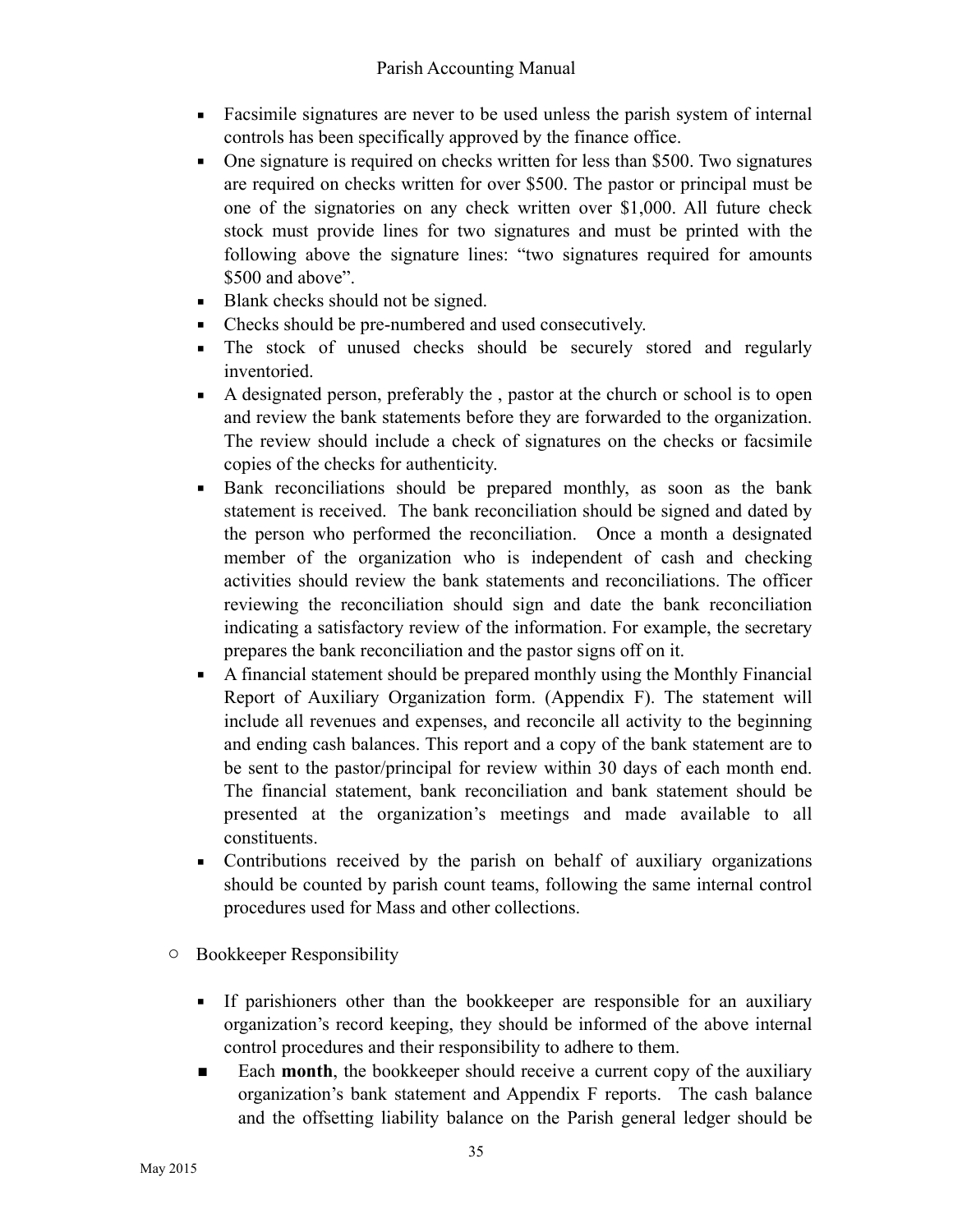- Facsimile signatures are never to be used unless the parish system of internal controls has been specifically approved by the finance office.
- One signature is required on checks written for less than $500. Two signatures are required on checks written for over $500. The pastor or principal must be one of the signatories on any check written over $1,000. All future check stock must provide lines for two signatures and must be printed with the following above the signature lines: “two signatures required for amounts $500 and above”.
- Blank checks should not be signed.
- Checks should be pre-numbered and used consecutively.
- The stock of unused checks should be securely stored and regularly inventoried.
- A designated person, preferably the , pastor at the church or school is to open and review the bank statements before they are forwarded to the organization. The review should include a check of signatures on the checks or facsimile copies of the checks for authenticity.
- Bank reconciliations should be prepared monthly, as soon as the bank statement is received. The bank reconciliation should be signed and dated by the person who performed the reconciliation. Once a month a designated member of the organization who is independent of cash and checking activities should review the bank statements and reconciliations. The officer reviewing the reconciliation should sign and date the bank reconciliation indicating a satisfactory review of the information. For example, the secretary prepares the bank reconciliation and the pastor signs off on it.
- A financial statement should be prepared monthly using the Monthly Financial Report of Auxiliary Organization form. (Appendix F). The statement will include all revenues and expenses, and reconcile all activity to the beginning and ending cash balances. This report and a copy of the bank statement are to be sent to the pastor/principal for review within 30 days of each month end. The financial statement, bank reconciliation and bank statement should be presented at the organization’s meetings and made available to all constituents.
- Contributions received by the parish on behalf of auxiliary organizations should be counted by parish count teams, following the same internal control procedures used for Mass and other collections.

- Bookkeeper Responsibility

  - If parishioners other than the bookkeeper are responsible for an auxiliary organization’s record keeping, they should be informed of the above internal control procedures and their responsibility to adhere to them.
  - Each **month**, the bookkeeper should receive a current copy of the auxiliary organization’s bank statement and Appendix F reports. The cash balance and the offsetting liability balance on the Parish general ledger should be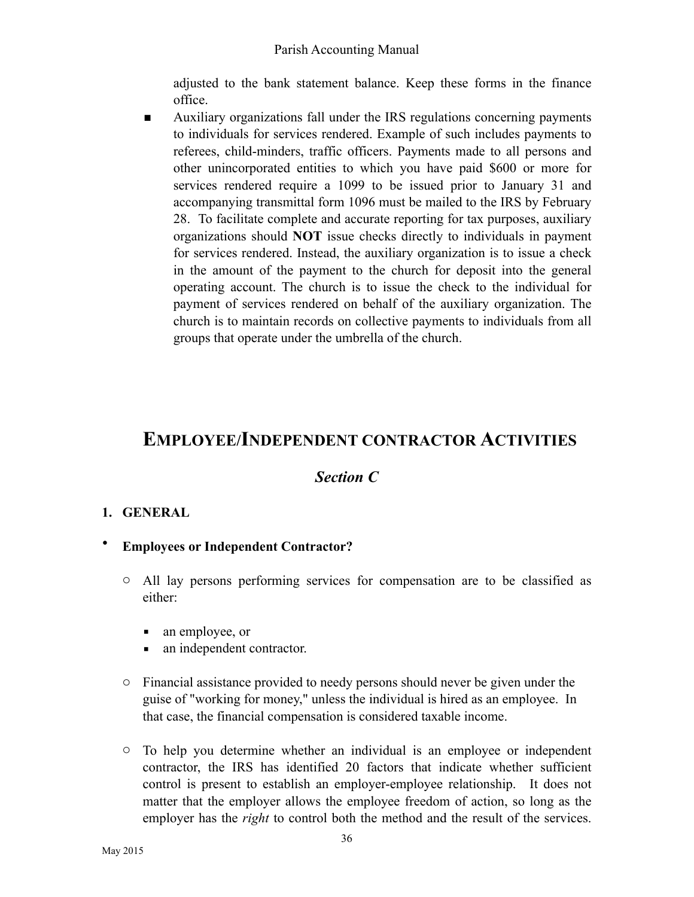adjusted to the bank statement balance. Keep these forms in the finance office.

- Auxiliary organizations fall under the IRS regulations concerning payments to individuals for services rendered. Example of such includes payments to referees, child-minders, traffic officers. Payments made to all persons and other unincorporated entities to which you have paid $600 or more for services rendered require a 1099 to be issued prior to January 31 and accompanying transmittal form 1096 must be mailed to the IRS by February 28. To facilitate complete and accurate reporting for tax purposes, auxiliary organizations should **NOT** issue checks directly to individuals in payment for services rendered. Instead, the auxiliary organization is to issue a check in the amount of the payment to the church for deposit into the general operating account. The church is to issue the check to the individual for payment of services rendered on behalf of the auxiliary organization. The church is to maintain records on collective payments to individuals from all groups that operate under the umbrella of the church.

# EMPLOYEE/INDEPENDENT CONTRACTOR ACTIVITIES

## *Section C*

### 1. GENERAL

- **Employees or Independent Contractor?**
  - All lay persons performing services for compensation are to be classified as either:
    - an employee, or
    - an independent contractor.
  - Financial assistance provided to needy persons should never be given under the guise of "working for money," unless the individual is hired as an employee. In that case, the financial compensation is considered taxable income.
  - To help you determine whether an individual is an employee or independent contractor, the IRS has identified 20 factors that indicate whether sufficient control is present to establish an employer-employee relationship. It does not matter that the employer allows the employee freedom of action, so long as the employer has the *right* to control both the method and the result of the services.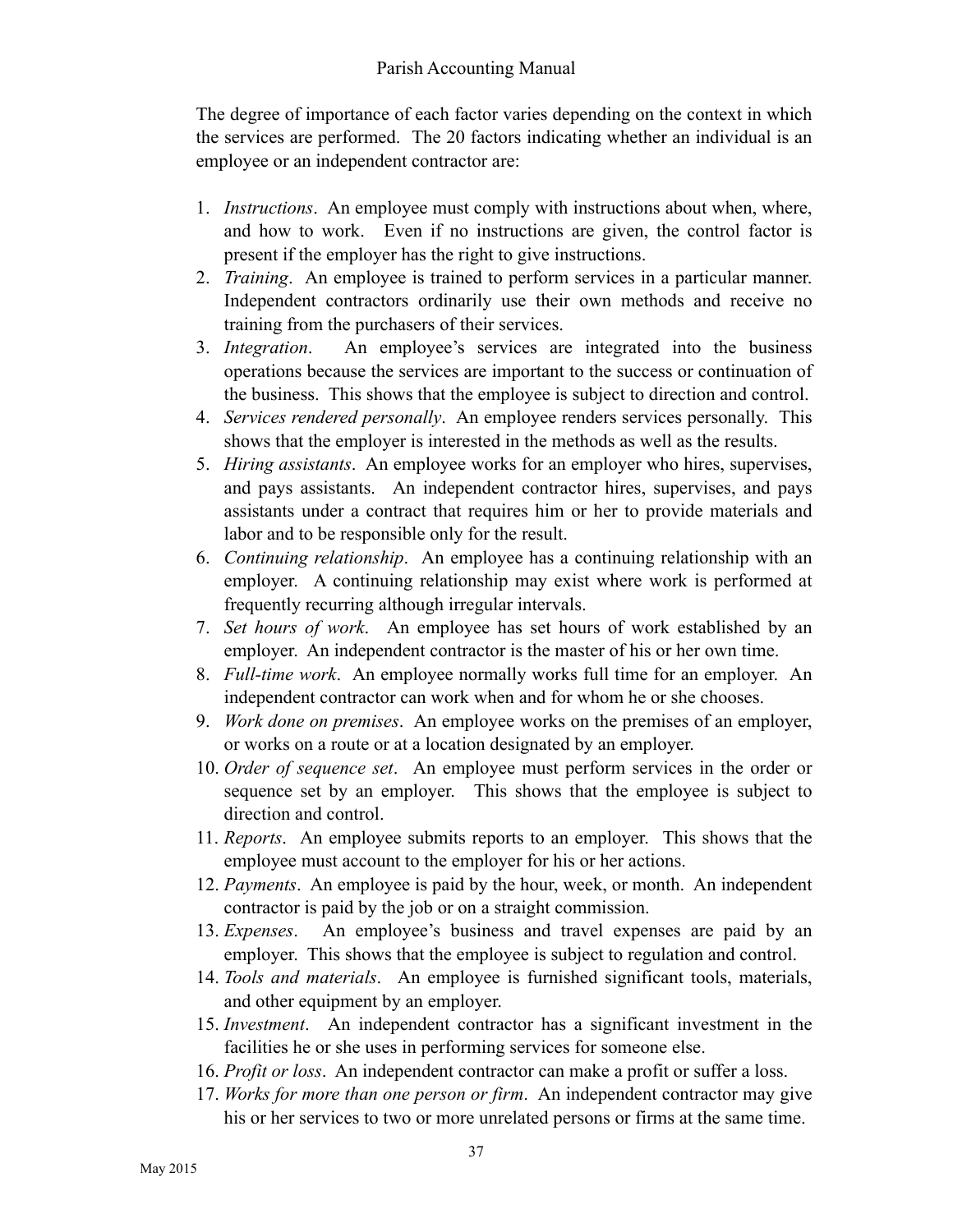The degree of importance of each factor varies depending on the context in which the services are performed. The 20 factors indicating whether an individual is an employee or an independent contractor are:

1. *Instructions*. An employee must comply with instructions about when, where, and how to work. Even if no instructions are given, the control factor is present if the employer has the right to give instructions.
2. *Training*. An employee is trained to perform services in a particular manner. Independent contractors ordinarily use their own methods and receive no training from the purchasers of their services.
3. *Integration*. An employee's services are integrated into the business operations because the services are important to the success or continuation of the business. This shows that the employee is subject to direction and control.
4. *Services rendered personally*. An employee renders services personally. This shows that the employer is interested in the methods as well as the results.
5. *Hiring assistants*. An employee works for an employer who hires, supervises, and pays assistants. An independent contractor hires, supervises, and pays assistants under a contract that requires him or her to provide materials and labor and to be responsible only for the result.
6. *Continuing relationship*. An employee has a continuing relationship with an employer. A continuing relationship may exist where work is performed at frequently recurring although irregular intervals.
7. *Set hours of work*. An employee has set hours of work established by an employer. An independent contractor is the master of his or her own time.
8. *Full-time work*. An employee normally works full time for an employer. An independent contractor can work when and for whom he or she chooses.
9. *Work done on premises*. An employee works on the premises of an employer, or works on a route or at a location designated by an employer.
10. *Order of sequence set*. An employee must perform services in the order or sequence set by an employer. This shows that the employee is subject to direction and control.
11. *Reports*. An employee submits reports to an employer. This shows that the employee must account to the employer for his or her actions.
12. *Payments*. An employee is paid by the hour, week, or month. An independent contractor is paid by the job or on a straight commission.
13. *Expenses*. An employee's business and travel expenses are paid by an employer. This shows that the employee is subject to regulation and control.
14. *Tools and materials*. An employee is furnished significant tools, materials, and other equipment by an employer.
15. *Investment*. An independent contractor has a significant investment in the facilities he or she uses in performing services for someone else.
16. *Profit or loss*. An independent contractor can make a profit or suffer a loss.
17. *Works for more than one person or firm*. An independent contractor may give his or her services to two or more unrelated persons or firms at the same time.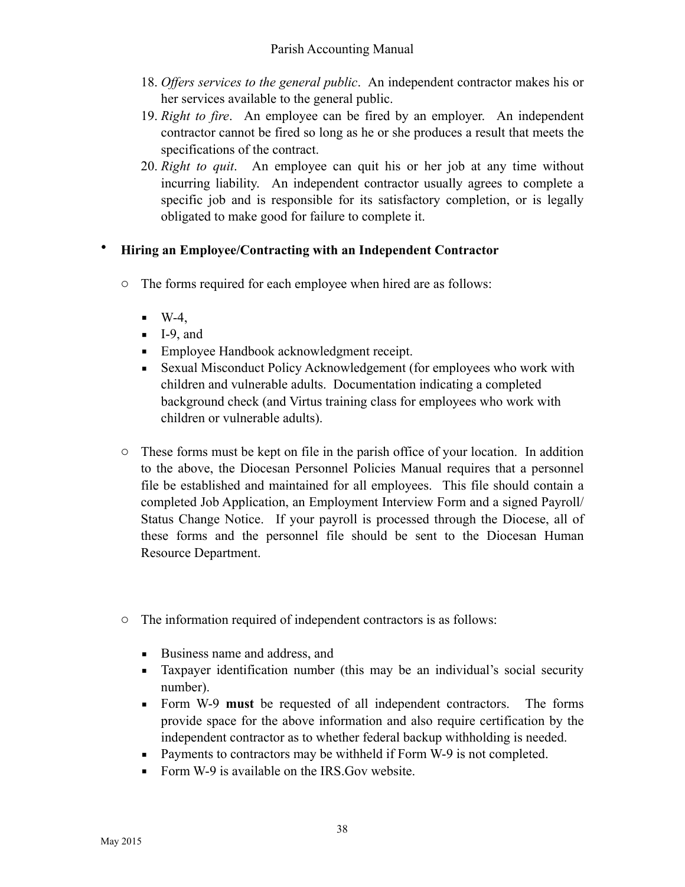18. *Offers services to the general public*. An independent contractor makes his or her services available to the general public.
19. *Right to fire*. An employee can be fired by an employer. An independent contractor cannot be fired so long as he or she produces a result that meets the specifications of the contract.
20. *Right to quit*. An employee can quit his or her job at any time without incurring liability. An independent contractor usually agrees to complete a specific job and is responsible for its satisfactory completion, or is legally obligated to make good for failure to complete it.

- **Hiring an Employee/Contracting with an Independent Contractor**

  - The forms required for each employee when hired are as follows:

    - W-4,
    - I-9, and
    - Employee Handbook acknowledgment receipt.
    - Sexual Misconduct Policy Acknowledgement (for employees who work with children and vulnerable adults. Documentation indicating a completed background check (and Virtus training class for employees who work with children or vulnerable adults).

  - These forms must be kept on file in the parish office of your location. In addition to the above, the Diocesan Personnel Policies Manual requires that a personnel file be established and maintained for all employees. This file should contain a completed Job Application, an Employment Interview Form and a signed Payroll/ Status Change Notice. If your payroll is processed through the Diocese, all of these forms and the personnel file should be sent to the Diocesan Human Resource Department.

  - The information required of independent contractors is as follows:

    - Business name and address, and
    - Taxpayer identification number (this may be an individual's social security number).
    - Form W-9 **must** be requested of all independent contractors. The forms provide space for the above information and also require certification by the independent contractor as to whether federal backup withholding is needed.
    - Payments to contractors may be withheld if Form W-9 is not completed.
    - Form W-9 is available on the IRS.Gov website.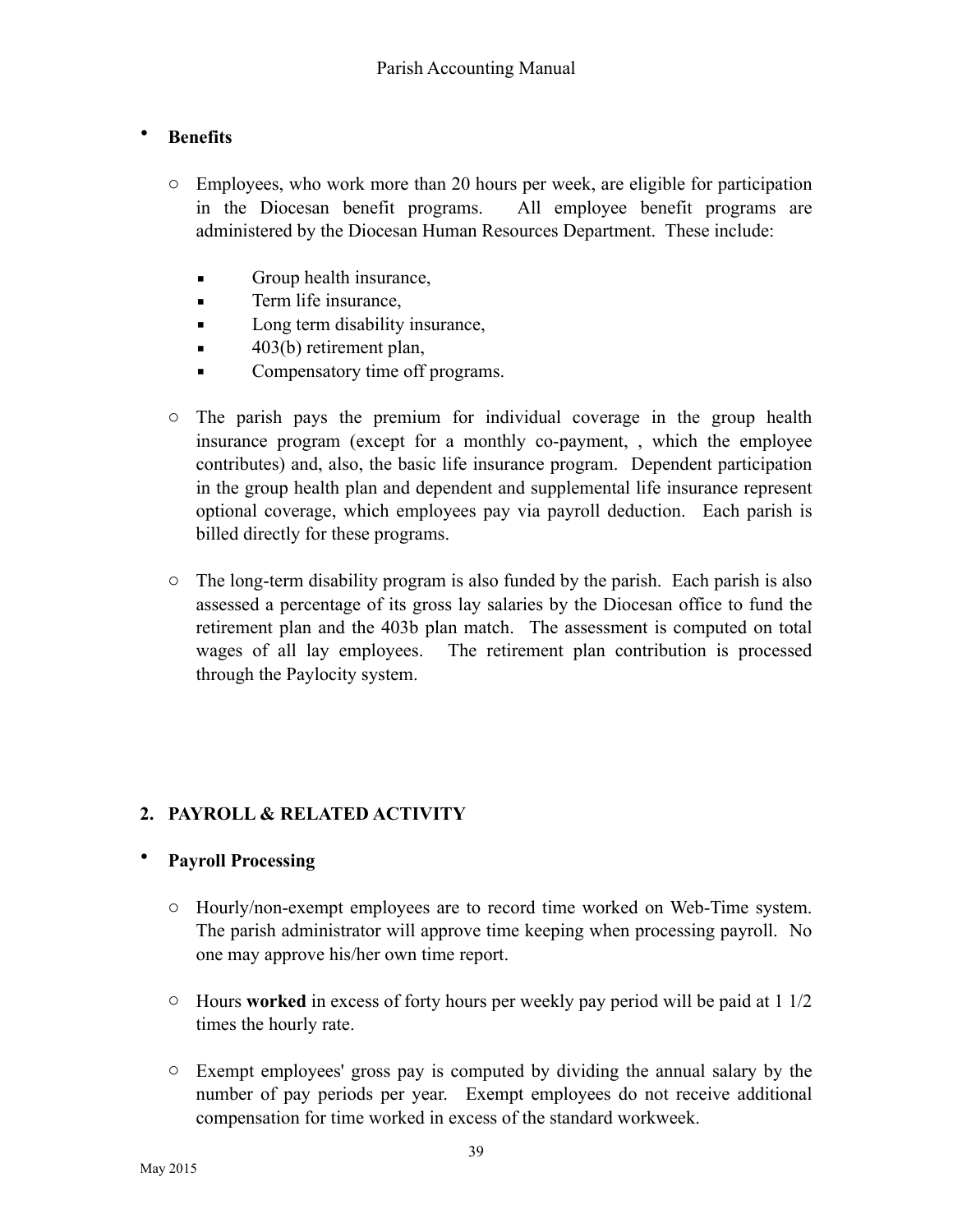- **Benefits**

  - Employees, who work more than 20 hours per week, are eligible for participation in the Diocesan benefit programs. All employee benefit programs are administered by the Diocesan Human Resources Department. These include:

    - Group health insurance,
    - Term life insurance,
    - Long term disability insurance,
    - 403(b) retirement plan,
    - Compensatory time off programs.

  - The parish pays the premium for individual coverage in the group health insurance program (except for a monthly co-payment, , which the employee contributes) and, also, the basic life insurance program. Dependent participation in the group health plan and dependent and supplemental life insurance represent optional coverage, which employees pay via payroll deduction. Each parish is billed directly for these programs.

  - The long-term disability program is also funded by the parish. Each parish is also assessed a percentage of its gross lay salaries by the Diocesan office to fund the retirement plan and the 403b plan match. The assessment is computed on total wages of all lay employees. The retirement plan contribution is processed through the Paylocity system.

## 2. PAYROLL & RELATED ACTIVITY

- **Payroll Processing**

  - Hourly/non-exempt employees are to record time worked on Web-Time system. The parish administrator will approve time keeping when processing payroll. No one may approve his/her own time report.

  - Hours **worked** in excess of forty hours per weekly pay period will be paid at 1 1/2 times the hourly rate.

  - Exempt employees' gross pay is computed by dividing the annual salary by the number of pay periods per year. Exempt employees do not receive additional compensation for time worked in excess of the standard workweek.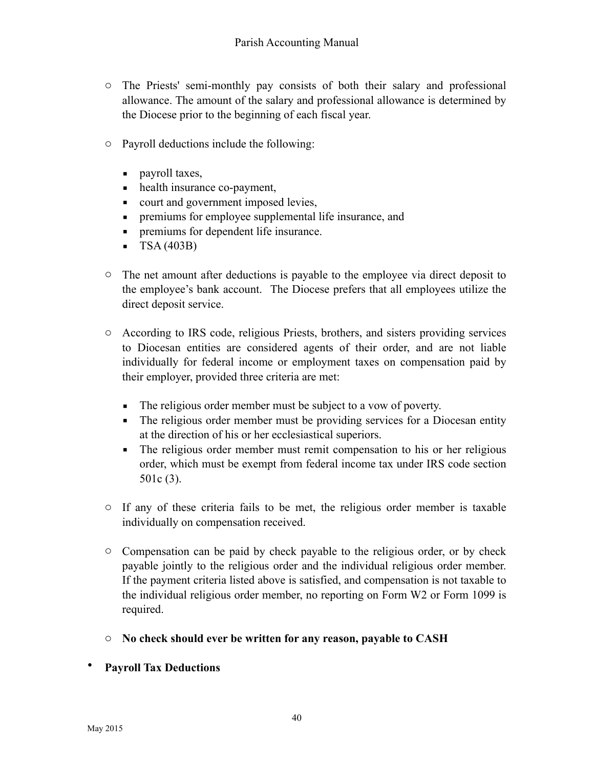- The Priests' semi-monthly pay consists of both their salary and professional allowance. The amount of the salary and professional allowance is determined by the Diocese prior to the beginning of each fiscal year.

- Payroll deductions include the following:

  - payroll taxes,
  - health insurance co-payment,
  - court and government imposed levies,
  - premiums for employee supplemental life insurance, and
  - premiums for dependent life insurance.
  - TSA (403B)

- The net amount after deductions is payable to the employee via direct deposit to the employee's bank account. The Diocese prefers that all employees utilize the direct deposit service.

- According to IRS code, religious Priests, brothers, and sisters providing services to Diocesan entities are considered agents of their order, and are not liable individually for federal income or employment taxes on compensation paid by their employer, provided three criteria are met:

  - The religious order member must be subject to a vow of poverty.
  - The religious order member must be providing services for a Diocesan entity at the direction of his or her ecclesiastical superiors.
  - The religious order member must remit compensation to his or her religious order, which must be exempt from federal income tax under IRS code section 501c (3).

- If any of these criteria fails to be met, the religious order member is taxable individually on compensation received.

- Compensation can be paid by check payable to the religious order, or by check payable jointly to the religious order and the individual religious order member. If the payment criteria listed above is satisfied, and compensation is not taxable to the individual religious order member, no reporting on Form W2 or Form 1099 is required.

- **No check should ever be written for any reason, payable to CASH**

- **Payroll Tax Deductions**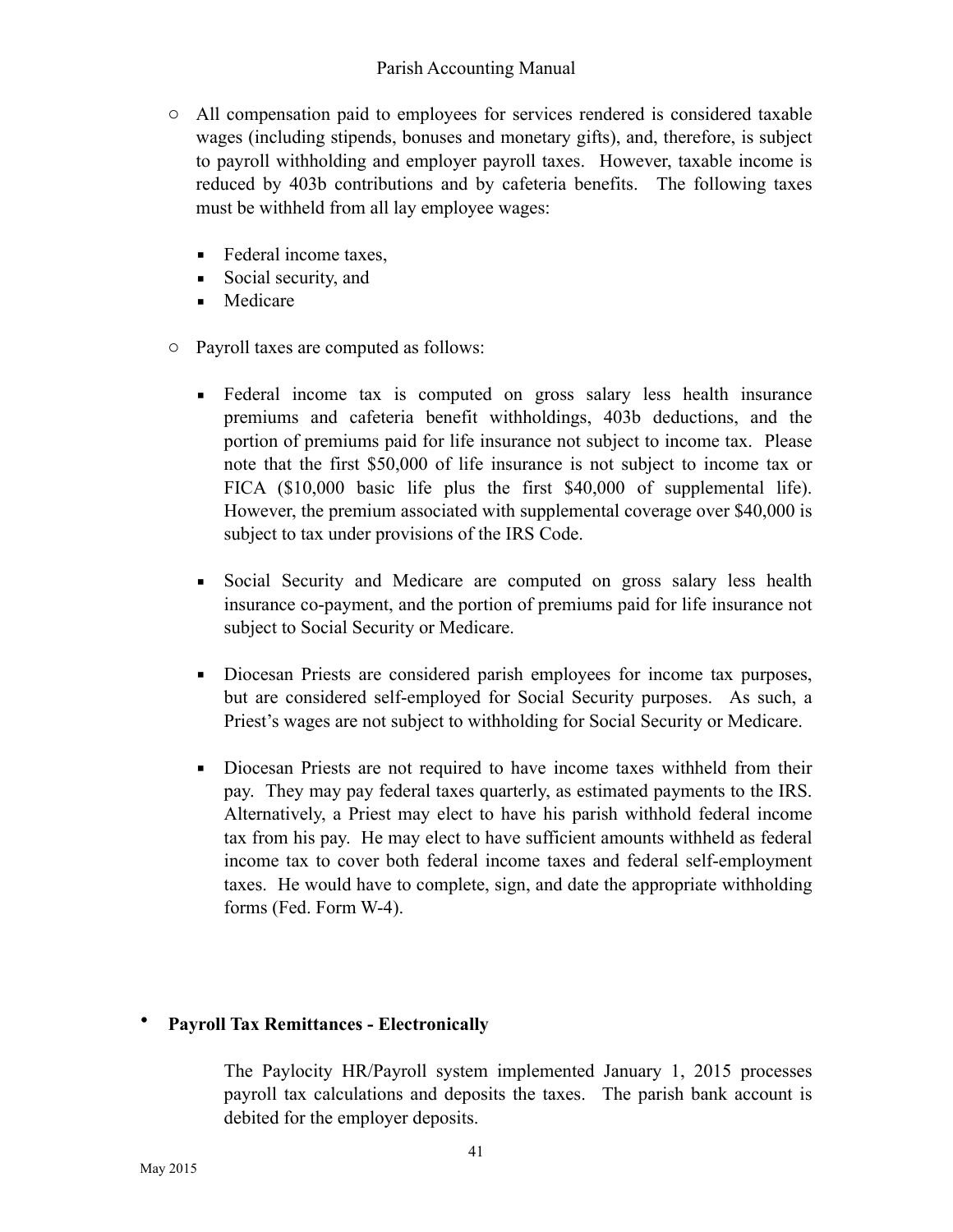- All compensation paid to employees for services rendered is considered taxable wages (including stipends, bonuses and monetary gifts), and, therefore, is subject to payroll withholding and employer payroll taxes. However, taxable income is reduced by 403b contributions and by cafeteria benefits. The following taxes must be withheld from all lay employee wages:

  - Federal income taxes,
  - Social security, and
  - Medicare

- Payroll taxes are computed as follows:

  - Federal income tax is computed on gross salary less health insurance premiums and cafeteria benefit withholdings, 403b deductions, and the portion of premiums paid for life insurance not subject to income tax. Please note that the first $50,000 of life insurance is not subject to income tax or FICA ($10,000 basic life plus the first $40,000 of supplemental life). However, the premium associated with supplemental coverage over $40,000 is subject to tax under provisions of the IRS Code.

  - Social Security and Medicare are computed on gross salary less health insurance co-payment, and the portion of premiums paid for life insurance not subject to Social Security or Medicare.

  - Diocesan Priests are considered parish employees for income tax purposes, but are considered self-employed for Social Security purposes. As such, a Priest's wages are not subject to withholding for Social Security or Medicare.

  - Diocesan Priests are not required to have income taxes withheld from their pay. They may pay federal taxes quarterly, as estimated payments to the IRS. Alternatively, a Priest may elect to have his parish withhold federal income tax from his pay. He may elect to have sufficient amounts withheld as federal income tax to cover both federal income taxes and federal self-employment taxes. He would have to complete, sign, and date the appropriate withholding forms (Fed. Form W-4).

- **Payroll Tax Remittances - Electronically**

  The Paylocity HR/Payroll system implemented January 1, 2015 processes payroll tax calculations and deposits the taxes. The parish bank account is debited for the employer deposits.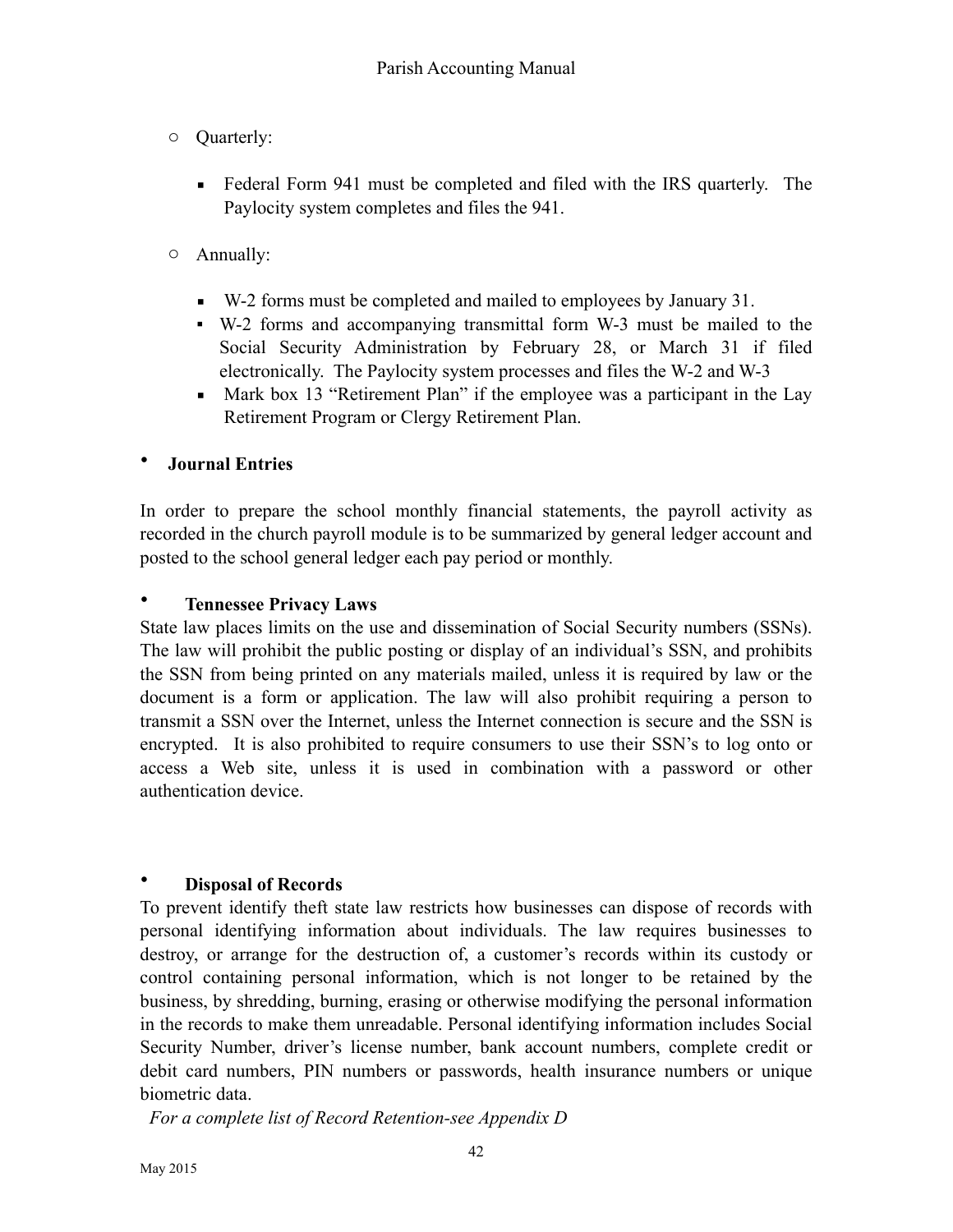- Quarterly:
  - Federal Form 941 must be completed and filed with the IRS quarterly. The Paylocity system completes and files the 941.

- Annually:
  - W-2 forms must be completed and mailed to employees by January 31.
  - W-2 forms and accompanying transmittal form W-3 must be mailed to the Social Security Administration by February 28, or March 31 if filed electronically. The Paylocity system processes and files the W-2 and W-3
  - Mark box 13 "Retirement Plan" if the employee was a participant in the Lay Retirement Program or Clergy Retirement Plan.

- **Journal Entries**

In order to prepare the school monthly financial statements, the payroll activity as recorded in the church payroll module is to be summarized by general ledger account and posted to the school general ledger each pay period or monthly.

- **Tennessee Privacy Laws**

State law places limits on the use and dissemination of Social Security numbers (SSNs). The law will prohibit the public posting or display of an individual's SSN, and prohibits the SSN from being printed on any materials mailed, unless it is required by law or the document is a form or application. The law will also prohibit requiring a person to transmit a SSN over the Internet, unless the Internet connection is secure and the SSN is encrypted. It is also prohibited to require consumers to use their SSN's to log onto or access a Web site, unless it is used in combination with a password or other authentication device.

- **Disposal of Records**

To prevent identify theft state law restricts how businesses can dispose of records with personal identifying information about individuals. The law requires businesses to destroy, or arrange for the destruction of, a customer's records within its custody or control containing personal information, which is not longer to be retained by the business, by shredding, burning, erasing or otherwise modifying the personal information in the records to make them unreadable. Personal identifying information includes Social Security Number, driver's license number, bank account numbers, complete credit or debit card numbers, PIN numbers or passwords, health insurance numbers or unique biometric data.

*For a complete list of Record Retention-see Appendix D*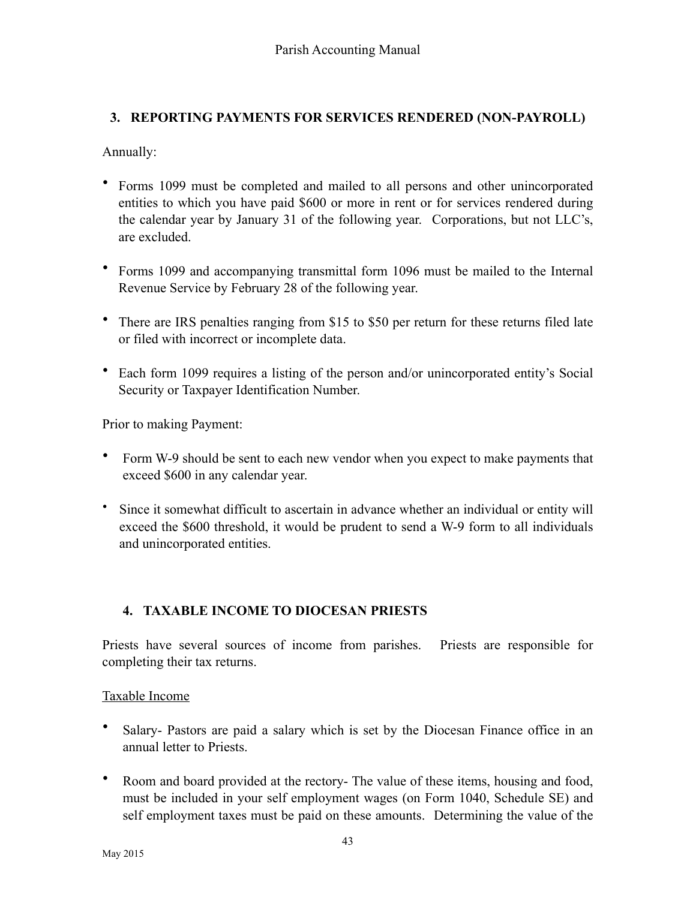## 3. REPORTING PAYMENTS FOR SERVICES RENDERED (NON-PAYROLL)

Annually:

- Forms 1099 must be completed and mailed to all persons and other unincorporated entities to which you have paid $600 or more in rent or for services rendered during the calendar year by January 31 of the following year. Corporations, but not LLC's, are excluded.
- Forms 1099 and accompanying transmittal form 1096 must be mailed to the Internal Revenue Service by February 28 of the following year.
- There are IRS penalties ranging from $15 to $50 per return for these returns filed late or filed with incorrect or incomplete data.
- Each form 1099 requires a listing of the person and/or unincorporated entity's Social Security or Taxpayer Identification Number.

Prior to making Payment:

- Form W-9 should be sent to each new vendor when you expect to make payments that exceed $600 in any calendar year.
- Since it somewhat difficult to ascertain in advance whether an individual or entity will exceed the $600 threshold, it would be prudent to send a W-9 form to all individuals and unincorporated entities.

## 4. TAXABLE INCOME TO DIOCESAN PRIESTS

Priests have several sources of income from parishes. Priests are responsible for completing their tax returns.

Taxable Income

- Salary- Pastors are paid a salary which is set by the Diocesan Finance office in an annual letter to Priests.
- Room and board provided at the rectory- The value of these items, housing and food, must be included in your self employment wages (on Form 1040, Schedule SE) and self employment taxes must be paid on these amounts. Determining the value of the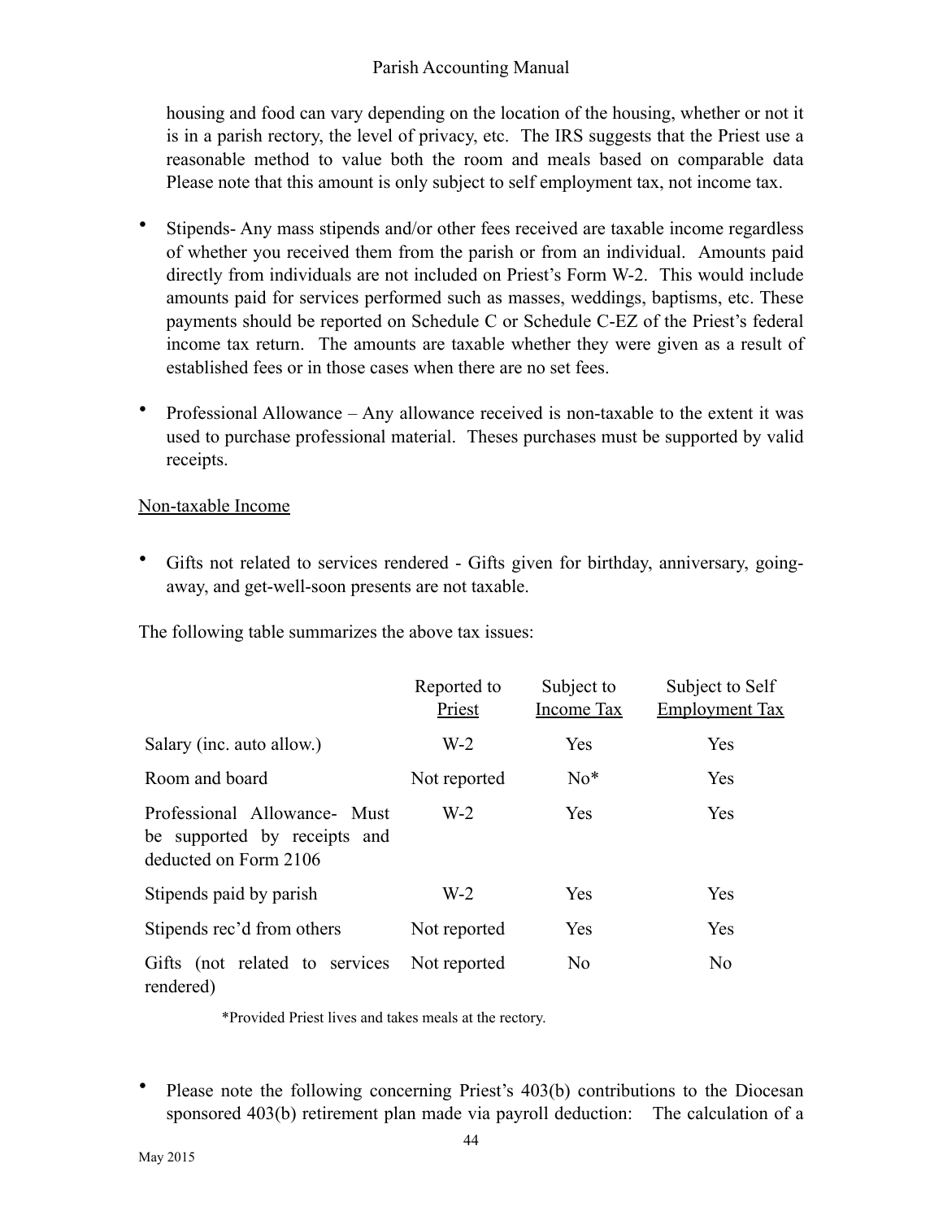housing and food can vary depending on the location of the housing, whether or not it is in a parish rectory, the level of privacy, etc. The IRS suggests that the Priest use a reasonable method to value both the room and meals based on comparable data Please note that this amount is only subject to self employment tax, not income tax.

- Stipends- Any mass stipends and/or other fees received are taxable income regardless of whether you received them from the parish or from an individual. Amounts paid directly from individuals are not included on Priest's Form W-2. This would include amounts paid for services performed such as masses, weddings, baptisms, etc. These payments should be reported on Schedule C or Schedule C-EZ of the Priest's federal income tax return. The amounts are taxable whether they were given as a result of established fees or in those cases when there are no set fees.

- Professional Allowance – Any allowance received is non-taxable to the extent it was used to purchase professional material. Theses purchases must be supported by valid receipts.

<u>Non-taxable Income</u>

- Gifts not related to services rendered - Gifts given for birthday, anniversary, going-away, and get-well-soon presents are not taxable.

The following table summarizes the above tax issues:

| | Reported to Priest | Subject to Income Tax | Subject to Self Employment Tax |
|---|---|---|---|
| Salary (inc. auto allow.) | W-2 | Yes | Yes |
| Room and board | Not reported | No* | Yes |
| Professional Allowance- Must be supported by receipts and deducted on Form 2106 | W-2 | Yes | Yes |
| Stipends paid by parish | W-2 | Yes | Yes |
| Stipends rec'd from others | Not reported | Yes | Yes |
| Gifts (not related to services rendered) | Not reported | No | No |

*Provided Priest lives and takes meals at the rectory.

- Please note the following concerning Priest's 403(b) contributions to the Diocesan sponsored 403(b) retirement plan made via payroll deduction: The calculation of a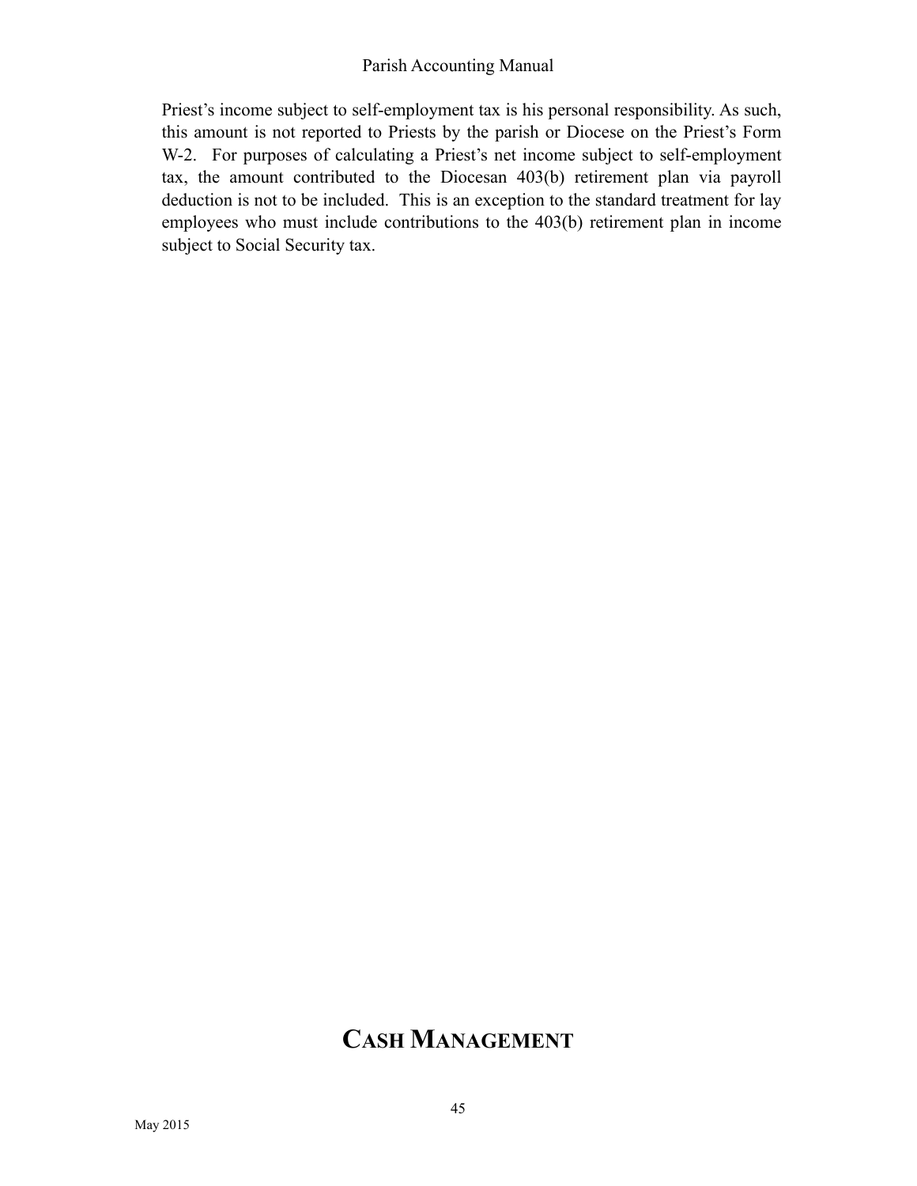Priest's income subject to self-employment tax is his personal responsibility. As such, this amount is not reported to Priests by the parish or Diocese on the Priest's Form W-2. For purposes of calculating a Priest's net income subject to self-employment tax, the amount contributed to the Diocesan 403(b) retirement plan via payroll deduction is not to be included. This is an exception to the standard treatment for lay employees who must include contributions to the 403(b) retirement plan in income subject to Social Security tax.

# CASH MANAGEMENT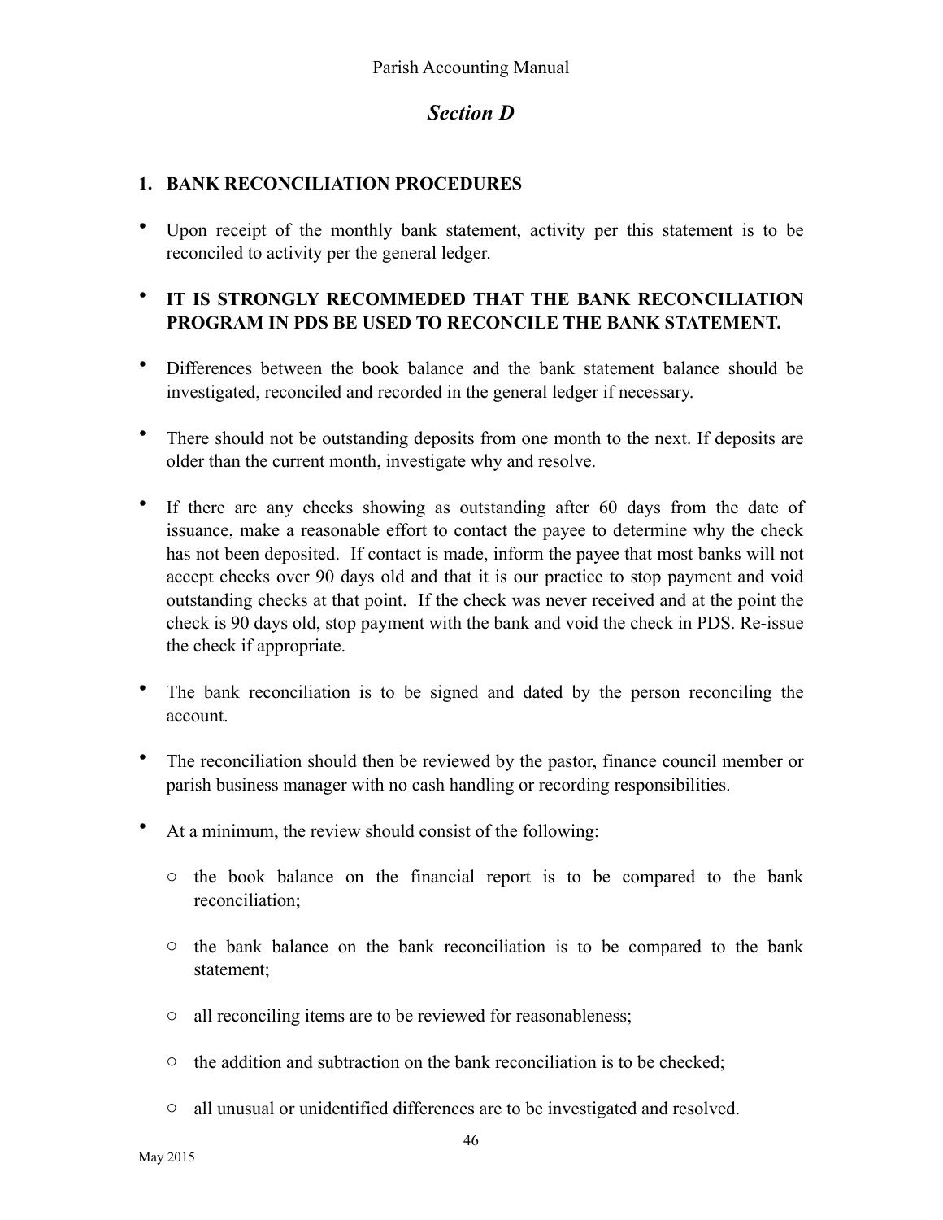## *Section D*

### 1. BANK RECONCILIATION PROCEDURES

- Upon receipt of the monthly bank statement, activity per this statement is to be reconciled to activity per the general ledger.

- **IT IS STRONGLY RECOMMEDED THAT THE BANK RECONCILIATION PROGRAM IN PDS BE USED TO RECONCILE THE BANK STATEMENT.**

- Differences between the book balance and the bank statement balance should be investigated, reconciled and recorded in the general ledger if necessary.

- There should not be outstanding deposits from one month to the next. If deposits are older than the current month, investigate why and resolve.

- If there are any checks showing as outstanding after 60 days from the date of issuance, make a reasonable effort to contact the payee to determine why the check has not been deposited. If contact is made, inform the payee that most banks will not accept checks over 90 days old and that it is our practice to stop payment and void outstanding checks at that point. If the check was never received and at the point the check is 90 days old, stop payment with the bank and void the check in PDS. Re-issue the check if appropriate.

- The bank reconciliation is to be signed and dated by the person reconciling the account.

- The reconciliation should then be reviewed by the pastor, finance council member or parish business manager with no cash handling or recording responsibilities.

- At a minimum, the review should consist of the following:
  - the book balance on the financial report is to be compared to the bank reconciliation;
  - the bank balance on the bank reconciliation is to be compared to the bank statement;
  - all reconciling items are to be reviewed for reasonableness;
  - the addition and subtraction on the bank reconciliation is to be checked;
  - all unusual or unidentified differences are to be investigated and resolved.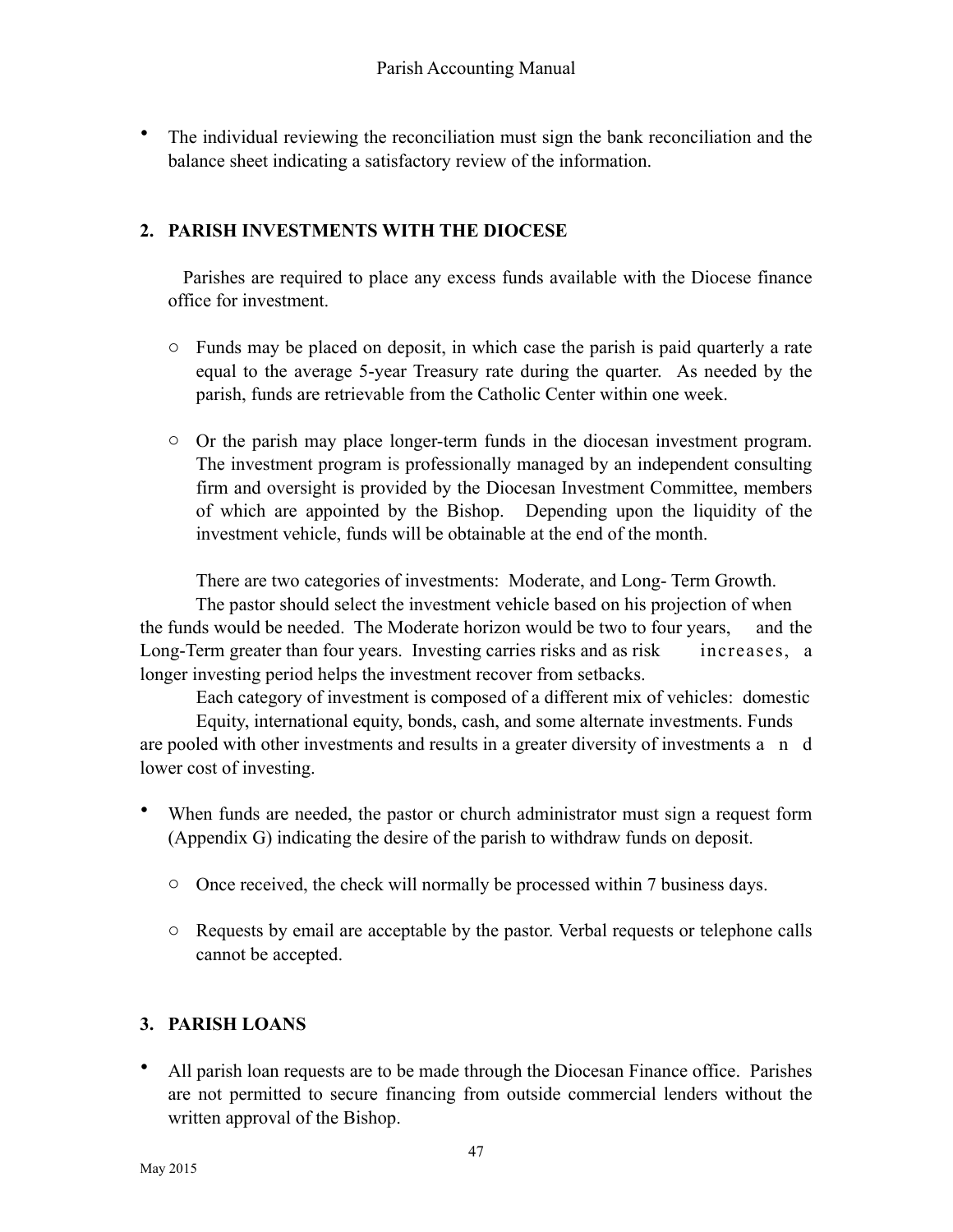- The individual reviewing the reconciliation must sign the bank reconciliation and the balance sheet indicating a satisfactory review of the information.

## 2. PARISH INVESTMENTS WITH THE DIOCESE

Parishes are required to place any excess funds available with the Diocese finance office for investment.

- Funds may be placed on deposit, in which case the parish is paid quarterly a rate equal to the average 5-year Treasury rate during the quarter. As needed by the parish, funds are retrievable from the Catholic Center within one week.
- Or the parish may place longer-term funds in the diocesan investment program. The investment program is professionally managed by an independent consulting firm and oversight is provided by the Diocesan Investment Committee, members of which are appointed by the Bishop. Depending upon the liquidity of the investment vehicle, funds will be obtainable at the end of the month.

There are two categories of investments: Moderate, and Long- Term Growth. The pastor should select the investment vehicle based on his projection of when the funds would be needed. The Moderate horizon would be two to four years, and the Long-Term greater than four years. Investing carries risks and as risk increases, a longer investing period helps the investment recover from setbacks.

Each category of investment is composed of a different mix of vehicles: domestic Equity, international equity, bonds, cash, and some alternate investments. Funds are pooled with other investments and results in a greater diversity of investments and lower cost of investing.

- When funds are needed, the pastor or church administrator must sign a request form (Appendix G) indicating the desire of the parish to withdraw funds on deposit.
  - Once received, the check will normally be processed within 7 business days.
  - Requests by email are acceptable by the pastor. Verbal requests or telephone calls cannot be accepted.

## 3. PARISH LOANS

- All parish loan requests are to be made through the Diocesan Finance office. Parishes are not permitted to secure financing from outside commercial lenders without the written approval of the Bishop.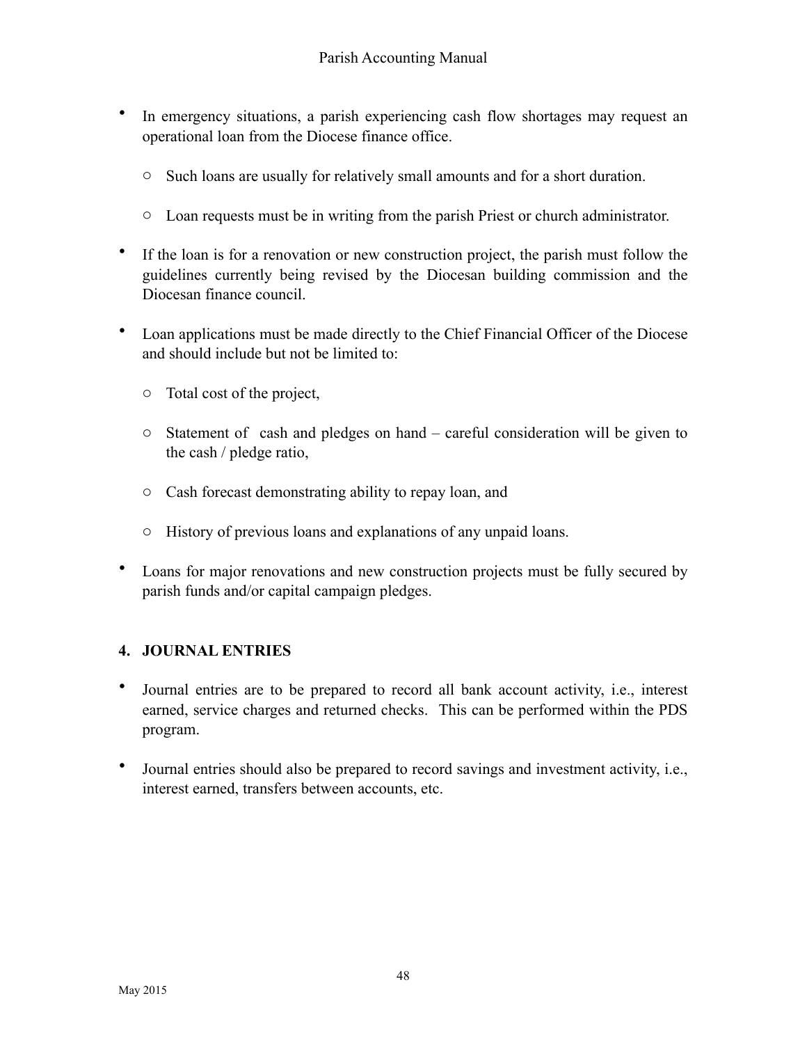- In emergency situations, a parish experiencing cash flow shortages may request an operational loan from the Diocese finance office.
    - Such loans are usually for relatively small amounts and for a short duration.
    - Loan requests must be in writing from the parish Priest or church administrator.
- If the loan is for a renovation or new construction project, the parish must follow the guidelines currently being revised by the Diocesan building commission and the Diocesan finance council.
- Loan applications must be made directly to the Chief Financial Officer of the Diocese and should include but not be limited to:
    - Total cost of the project,
    - Statement of cash and pledges on hand – careful consideration will be given to the cash / pledge ratio,
    - Cash forecast demonstrating ability to repay loan, and
    - History of previous loans and explanations of any unpaid loans.
- Loans for major renovations and new construction projects must be fully secured by parish funds and/or capital campaign pledges.

## 4. JOURNAL ENTRIES

- Journal entries are to be prepared to record all bank account activity, i.e., interest earned, service charges and returned checks. This can be performed within the PDS program.
- Journal entries should also be prepared to record savings and investment activity, i.e., interest earned, transfers between accounts, etc.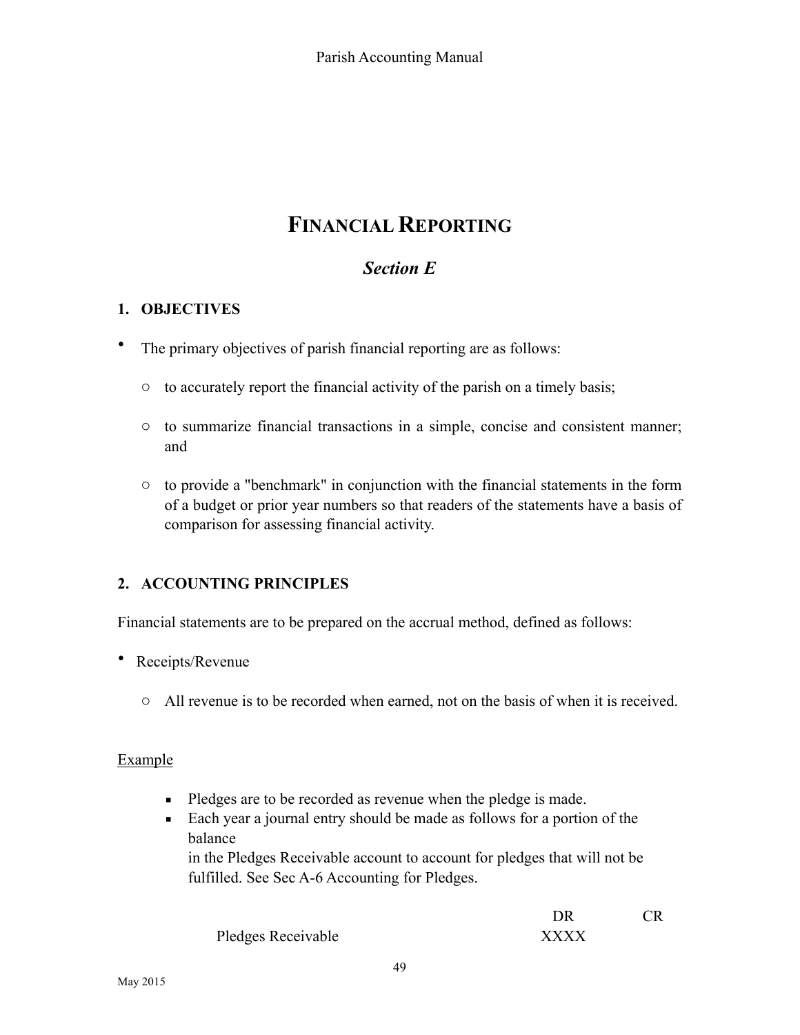# FINANCIAL REPORTING

## *Section E*

### 1. OBJECTIVES

- The primary objectives of parish financial reporting are as follows:
  - to accurately report the financial activity of the parish on a timely basis;
  - to summarize financial transactions in a simple, concise and consistent manner; and
  - to provide a "benchmark" in conjunction with the financial statements in the form of a budget or prior year numbers so that readers of the statements have a basis of comparison for assessing financial activity.

### 2. ACCOUNTING PRINCIPLES

Financial statements are to be prepared on the accrual method, defined as follows:

- Receipts/Revenue
  - All revenue is to be recorded when earned, not on the basis of when it is received.

<u>Example</u>

- Pledges are to be recorded as revenue when the pledge is made.
- Each year a journal entry should be made as follows for a portion of the balance
  in the Pledges Receivable account to account for pledges that will not be fulfilled. See Sec A-6 Accounting for Pledges.

| | DR | CR |
|---|---|---|
| Pledges Receivable | XXXX | |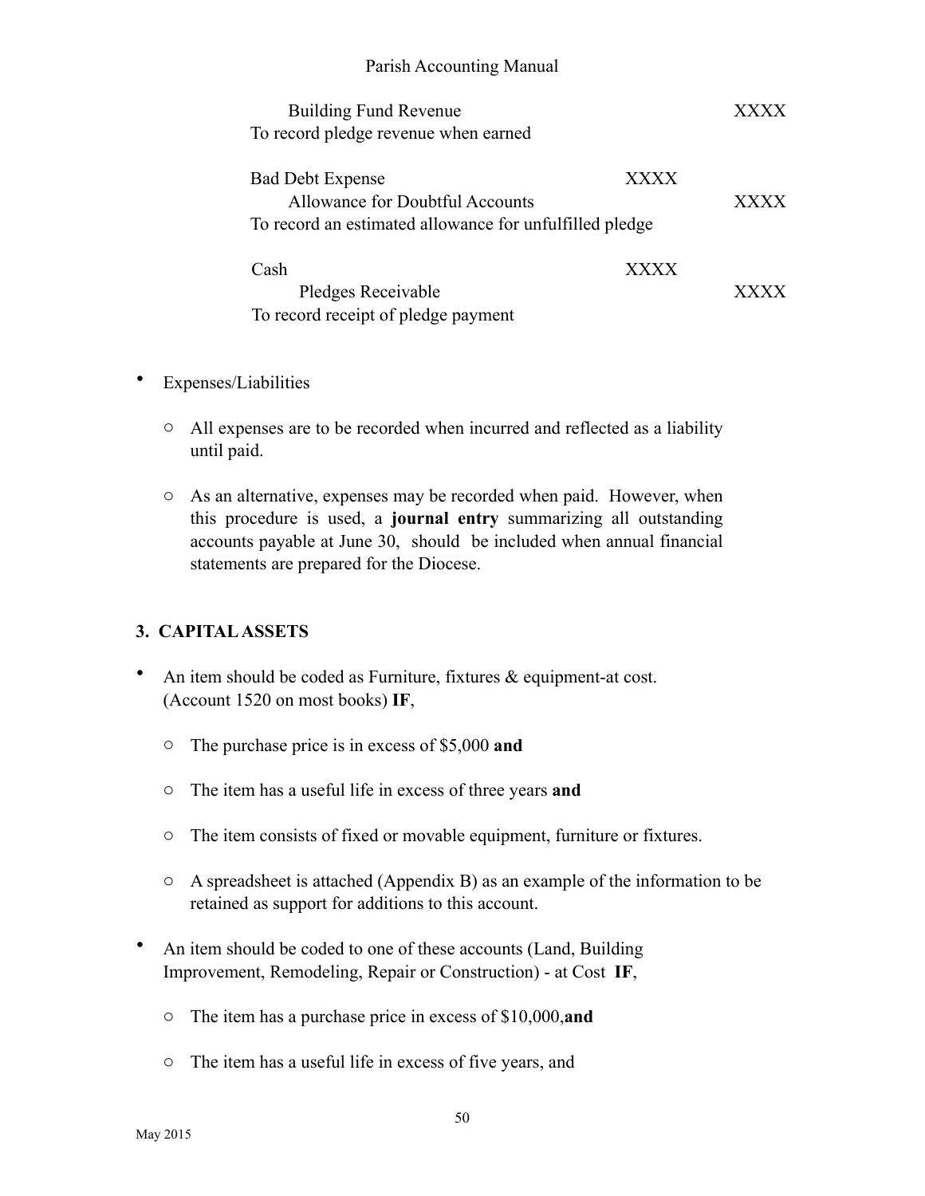| | | |
|---|---|---|
| Building Fund Revenue | | XXXX |
| To record pledge revenue when earned | | |
| | | |
| Bad Debt Expense | XXXX | |
| Allowance for Doubtful Accounts | | XXXX |
| To record an estimated allowance for unfulfilled pledge | | |
| | | |
| Cash | XXXX | |
| Pledges Receivable | | XXXX |
| To record receipt of pledge payment | | |

- Expenses/Liabilities
  - All expenses are to be recorded when incurred and reflected as a liability until paid.
  - As an alternative, expenses may be recorded when paid. However, when this procedure is used, a **journal entry** summarizing all outstanding accounts payable at June 30, should be included when annual financial statements are prepared for the Diocese.

## 3. CAPITAL ASSETS

- An item should be coded as Furniture, fixtures & equipment-at cost. (Account 1520 on most books) **IF**,
  - The purchase price is in excess of $5,000 **and**
  - The item has a useful life in excess of three years **and**
  - The item consists of fixed or movable equipment, furniture or fixtures.
  - A spreadsheet is attached (Appendix B) as an example of the information to be retained as support for additions to this account.
- An item should be coded to one of these accounts (Land, Building Improvement, Remodeling, Repair or Construction) - at Cost **IF**,
  - The item has a purchase price in excess of $10,000,**and**
  - The item has a useful life in excess of five years, and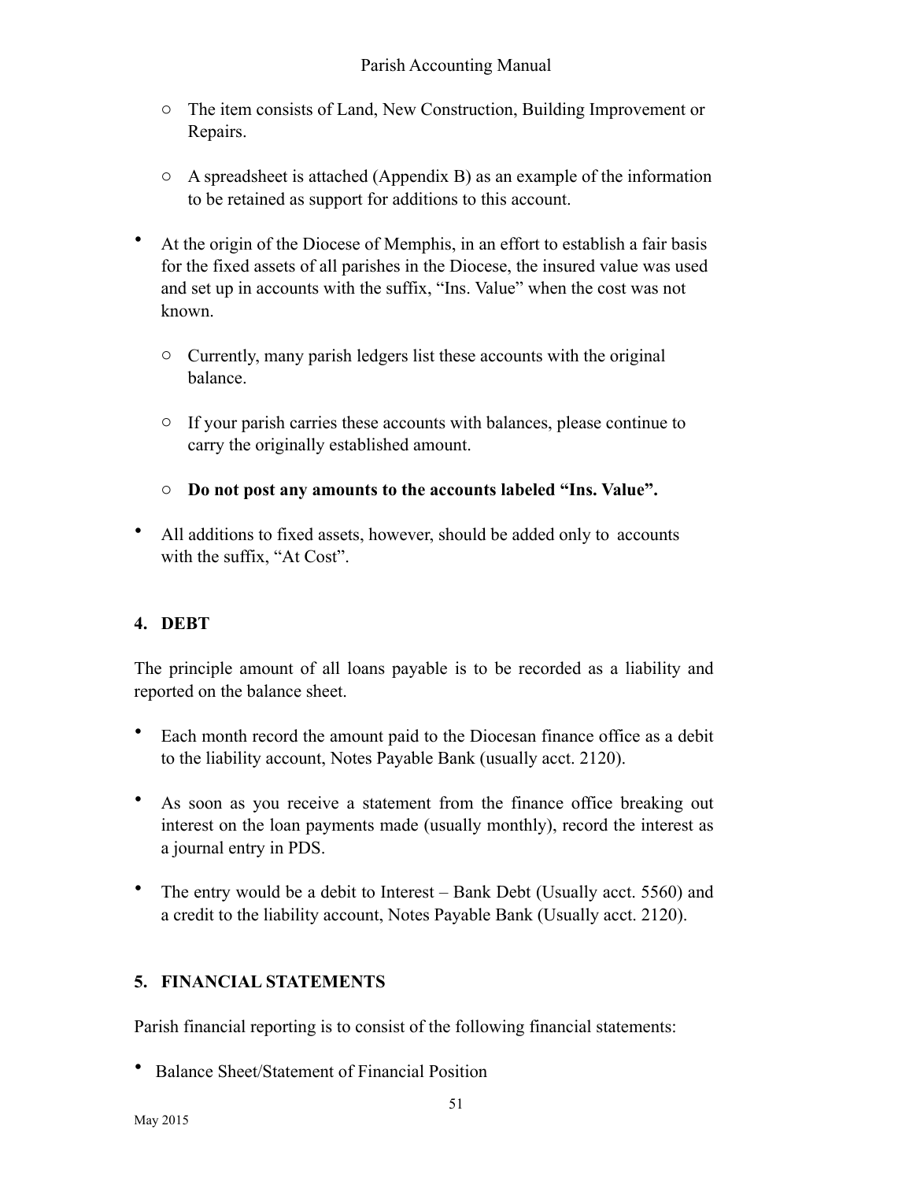- The item consists of Land, New Construction, Building Improvement or Repairs.
- A spreadsheet is attached (Appendix B) as an example of the information to be retained as support for additions to this account.

- At the origin of the Diocese of Memphis, in an effort to establish a fair basis for the fixed assets of all parishes in the Diocese, the insured value was used and set up in accounts with the suffix, "Ins. Value" when the cost was not known.
  - Currently, many parish ledgers list these accounts with the original balance.
  - If your parish carries these accounts with balances, please continue to carry the originally established amount.
  - **Do not post any amounts to the accounts labeled "Ins. Value".**
- All additions to fixed assets, however, should be added only to accounts with the suffix, "At Cost".

## 4. DEBT

The principle amount of all loans payable is to be recorded as a liability and reported on the balance sheet.

- Each month record the amount paid to the Diocesan finance office as a debit to the liability account, Notes Payable Bank (usually acct. 2120).
- As soon as you receive a statement from the finance office breaking out interest on the loan payments made (usually monthly), record the interest as a journal entry in PDS.
- The entry would be a debit to Interest – Bank Debt (Usually acct. 5560) and a credit to the liability account, Notes Payable Bank (Usually acct. 2120).

## 5. FINANCIAL STATEMENTS

Parish financial reporting is to consist of the following financial statements:

- Balance Sheet/Statement of Financial Position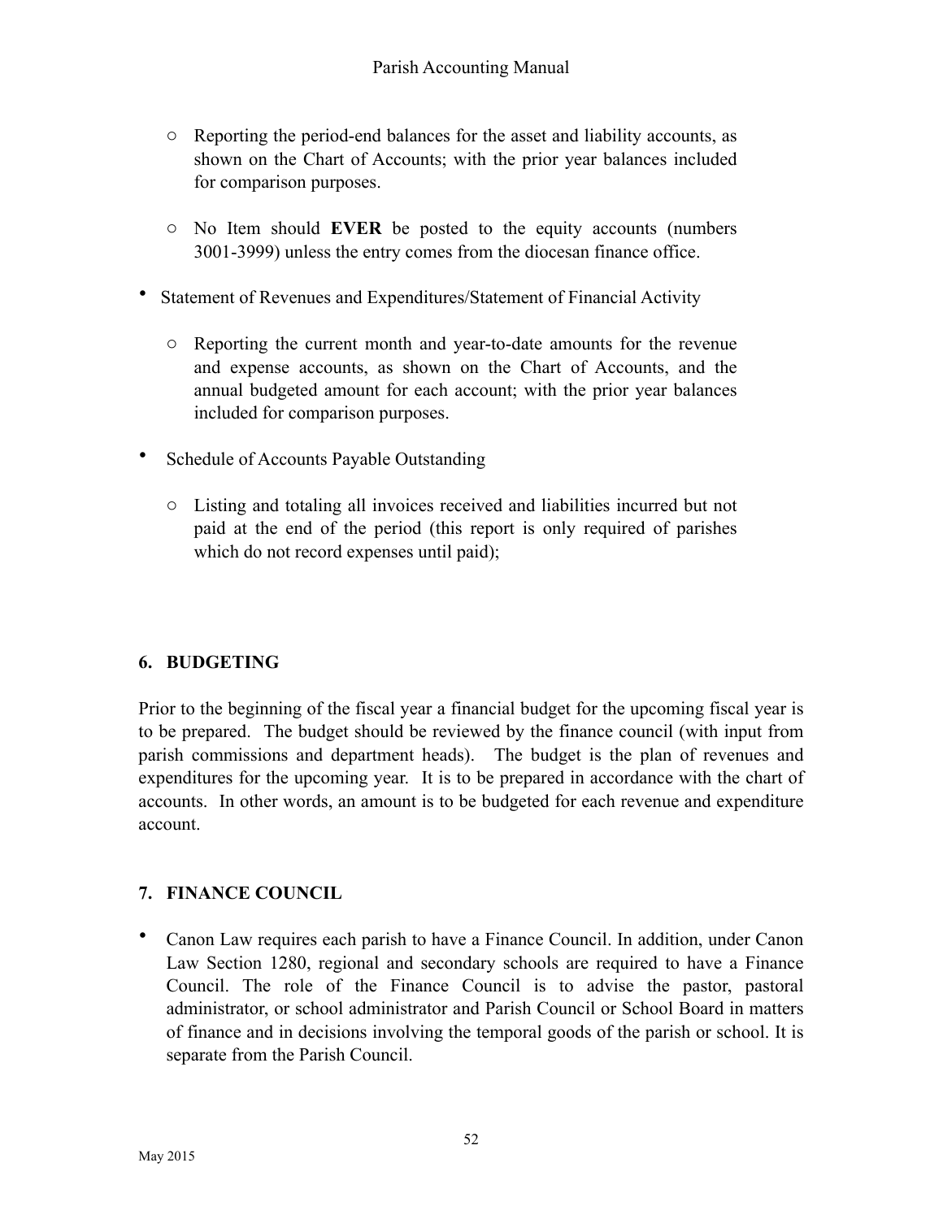- Reporting the period-end balances for the asset and liability accounts, as shown on the Chart of Accounts; with the prior year balances included for comparison purposes.

  - No Item should **EVER** be posted to the equity accounts (numbers 3001-3999) unless the entry comes from the diocesan finance office.

- Statement of Revenues and Expenditures/Statement of Financial Activity

  - Reporting the current month and year-to-date amounts for the revenue and expense accounts, as shown on the Chart of Accounts, and the annual budgeted amount for each account; with the prior year balances included for comparison purposes.

- Schedule of Accounts Payable Outstanding

  - Listing and totaling all invoices received and liabilities incurred but not paid at the end of the period (this report is only required of parishes which do not record expenses until paid);

### 6. BUDGETING

Prior to the beginning of the fiscal year a financial budget for the upcoming fiscal year is to be prepared. The budget should be reviewed by the finance council (with input from parish commissions and department heads). The budget is the plan of revenues and expenditures for the upcoming year. It is to be prepared in accordance with the chart of accounts. In other words, an amount is to be budgeted for each revenue and expenditure account.

### 7. FINANCE COUNCIL

- Canon Law requires each parish to have a Finance Council. In addition, under Canon Law Section 1280, regional and secondary schools are required to have a Finance Council. The role of the Finance Council is to advise the pastor, pastoral administrator, or school administrator and Parish Council or School Board in matters of finance and in decisions involving the temporal goods of the parish or school. It is separate from the Parish Council.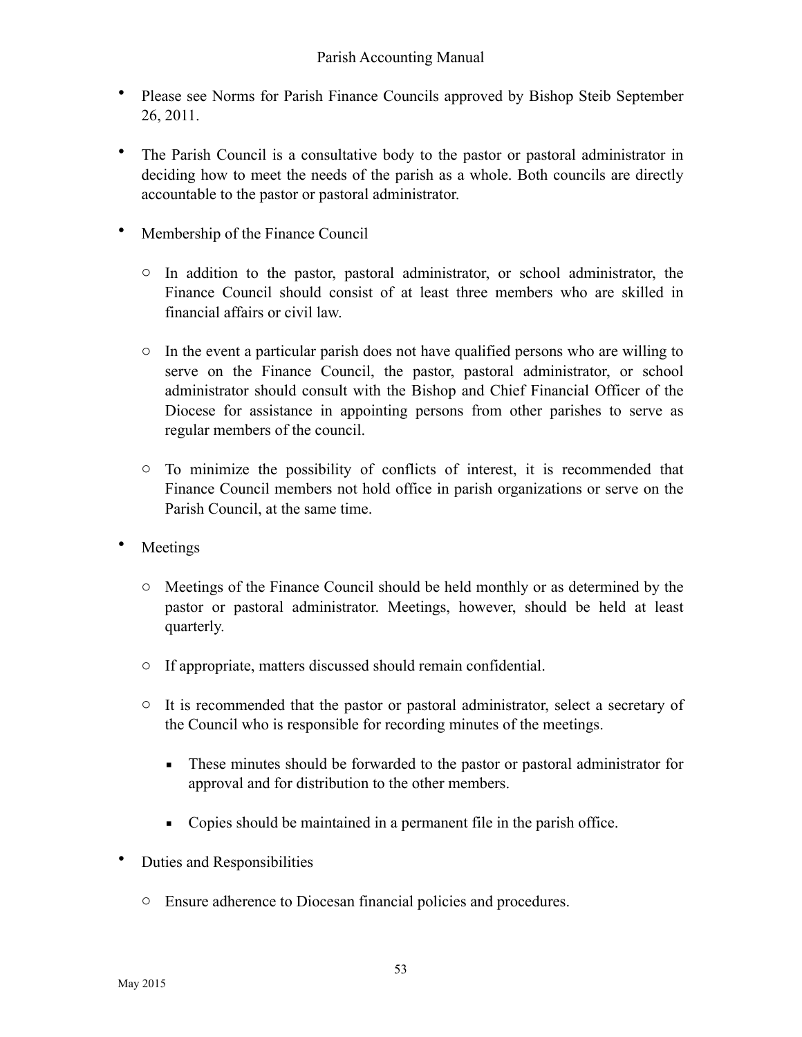- Please see Norms for Parish Finance Councils approved by Bishop Steib September 26, 2011.

- The Parish Council is a consultative body to the pastor or pastoral administrator in deciding how to meet the needs of the parish as a whole. Both councils are directly accountable to the pastor or pastoral administrator.

- Membership of the Finance Council

  - In addition to the pastor, pastoral administrator, or school administrator, the Finance Council should consist of at least three members who are skilled in financial affairs or civil law.

  - In the event a particular parish does not have qualified persons who are willing to serve on the Finance Council, the pastor, pastoral administrator, or school administrator should consult with the Bishop and Chief Financial Officer of the Diocese for assistance in appointing persons from other parishes to serve as regular members of the council.

  - To minimize the possibility of conflicts of interest, it is recommended that Finance Council members not hold office in parish organizations or serve on the Parish Council, at the same time.

- Meetings

  - Meetings of the Finance Council should be held monthly or as determined by the pastor or pastoral administrator. Meetings, however, should be held at least quarterly.

  - If appropriate, matters discussed should remain confidential.

  - It is recommended that the pastor or pastoral administrator, select a secretary of the Council who is responsible for recording minutes of the meetings.

    - These minutes should be forwarded to the pastor or pastoral administrator for approval and for distribution to the other members.

    - Copies should be maintained in a permanent file in the parish office.

- Duties and Responsibilities

  - Ensure adherence to Diocesan financial policies and procedures.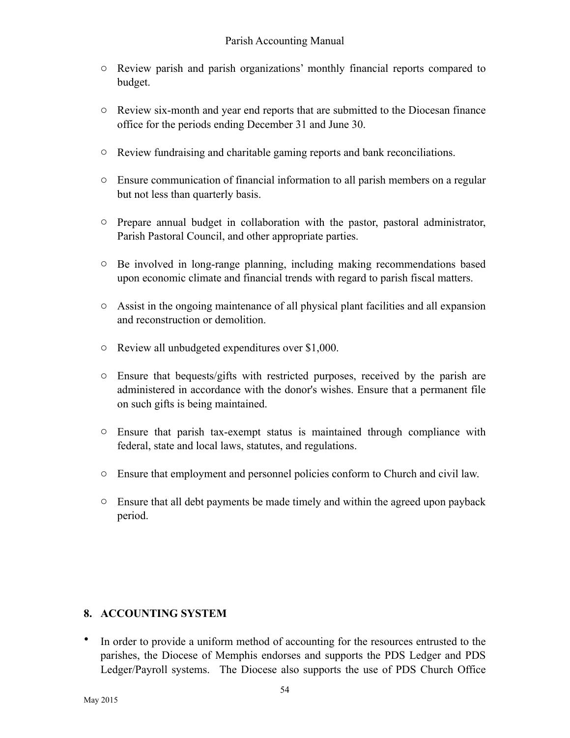- Review parish and parish organizations' monthly financial reports compared to budget.

- Review six-month and year end reports that are submitted to the Diocesan finance office for the periods ending December 31 and June 30.

- Review fundraising and charitable gaming reports and bank reconciliations.

- Ensure communication of financial information to all parish members on a regular but not less than quarterly basis.

- Prepare annual budget in collaboration with the pastor, pastoral administrator, Parish Pastoral Council, and other appropriate parties.

- Be involved in long-range planning, including making recommendations based upon economic climate and financial trends with regard to parish fiscal matters.

- Assist in the ongoing maintenance of all physical plant facilities and all expansion and reconstruction or demolition.

- Review all unbudgeted expenditures over $1,000.

- Ensure that bequests/gifts with restricted purposes, received by the parish are administered in accordance with the donor's wishes. Ensure that a permanent file on such gifts is being maintained.

- Ensure that parish tax-exempt status is maintained through compliance with federal, state and local laws, statutes, and regulations.

- Ensure that employment and personnel policies conform to Church and civil law.

- Ensure that all debt payments be made timely and within the agreed upon payback period.

## 8. ACCOUNTING SYSTEM

- In order to provide a uniform method of accounting for the resources entrusted to the parishes, the Diocese of Memphis endorses and supports the PDS Ledger and PDS Ledger/Payroll systems. The Diocese also supports the use of PDS Church Office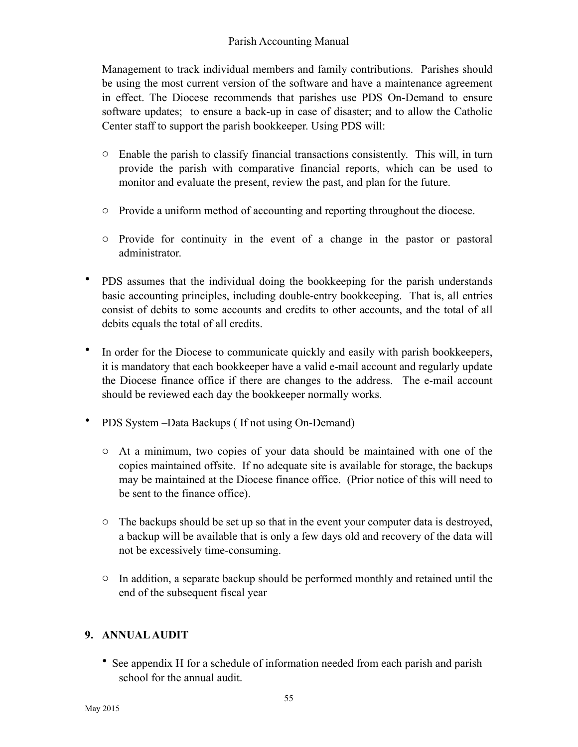Management to track individual members and family contributions. Parishes should be using the most current version of the software and have a maintenance agreement in effect. The Diocese recommends that parishes use PDS On-Demand to ensure software updates; to ensure a back-up in case of disaster; and to allow the Catholic Center staff to support the parish bookkeeper. Using PDS will:

  - Enable the parish to classify financial transactions consistently. This will, in turn provide the parish with comparative financial reports, which can be used to monitor and evaluate the present, review the past, and plan for the future.
  - Provide a uniform method of accounting and reporting throughout the diocese.
  - Provide for continuity in the event of a change in the pastor or pastoral administrator.

- PDS assumes that the individual doing the bookkeeping for the parish understands basic accounting principles, including double-entry bookkeeping. That is, all entries consist of debits to some accounts and credits to other accounts, and the total of all debits equals the total of all credits.

- In order for the Diocese to communicate quickly and easily with parish bookkeepers, it is mandatory that each bookkeeper have a valid e-mail account and regularly update the Diocese finance office if there are changes to the address. The e-mail account should be reviewed each day the bookkeeper normally works.

- PDS System –Data Backups ( If not using On-Demand)
  - At a minimum, two copies of your data should be maintained with one of the copies maintained offsite. If no adequate site is available for storage, the backups may be maintained at the Diocese finance office. (Prior notice of this will need to be sent to the finance office).
  - The backups should be set up so that in the event your computer data is destroyed, a backup will be available that is only a few days old and recovery of the data will not be excessively time-consuming.
  - In addition, a separate backup should be performed monthly and retained until the end of the subsequent fiscal year

## 9. ANNUAL AUDIT

- See appendix H for a schedule of information needed from each parish and parish school for the annual audit.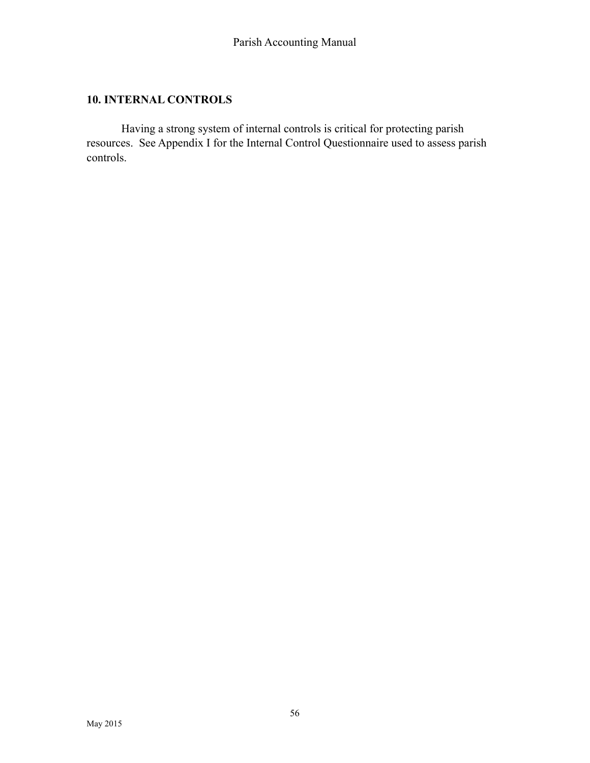## 10. INTERNAL CONTROLS

Having a strong system of internal controls is critical for protecting parish resources. See Appendix I for the Internal Control Questionnaire used to assess parish controls.